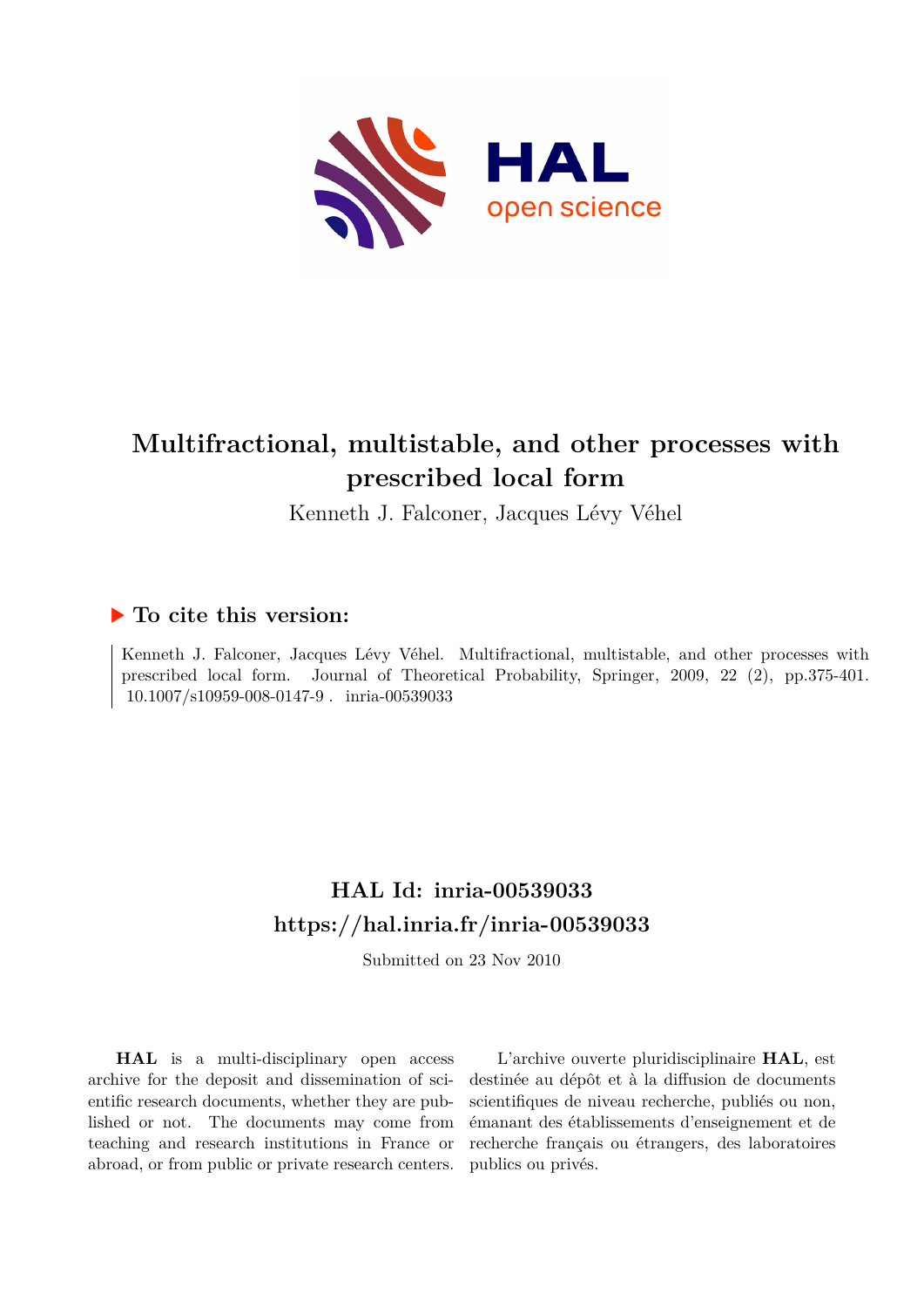# Multifractional, multistable, and other processes with prescribed local form

Kenneth J. Falconer, Jacques Lévy Véhel

## ▶ To cite this version:

Kenneth J. Falconer, Jacques Lévy Véhel. Multifractional, multistable, and other processes with prescribed local form. Journal of Theoretical Probability, Springer, 2009, 22 (2), pp.375-401. 10.1007/s10959-008-0147-9 . inria-00539033

## HAL Id: inria-00539033
## https://hal.inria.fr/inria-00539033

Submitted on 23 Nov 2010

**HAL** is a multi-disciplinary open access archive for the deposit and dissemination of scientific research documents, whether they are published or not. The documents may come from teaching and research institutions in France or abroad, or from public or private research centers.

L'archive ouverte pluridisciplinaire **HAL**, est destinée au dépôt et à la diffusion de documents scientifiques de niveau recherche, publiés ou non, émanant des établissements d'enseignement et de recherche français ou étrangers, des laboratoires publics ou privés.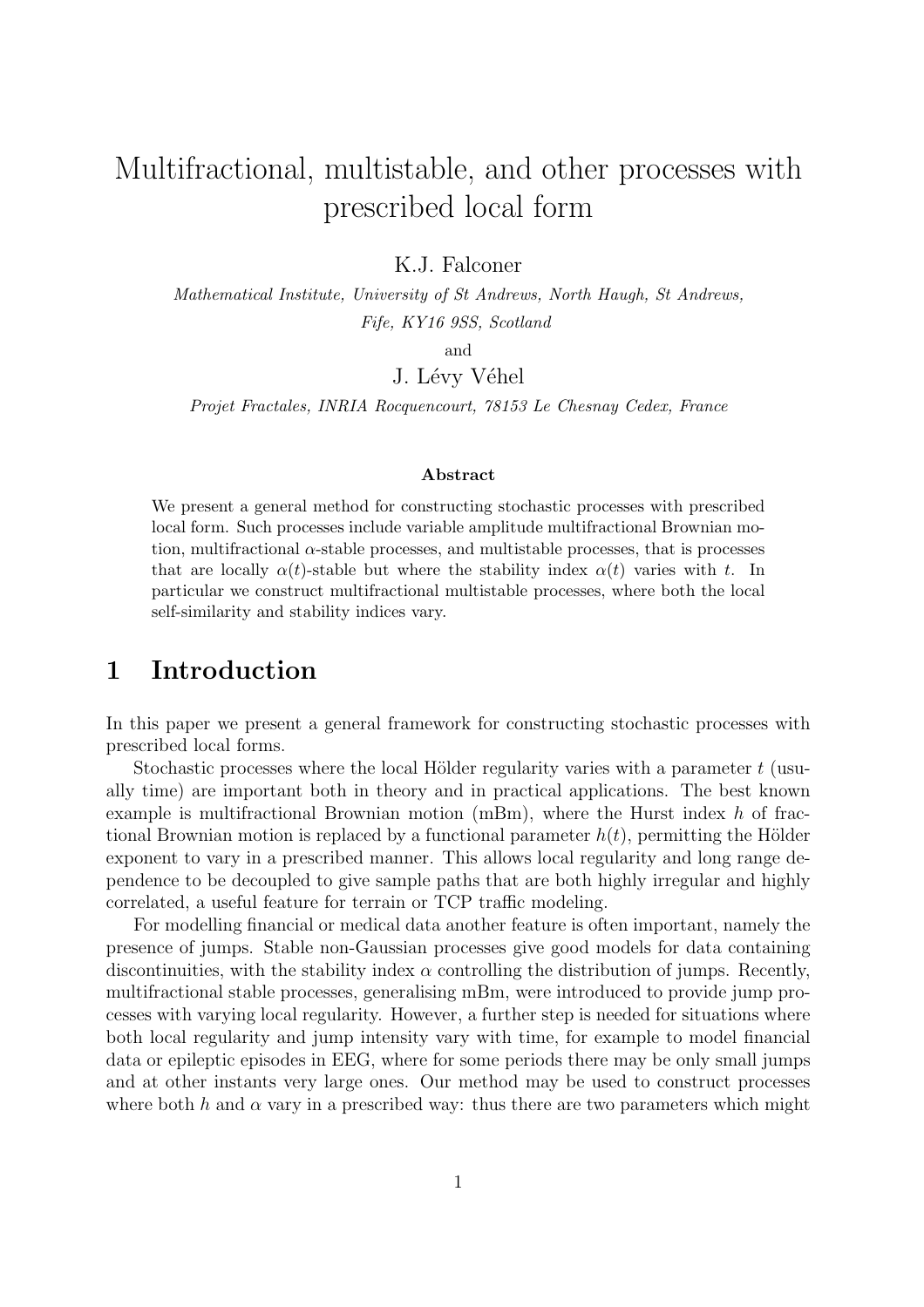# Multifractional, multistable, and other processes with prescribed local form

K.J. Falconer

*Mathematical Institute, University of St Andrews, North Haugh, St Andrews, Fife, KY16 9SS, Scotland*

and

J. Lévy Véhel

*Projet Fractales, INRIA Rocquencourt, 78153 Le Chesnay Cedex, France*

### Abstract

We present a general method for constructing stochastic processes with prescribed local form. Such processes include variable amplitude multifractional Brownian motion, multifractional $\alpha$-stable processes, and multistable processes, that is processes that are locally $\alpha(t)$-stable but where the stability index $\alpha(t)$ varies with $t$. In particular we construct multifractional multistable processes, where both the local self-similarity and stability indices vary.

## 1 Introduction

In this paper we present a general framework for constructing stochastic processes with prescribed local forms.

Stochastic processes where the local Hölder regularity varies with a parameter $t$ (usually time) are important both in theory and in practical applications. The best known example is multifractional Brownian motion (mBm), where the Hurst index $h$ of fractional Brownian motion is replaced by a functional parameter $h(t)$, permitting the Hölder exponent to vary in a prescribed manner. This allows local regularity and long range dependence to be decoupled to give sample paths that are both highly irregular and highly correlated, a useful feature for terrain or TCP traffic modeling.

For modelling financial or medical data another feature is often important, namely the presence of jumps. Stable non-Gaussian processes give good models for data containing discontinuities, with the stability index $\alpha$ controlling the distribution of jumps. Recently, multifractional stable processes, generalising mBm, were introduced to provide jump processes with varying local regularity. However, a further step is needed for situations where both local regularity and jump intensity vary with time, for example to model financial data or epileptic episodes in EEG, where for some periods there may be only small jumps and at other instants very large ones. Our method may be used to construct processes where both $h$ and $\alpha$ vary in a prescribed way: thus there are two parameters which might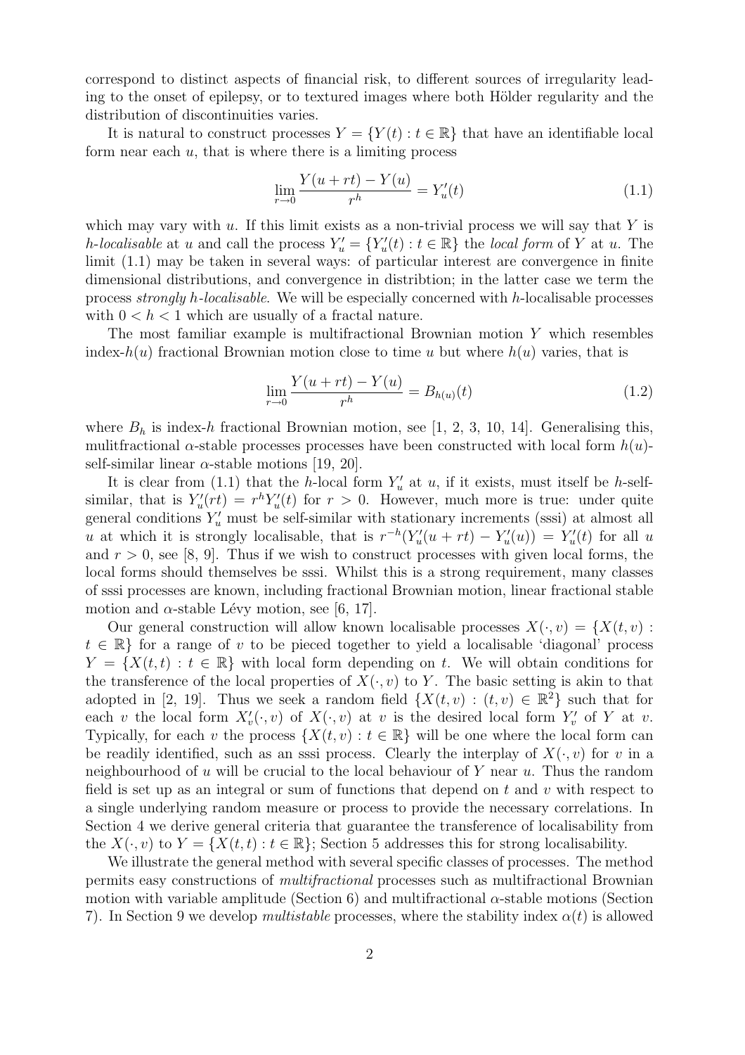correspond to distinct aspects of financial risk, to different sources of irregularity leading to the onset of epilepsy, or to textured images where both Hölder regularity and the distribution of discontinuities varies.

It is natural to construct processes $Y = \{Y(t) : t \in \mathbb{R}\}$ that have an identifiable local form near each $u$, that is where there is a limiting process

$$\lim_{r\to 0} \frac{Y(u+rt) - Y(u)}{r^h} = Y'_u(t) \tag{1.1}$$

which may vary with $u$. If this limit exists as a non-trivial process we will say that $Y$ is *$h$-localisable* at $u$ and call the process $Y'_u = \{Y'_u(t) : t \in \mathbb{R}\}$ the *local form* of $Y$ at $u$. The limit (1.1) may be taken in several ways: of particular interest are convergence in finite dimensional distributions, and convergence in distribtion; in the latter case we term the process *strongly $h$-localisable*. We will be especially concerned with $h$-localisable processes with $0 < h < 1$ which are usually of a fractal nature.

The most familiar example is multifractional Brownian motion $Y$ which resembles index-$h(u)$ fractional Brownian motion close to time $u$ but where $h(u)$ varies, that is

$$\lim_{r\to 0} \frac{Y(u+rt) - Y(u)}{r^h} = B_{h(u)}(t) \tag{1.2}$$

where $B_h$ is index-$h$ fractional Brownian motion, see [1, 2, 3, 10, 14]. Generalising this, mulitfractional $\alpha$-stable processes processes have been constructed with local form $h(u)$-self-similar linear $\alpha$-stable motions [19, 20].

It is clear from (1.1) that the $h$-local form $Y'_u$ at $u$, if it exists, must itself be $h$-self-similar, that is $Y'_u(rt) = r^h Y'_u(t)$ for $r > 0$. However, much more is true: under quite general conditions $Y'_u$ must be self-similar with stationary increments (sssi) at almost all $u$ at which it is strongly localisable, that is $r^{-h}(Y'_u(u+rt) - Y'_u(u)) = Y'_u(t)$ for all $u$ and $r > 0$, see [8, 9]. Thus if we wish to construct processes with given local forms, the local forms should themselves be sssi. Whilst this is a strong requirement, many classes of sssi processes are known, including fractional Brownian motion, linear fractional stable motion and $\alpha$-stable Lévy motion, see [6, 17].

Our general construction will allow known localisable processes $X(\cdot, v) = \{X(t, v) : t \in \mathbb{R}\}$ for a range of $v$ to be pieced together to yield a localisable 'diagonal' process $Y = \{X(t,t) : t \in \mathbb{R}\}$ with local form depending on $t$. We will obtain conditions for the transference of the local properties of $X(\cdot, v)$ to $Y$. The basic setting is akin to that adopted in [2, 19]. Thus we seek a random field $\{X(t,v) : (t,v) \in \mathbb{R}^2\}$ such that for each $v$ the local form $X'_v(\cdot, v)$ of $X(\cdot, v)$ at $v$ is the desired local form $Y'_v$ of $Y$ at $v$. Typically, for each $v$ the process $\{X(t,v) : t \in \mathbb{R}\}$ will be one where the local form can be readily identified, such as an sssi process. Clearly the interplay of $X(\cdot, v)$ for $v$ in a neighbourhood of $u$ will be crucial to the local behaviour of $Y$ near $u$. Thus the random field is set up as an integral or sum of functions that depend on $t$ and $v$ with respect to a single underlying random measure or process to provide the necessary correlations. In Section 4 we derive general criteria that guarantee the transference of localisability from the $X(\cdot, v)$ to $Y = \{X(t,t) : t \in \mathbb{R}\}$; Section 5 addresses this for strong localisability.

We illustrate the general method with several specific classes of processes. The method permits easy constructions of *multifractional* processes such as multifractional Brownian motion with variable amplitude (Section 6) and multifractional $\alpha$-stable motions (Section 7). In Section 9 we develop *multistable* processes, where the stability index $\alpha(t)$ is allowed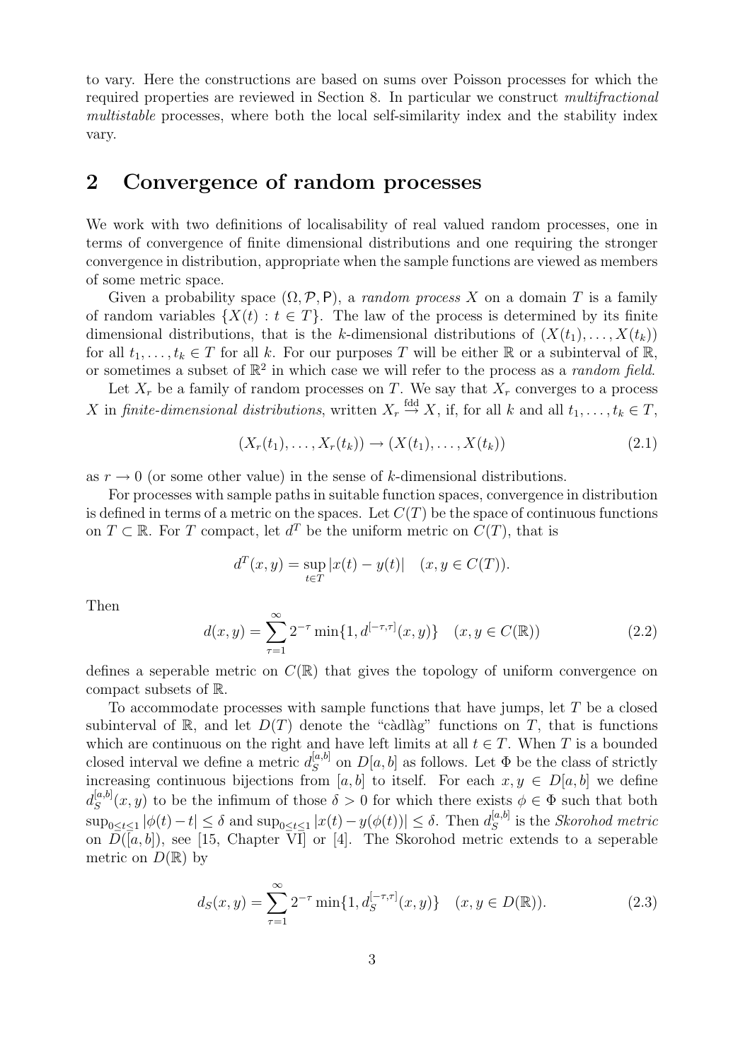to vary. Here the constructions are based on sums over Poisson processes for which the required properties are reviewed in Section 8. In particular we construct *multifractional multistable* processes, where both the local self-similarity index and the stability index vary.

## 2 Convergence of random processes

We work with two definitions of localisability of real valued random processes, one in terms of convergence of finite dimensional distributions and one requiring the stronger convergence in distribution, appropriate when the sample functions are viewed as members of some metric space.

Given a probability space $(\Omega, \mathcal{P}, \mathsf{P})$, a *random process* $X$ on a domain $T$ is a family of random variables $\{X(t) : t \in T\}$. The law of the process is determined by its finite dimensional distributions, that is the $k$-dimensional distributions of $(X(t_1), \ldots, X(t_k))$ for all $t_1, \ldots, t_k \in T$ for all $k$. For our purposes $T$ will be either $\mathbb{R}$ or a subinterval of $\mathbb{R}$, or sometimes a subset of $\mathbb{R}^2$ in which case we will refer to the process as a *random field*.

Let $X_r$ be a family of random processes on $T$. We say that $X_r$ converges to a process $X$ in *finite-dimensional distributions*, written $X_r \stackrel{\text{fdd}}{\to} X$, if, for all $k$ and all $t_1, \ldots, t_k \in T$,

$$(X_r(t_1), \ldots, X_r(t_k)) \to (X(t_1), \ldots, X(t_k)) \tag{2.1}$$

as $r \to 0$ (or some other value) in the sense of $k$-dimensional distributions.

For processes with sample paths in suitable function spaces, convergence in distribution is defined in terms of a metric on the spaces. Let $C(T)$ be the space of continuous functions on $T \subset \mathbb{R}$. For $T$ compact, let $d^T$ be the uniform metric on $C(T)$, that is

$$d^T(x, y) = \sup_{t \in T} |x(t) - y(t)| \quad (x, y \in C(T)).$$

Then

$$d(x, y) = \sum_{\tau=1}^{\infty} 2^{-\tau} \min\{1, d^{[-\tau,\tau]}(x, y)\} \quad (x, y \in C(\mathbb{R})) \tag{2.2}$$

defines a seperable metric on $C(\mathbb{R})$ that gives the topology of uniform convergence on compact subsets of $\mathbb{R}$.

To accommodate processes with sample functions that have jumps, let $T$ be a closed subinterval of $\mathbb{R}$, and let $D(T)$ denote the "càdlàg" functions on $T$, that is functions which are continuous on the right and have left limits at all $t \in T$. When $T$ is a bounded closed interval we define a metric $d_S^{[a,b]}$ on $D[a, b]$ as follows. Let $\Phi$ be the class of strictly increasing continuous bijections from $[a, b]$ to itself. For each $x, y \in D[a, b]$ we define $d_S^{[a,b]}(x, y)$ to be the infimum of those $\delta > 0$ for which there exists $\phi \in \Phi$ such that both $\sup_{0 \le t \le 1} |\phi(t) - t| \le \delta$ and $\sup_{0 \le t \le 1} |x(t) - y(\phi(t))| \le \delta$. Then $d_S^{[a,b]}$ is the *Skorohod metric* on $D([a, b])$, see [15, Chapter VI] or [4]. The Skorohod metric extends to a seperable metric on $D(\mathbb{R})$ by

$$d_S(x, y) = \sum_{\tau=1}^{\infty} 2^{-\tau} \min\{1, d_S^{[-\tau,\tau]}(x, y)\} \quad (x, y \in D(\mathbb{R})). \tag{2.3}$$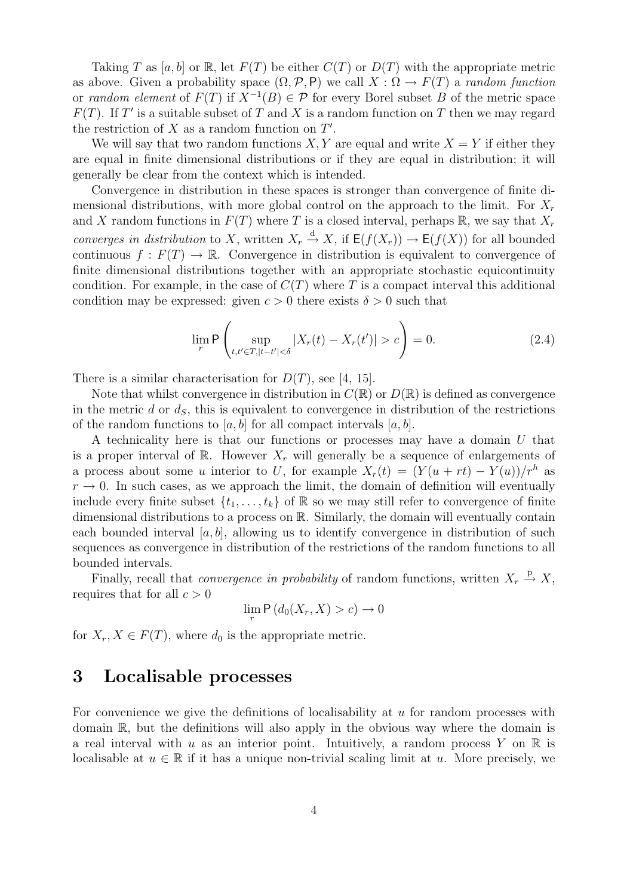Taking $T$ as $[a,b]$ or $\mathbb{R}$, let $F(T)$ be either $C(T)$ or $D(T)$ with the appropriate metric as above. Given a probability space $(\Omega, \mathcal{P}, \mathsf{P})$ we call $X : \Omega \to F(T)$ a *random function* or *random element* of $F(T)$ if $X^{-1}(B) \in \mathcal{P}$ for every Borel subset $B$ of the metric space $F(T)$. If $T'$ is a suitable subset of $T$ and $X$ is a random function on $T$ then we may regard the restriction of $X$ as a random function on $T'$.

We will say that two random functions $X, Y$ are equal and write $X = Y$ if either they are equal in finite dimensional distributions or if they are equal in distribution; it will generally be clear from the context which is intended.

Convergence in distribution in these spaces is stronger than convergence of finite dimensional distributions, with more global control on the approach to the limit. For $X_r$ and $X$ random functions in $F(T)$ where $T$ is a closed interval, perhaps $\mathbb{R}$, we say that $X_r$ *converges in distribution* to $X$, written $X_r \xrightarrow{\mathrm{d}} X$, if $\mathsf{E}(f(X_r)) \to \mathsf{E}(f(X))$ for all bounded continuous $f : F(T) \to \mathbb{R}$. Convergence in distribution is equivalent to convergence of finite dimensional distributions together with an appropriate stochastic equicontinuity condition. For example, in the case of $C(T)$ where $T$ is a compact interval this additional condition may be expressed: given $c > 0$ there exists $\delta > 0$ such that

$$\lim_r \mathsf{P}\left( \sup_{t,t' \in T, |t-t'|<\delta} |X_r(t) - X_r(t')| > c \right) = 0. \tag{2.4}$$

There is a similar characterisation for $D(T)$, see [4, 15].

Note that whilst convergence in distribution in $C(\mathbb{R})$ or $D(\mathbb{R})$ is defined as convergence in the metric $d$ or $d_S$, this is equivalent to convergence in distribution of the restrictions of the random functions to $[a,b]$ for all compact intervals $[a,b]$.

A technicality here is that our functions or processes may have a domain $U$ that is a proper interval of $\mathbb{R}$. However $X_r$ will generally be a sequence of enlargements of a process about some $u$ interior to $U$, for example $X_r(t) = (Y(u+rt) - Y(u))/r^h$ as $r \to 0$. In such cases, as we approach the limit, the domain of definition will eventually include every finite subset $\{t_1, \ldots, t_k\}$ of $\mathbb{R}$ so we may still refer to convergence of finite dimensional distributions to a process on $\mathbb{R}$. Similarly, the domain will eventually contain each bounded interval $[a,b]$, allowing us to identify convergence in distribution of such sequences as convergence in distribution of the restrictions of the random functions to all bounded intervals.

Finally, recall that *convergence in probability* of random functions, written $X_r \xrightarrow{\mathrm{p}} X$, requires that for all $c > 0$

$$\lim_r \mathsf{P}\left(d_0(X_r, X) > c\right) \to 0$$

for $X_r, X \in F(T)$, where $d_0$ is the appropriate metric.

# 3 Localisable processes

For convenience we give the definitions of localisability at $u$ for random processes with domain $\mathbb{R}$, but the definitions will also apply in the obvious way where the domain is a real interval with $u$ as an interior point. Intuitively, a random process $Y$ on $\mathbb{R}$ is localisable at $u \in \mathbb{R}$ if it has a unique non-trivial scaling limit at $u$. More precisely, we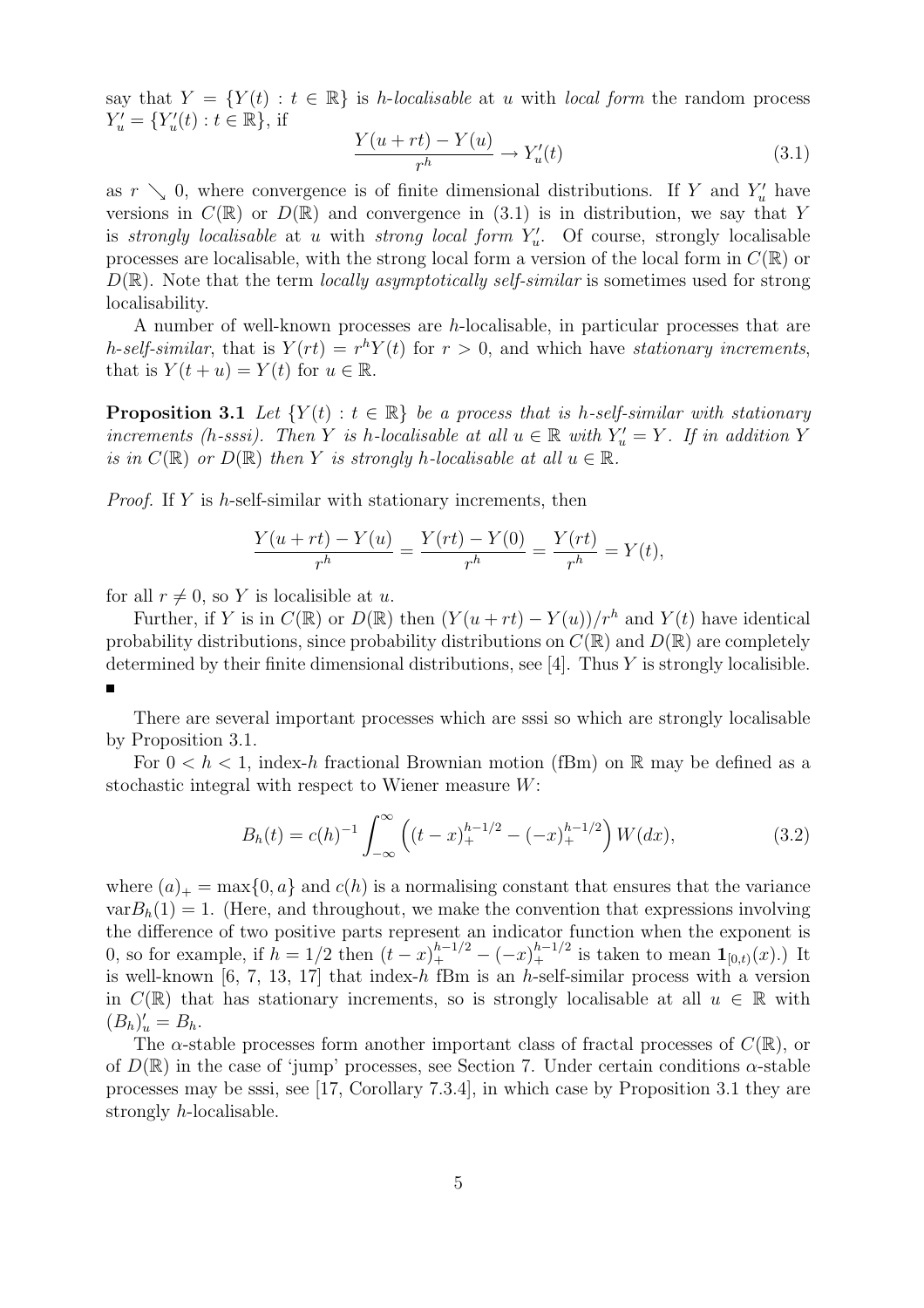say that $Y = \{Y(t) : t \in \mathbb{R}\}$ is *h-localisable* at $u$ with *local form* the random process $Y'_u = \{Y'_u(t) : t \in \mathbb{R}\}$, if

$$\frac{Y(u + rt) - Y(u)}{r^h} \to Y'_u(t) \tag{3.1}$$

as $r \searrow 0$, where convergence is of finite dimensional distributions. If $Y$ and $Y'_u$ have versions in $C(\mathbb{R})$ or $D(\mathbb{R})$ and convergence in (3.1) is in distribution, we say that $Y$ is *strongly localisable* at $u$ with *strong local form* $Y'_u$. Of course, strongly localisable processes are localisable, with the strong local form a version of the local form in $C(\mathbb{R})$ or $D(\mathbb{R})$. Note that the term *locally asymptotically self-similar* is sometimes used for strong localisability.

A number of well-known processes are $h$-localisable, in particular processes that are *h-self-similar*, that is $Y(rt) = r^h Y(t)$ for $r > 0$, and which have *stationary increments*, that is $Y(t + u) = Y(t)$ for $u \in \mathbb{R}$.

**Proposition 3.1** *Let $\{Y(t) : t \in \mathbb{R}\}$ be a process that is h-self-similar with stationary increments (h-sssi). Then $Y$ is h-localisable at all $u \in \mathbb{R}$ with $Y'_u = Y$. If in addition $Y$ is in $C(\mathbb{R})$ or $D(\mathbb{R})$ then $Y$ is strongly h-localisable at all $u \in \mathbb{R}$.*

*Proof.* If $Y$ is $h$-self-similar with stationary increments, then

$$\frac{Y(u + rt) - Y(u)}{r^h} = \frac{Y(rt) - Y(0)}{r^h} = \frac{Y(rt)}{r^h} = Y(t),$$

for all $r \neq 0$, so $Y$ is localisible at $u$.

Further, if $Y$ is in $C(\mathbb{R})$ or $D(\mathbb{R})$ then $(Y(u + rt) - Y(u))/r^h$ and $Y(t)$ have identical probability distributions, since probability distributions on $C(\mathbb{R})$ and $D(\mathbb{R})$ are completely determined by their finite dimensional distributions, see [4]. Thus $Y$ is strongly localisible. ∎

There are several important processes which are sssi so which are strongly localisable by Proposition 3.1.

For $0 < h < 1$, index-$h$ fractional Brownian motion (fBm) on $\mathbb{R}$ may be defined as a stochastic integral with respect to Wiener measure $W$:

$$B_h(t) = c(h)^{-1} \int_{-\infty}^{\infty} \left( (t - x)_+^{h-1/2} - (-x)_+^{h-1/2} \right) W(dx), \tag{3.2}$$

where $(a)_+ = \max\{0, a\}$ and $c(h)$ is a normalising constant that ensures that the variance $\text{var} B_h(1) = 1$. (Here, and throughout, we make the convention that expressions involving the difference of two positive parts represent an indicator function when the exponent is 0, so for example, if $h = 1/2$ then $(t - x)_+^{h-1/2} - (-x)_+^{h-1/2}$ is taken to mean $\mathbf{1}_{[0,t)}(x)$.) It is well-known [6, 7, 13, 17] that index-$h$ fBm is an $h$-self-similar process with a version in $C(\mathbb{R})$ that has stationary increments, so is strongly localisable at all $u \in \mathbb{R}$ with $(B_h)'_u = B_h$.

The $\alpha$-stable processes form another important class of fractal processes of $C(\mathbb{R})$, or of $D(\mathbb{R})$ in the case of 'jump' processes, see Section 7. Under certain conditions $\alpha$-stable processes may be sssi, see [17, Corollary 7.3.4], in which case by Proposition 3.1 they are strongly $h$-localisable.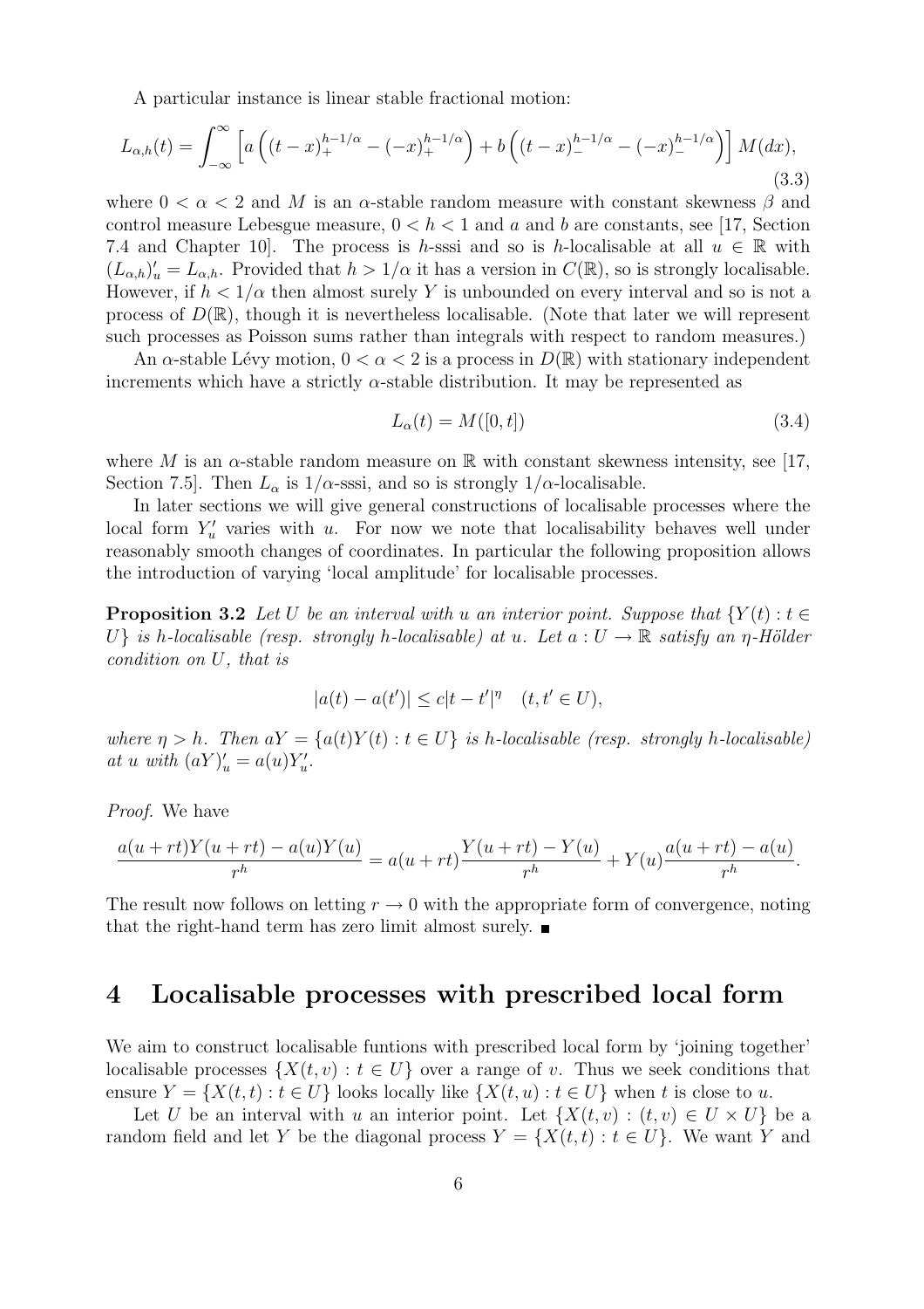A particular instance is linear stable fractional motion:

$$L_{\alpha,h}(t) = \int_{-\infty}^{\infty} \left[ a \left( (t-x)_+^{h-1/\alpha} - (-x)_+^{h-1/\alpha} \right) + b \left( (t-x)_-^{h-1/\alpha} - (-x)_-^{h-1/\alpha} \right) \right] M(dx), \tag{3.3}$$

where $0 < \alpha < 2$ and $M$ is an $\alpha$-stable random measure with constant skewness $\beta$ and control measure Lebesgue measure, $0 < h < 1$ and $a$ and $b$ are constants, see [17, Section 7.4 and Chapter 10]. The process is $h$-sssi and so is $h$-localisable at all $u \in \mathbb{R}$ with $(L_{\alpha,h})'_u = L_{\alpha,h}$. Provided that $h > 1/\alpha$ it has a version in $C(\mathbb{R})$, so is strongly localisable. However, if $h < 1/\alpha$ then almost surely $Y$ is unbounded on every interval and so is not a process of $D(\mathbb{R})$, though it is nevertheless localisable. (Note that later we will represent such processes as Poisson sums rather than integrals with respect to random measures.)

An $\alpha$-stable Lévy motion, $0 < \alpha < 2$ is a process in $D(\mathbb{R})$ with stationary independent increments which have a strictly $\alpha$-stable distribution. It may be represented as

$$L_\alpha(t) = M([0,t]) \tag{3.4}$$

where $M$ is an $\alpha$-stable random measure on $\mathbb{R}$ with constant skewness intensity, see [17, Section 7.5]. Then $L_\alpha$ is $1/\alpha$-sssi, and so is strongly $1/\alpha$-localisable.

In later sections we will give general constructions of localisable processes where the local form $Y'_u$ varies with $u$. For now we note that localisability behaves well under reasonably smooth changes of coordinates. In particular the following proposition allows the introduction of varying 'local amplitude' for localisable processes.

**Proposition 3.2** *Let $U$ be an interval with $u$ an interior point. Suppose that $\{Y(t) : t \in U\}$ is $h$-localisable (resp. strongly $h$-localisable) at $u$. Let $a : U \to \mathbb{R}$ satisfy an $\eta$-Hölder condition on $U$, that is*

$$|a(t) - a(t')| \leq c|t - t'|^\eta \quad (t, t' \in U),$$

*where $\eta > h$. Then $aY = \{a(t)Y(t) : t \in U\}$ is $h$-localisable (resp. strongly $h$-localisable) at $u$ with $(aY)'_u = a(u)Y'_u$.*

*Proof.* We have

$$\frac{a(u+rt)Y(u+rt) - a(u)Y(u)}{r^h} = a(u+rt)\frac{Y(u+rt) - Y(u)}{r^h} + Y(u)\frac{a(u+rt) - a(u)}{r^h}.$$

The result now follows on letting $r \to 0$ with the appropriate form of convergence, noting that the right-hand term has zero limit almost surely. ∎

# 4 Localisable processes with prescribed local form

We aim to construct localisable funtions with prescribed local form by 'joining together' localisable processes $\{X(t,v) : t \in U\}$ over a range of $v$. Thus we seek conditions that ensure $Y = \{X(t,t) : t \in U\}$ looks locally like $\{X(t,u) : t \in U\}$ when $t$ is close to $u$.

Let $U$ be an interval with $u$ an interior point. Let $\{X(t,v) : (t,v) \in U \times U\}$ be a random field and let $Y$ be the diagonal process $Y = \{X(t,t) : t \in U\}$. We want $Y$ and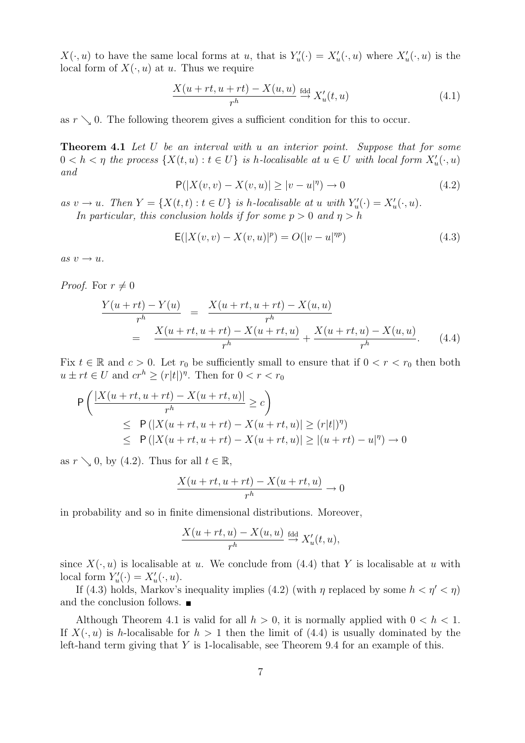$X(\cdot, u)$ to have the same local forms at $u$, that is $Y'_u(\cdot) = X'_u(\cdot, u)$ where $X'_u(\cdot, u)$ is the local form of $X(\cdot, u)$ at $u$. Thus we require

$$\frac{X(u+rt, u+rt) - X(u,u)}{r^h} \xrightarrow{\text{fdd}} X'_u(t,u) \tag{4.1}$$

as $r \searrow 0$. The following theorem gives a sufficient condition for this to occur.

**Theorem 4.1** *Let $U$ be an interval with $u$ an interior point. Suppose that for some $0 < h < \eta$ the process $\{X(t,u) : t \in U\}$ is $h$-localisable at $u \in U$ with local form $X'_u(\cdot, u)$ and*

$$\mathsf{P}(|X(v,v) - X(v,u)| \geq |v-u|^\eta) \to 0 \tag{4.2}$$

*as $v \to u$. Then $Y = \{X(t,t) : t \in U\}$ is $h$-localisable at $u$ with $Y'_u(\cdot) = X'_u(\cdot, u)$.*

*In particular, this conclusion holds if for some $p > 0$ and $\eta > h$*

$$\mathsf{E}(|X(v,v) - X(v,u)|^p) = O(|v-u|^{\eta p}) \tag{4.3}$$

*as $v \to u$.*

*Proof.* For $r \neq 0$

$$\begin{aligned} \frac{Y(u+rt) - Y(u)}{r^h} &= \frac{X(u+rt, u+rt) - X(u,u)}{r^h} \\ &= \frac{X(u+rt, u+rt) - X(u+rt, u)}{r^h} + \frac{X(u+rt, u) - X(u,u)}{r^h}. \end{aligned} \tag{4.4}$$

Fix $t \in \mathbb{R}$ and $c > 0$. Let $r_0$ be sufficiently small to ensure that if $0 < r < r_0$ then both $u \pm rt \in U$ and $cr^h \geq (r|t|)^\eta$. Then for $0 < r < r_0$

$$\begin{aligned} &\mathsf{P}\left( \frac{|X(u+rt, u+rt) - X(u+rt, u)|}{r^h} \geq c \right) \\ &\quad \leq \mathsf{P}\left( |X(u+rt, u+rt) - X(u+rt, u)| \geq (r|t|)^\eta \right) \\ &\quad \leq \mathsf{P}\left( |X(u+rt, u+rt) - X(u+rt, u)| \geq |(u+rt) - u|^\eta \right) \to 0 \end{aligned}$$

as $r \searrow 0$, by (4.2). Thus for all $t \in \mathbb{R}$,

$$\frac{X(u+rt, u+rt) - X(u+rt, u)}{r^h} \to 0$$

in probability and so in finite dimensional distributions. Moreover,

$$\frac{X(u+rt, u) - X(u,u)}{r^h} \xrightarrow{\text{fdd}} X'_u(t,u),$$

since $X(\cdot, u)$ is localisable at $u$. We conclude from (4.4) that $Y$ is localisable at $u$ with local form $Y'_u(\cdot) = X'_u(\cdot, u)$.

If (4.3) holds, Markov's inequality implies (4.2) (with $\eta$ replaced by some $h < \eta' < \eta$) and the conclusion follows. ∎

Although Theorem 4.1 is valid for all $h > 0$, it is normally applied with $0 < h < 1$. If $X(\cdot, u)$ is $h$-localisable for $h > 1$ then the limit of (4.4) is usually dominated by the left-hand term giving that $Y$ is 1-localisable, see Theorem 9.4 for an example of this.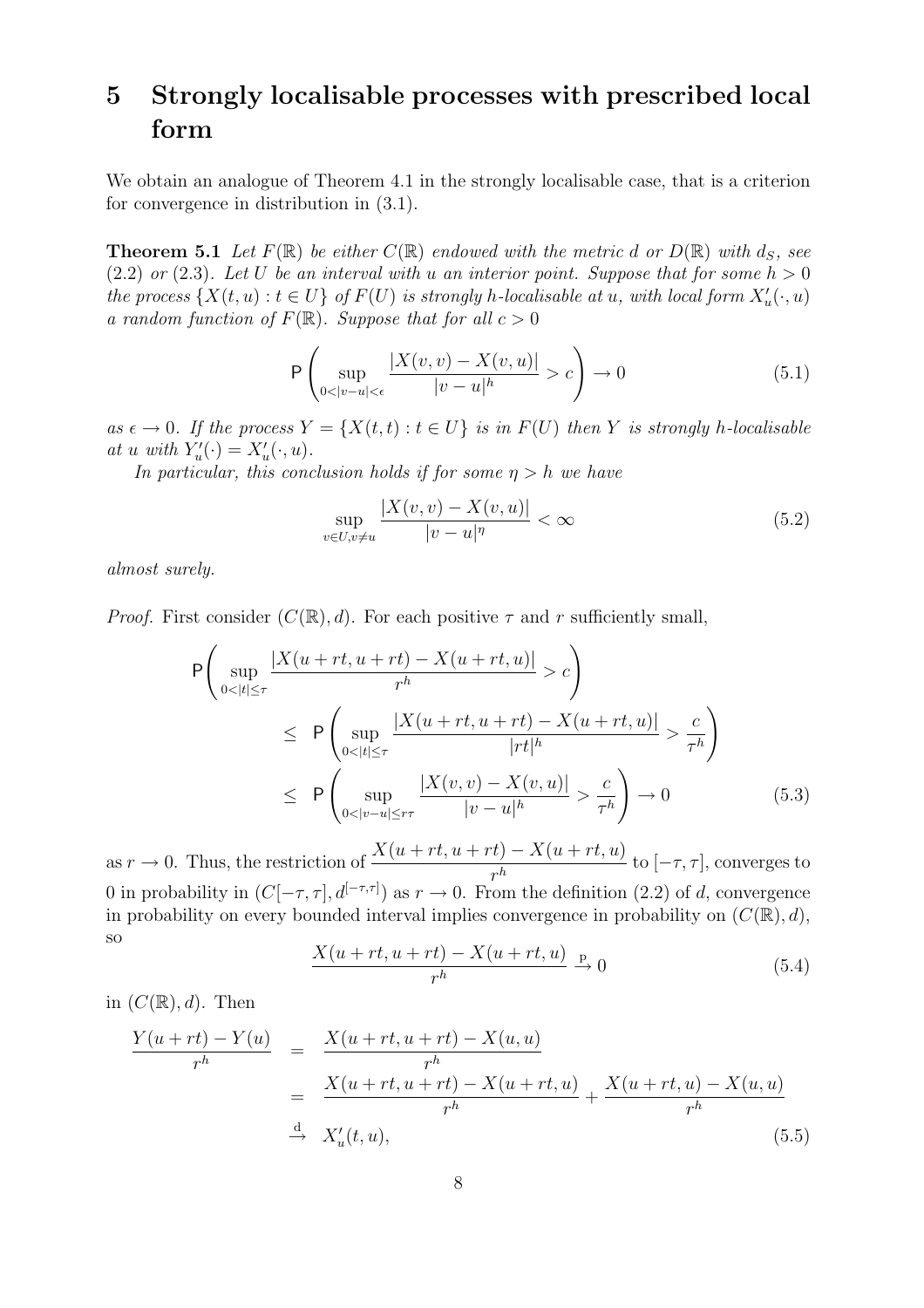# 5 Strongly localisable processes with prescribed local form

We obtain an analogue of Theorem 4.1 in the strongly localisable case, that is a criterion for convergence in distribution in (3.1).

**Theorem 5.1** *Let $F(\mathbb{R})$ be either $C(\mathbb{R})$ endowed with the metric $d$ or $D(\mathbb{R})$ with $d_S$, see (2.2) or (2.3). Let $U$ be an interval with $u$ an interior point. Suppose that for some $h > 0$ the process $\{X(t,u) : t \in U\}$ of $F(U)$ is strongly $h$-localisable at $u$, with local form $X'_u(\cdot, u)$ a random function of $F(\mathbb{R})$. Suppose that for all $c > 0$*

$$\mathsf{P}\left( \sup_{0<|v-u|<\epsilon} \frac{|X(v,v) - X(v,u)|}{|v-u|^h} > c \right) \to 0 \tag{5.1}$$

*as $\epsilon \to 0$. If the process $Y = \{X(t,t) : t \in U\}$ is in $F(U)$ then $Y$ is strongly $h$-localisable at $u$ with $Y'_u(\cdot) = X'_u(\cdot, u)$.*

*In particular, this conclusion holds if for some $\eta > h$ we have*

$$\sup_{v \in U, v \neq u} \frac{|X(v,v) - X(v,u)|}{|v-u|^\eta} < \infty \tag{5.2}$$

*almost surely.*

*Proof.* First consider $(C(\mathbb{R}), d)$. For each positive $\tau$ and $r$ sufficiently small,

$$\begin{aligned}
\mathsf{P}\Bigg( \sup_{0<|t|\le\tau} & \frac{|X(u+rt, u+rt) - X(u+rt, u)|}{r^h} > c \Bigg) \\
&\le \mathsf{P}\left( \sup_{0<|t|\le\tau} \frac{|X(u+rt, u+rt) - X(u+rt, u)|}{|rt|^h} > \frac{c}{\tau^h} \right) \\
&\le \mathsf{P}\left( \sup_{0<|v-u|\le r\tau} \frac{|X(v,v) - X(v,u)|}{|v-u|^h} > \frac{c}{\tau^h} \right) \to 0
\end{aligned} \tag{5.3}$$

as $r \to 0$. Thus, the restriction of $\dfrac{X(u+rt, u+rt) - X(u+rt, u)}{r^h}$ to $[-\tau, \tau]$, converges to 0 in probability in $(C[-\tau,\tau], d^{[-\tau,\tau]})$ as $r \to 0$. From the definition (2.2) of $d$, convergence in probability on every bounded interval implies convergence in probability on $(C(\mathbb{R}), d)$, so

$$\frac{X(u+rt, u+rt) - X(u+rt, u)}{r^h} \xrightarrow{\text{P}} 0 \tag{5.4}$$

in $(C(\mathbb{R}), d)$. Then

$$\begin{aligned}
\frac{Y(u+rt) - Y(u)}{r^h} &= \frac{X(u+rt, u+rt) - X(u,u)}{r^h} \\
&= \frac{X(u+rt, u+rt) - X(u+rt, u)}{r^h} + \frac{X(u+rt, u) - X(u,u)}{r^h} \\
&\xrightarrow{\text{d}} X'_u(t, u),
\end{aligned} \tag{5.5}$$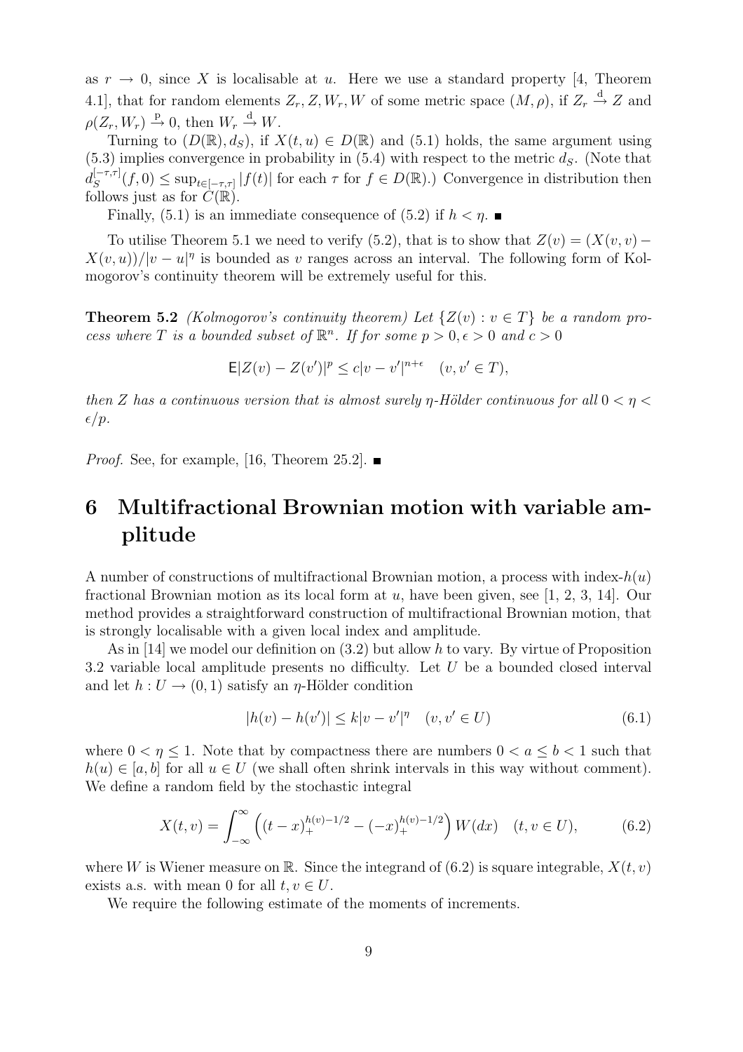as $r \to 0$, since $X$ is localisable at $u$. Here we use a standard property [4, Theorem 4.1], that for random elements $Z_r, Z, W_r, W$ of some metric space $(M, \rho)$, if $Z_r \xrightarrow{\text{d}} Z$ and $\rho(Z_r, W_r) \xrightarrow{\text{p}} 0$, then $W_r \xrightarrow{\text{d}} W$.

Turning to $(D(\mathbb{R}), d_S)$, if $X(t,u) \in D(\mathbb{R})$ and (5.1) holds, the same argument using (5.3) implies convergence in probability in (5.4) with respect to the metric $d_S$. (Note that $d_S^{[-\tau,\tau]}(f,0) \leq \sup_{t\in[-\tau,\tau]} |f(t)|$ for each $\tau$ for $f \in D(\mathbb{R})$.) Convergence in distribution then follows just as for $C(\mathbb{R})$.

Finally, (5.1) is an immediate consequence of (5.2) if $h < \eta$. ∎

To utilise Theorem 5.1 we need to verify (5.2), that is to show that $Z(v) = (X(v,v) - X(v,u))/|v-u|^\eta$ is bounded as $v$ ranges across an interval. The following form of Kolmogorov's continuity theorem will be extremely useful for this.

**Theorem 5.2** *(Kolmogorov's continuity theorem) Let $\{Z(v) : v \in T\}$ be a random process where $T$ is a bounded subset of $\mathbb{R}^n$. If for some $p > 0, \epsilon > 0$ and $c > 0$*

$$\mathsf{E}|Z(v) - Z(v')|^p \leq c|v - v'|^{n+\epsilon} \quad (v, v' \in T),$$

*then $Z$ has a continuous version that is almost surely $\eta$-Hölder continuous for all $0 < \eta < \epsilon/p$.*

*Proof.* See, for example, [16, Theorem 25.2]. ∎

# 6 Multifractional Brownian motion with variable amplitude

A number of constructions of multifractional Brownian motion, a process with index-$h(u)$ fractional Brownian motion as its local form at $u$, have been given, see [1, 2, 3, 14]. Our method provides a straightforward construction of multifractional Brownian motion, that is strongly localisable with a given local index and amplitude.

As in [14] we model our definition on (3.2) but allow $h$ to vary. By virtue of Proposition 3.2 variable local amplitude presents no difficulty. Let $U$ be a bounded closed interval and let $h : U \to (0,1)$ satisfy an $\eta$-Hölder condition

$$|h(v) - h(v')| \leq k|v - v'|^\eta \quad (v, v' \in U) \tag{6.1}$$

where $0 < \eta \leq 1$. Note that by compactness there are numbers $0 < a \leq b < 1$ such that $h(u) \in [a,b]$ for all $u \in U$ (we shall often shrink intervals in this way without comment). We define a random field by the stochastic integral

$$X(t,v) = \int_{-\infty}^{\infty} \left( (t-x)_+^{h(v)-1/2} - (-x)_+^{h(v)-1/2} \right) W(dx) \quad (t, v \in U), \tag{6.2}$$

where $W$ is Wiener measure on $\mathbb{R}$. Since the integrand of (6.2) is square integrable, $X(t,v)$ exists a.s. with mean 0 for all $t, v \in U$.

We require the following estimate of the moments of increments.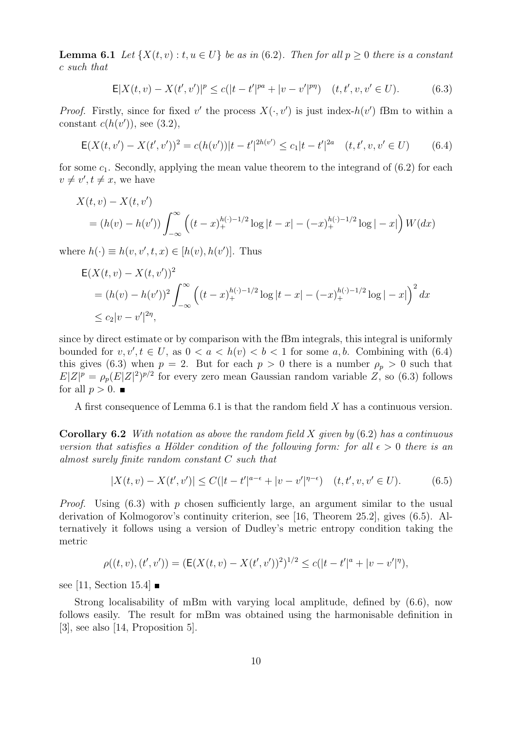**Lemma 6.1** *Let $\{X(t,v) : t, u \in U\}$ be as in* (6.2). *Then for all $p \geq 0$ there is a constant $c$ such that*

$$\mathsf{E}|X(t,v) - X(t',v')|^p \leq c(|t-t'|^{pa} + |v-v'|^{p\eta}) \quad (t,t',v,v' \in U). \tag{6.3}$$

*Proof.* Firstly, since for fixed $v'$ the process $X(\cdot, v')$ is just index-$h(v')$ fBm to within a constant $c(h(v'))$, see (3.2),

$$\mathsf{E}(X(t,v') - X(t',v'))^2 = c(h(v'))|t-t'|^{2h(v')} \leq c_1|t-t'|^{2a} \quad (t,t',v,v' \in U) \tag{6.4}$$

for some $c_1$. Secondly, applying the mean value theorem to the integrand of (6.2) for each $v \neq v', t \neq x$, we have

$$\begin{aligned}
&X(t,v) - X(t,v') \\
&= (h(v) - h(v')) \int_{-\infty}^{\infty} \left( (t-x)_+^{h(\cdot)-1/2} \log|t-x| - (-x)_+^{h(\cdot)-1/2} \log|-x| \right) W(dx)
\end{aligned}$$

where $h(\cdot) \equiv h(v,v',t,x) \in [h(v), h(v')]$. Thus

$$\begin{aligned}
&\mathsf{E}(X(t,v) - X(t,v'))^2 \\
&= (h(v) - h(v'))^2 \int_{-\infty}^{\infty} \left( (t-x)_+^{h(\cdot)-1/2} \log|t-x| - (-x)_+^{h(\cdot)-1/2} \log|-x| \right)^2 dx \\
&\leq c_2 |v-v'|^{2\eta},
\end{aligned}$$

since by direct estimate or by comparison with the fBm integrals, this integral is uniformly bounded for $v, v', t \in U$, as $0 < a < h(v) < b < 1$ for some $a, b$. Combining with (6.4) this gives (6.3) when $p = 2$. But for each $p > 0$ there is a number $\rho_p > 0$ such that $E|Z|^p = \rho_p (E|Z|^2)^{p/2}$ for every zero mean Gaussian random variable $Z$, so (6.3) follows for all $p > 0$. ∎

A first consequence of Lemma 6.1 is that the random field $X$ has a continuous version.

**Corollary 6.2** *With notation as above the random field $X$ given by* (6.2) *has a continuous version that satisfies a Hölder condition of the following form: for all $\epsilon > 0$ there is an almost surely finite random constant $C$ such that*

$$|X(t,v) - X(t',v')| \leq C(|t-t'|^{a-\epsilon} + |v-v'|^{\eta-\epsilon}) \quad (t,t',v,v' \in U). \tag{6.5}$$

*Proof.* Using (6.3) with $p$ chosen sufficiently large, an argument similar to the usual derivation of Kolmogorov's continuity criterion, see [16, Theorem 25.2], gives (6.5). Alternatively it follows using a version of Dudley's metric entropy condition taking the metric

$$\rho((t,v),(t',v')) = (\mathsf{E}(X(t,v) - X(t',v'))^2)^{1/2} \leq c(|t-t'|^a + |v-v'|^\eta),$$

see [11, Section 15.4] ∎

Strong localisability of mBm with varying local amplitude, defined by (6.6), now follows easily. The result for mBm was obtained using the harmonisable definition in [3], see also [14, Proposition 5].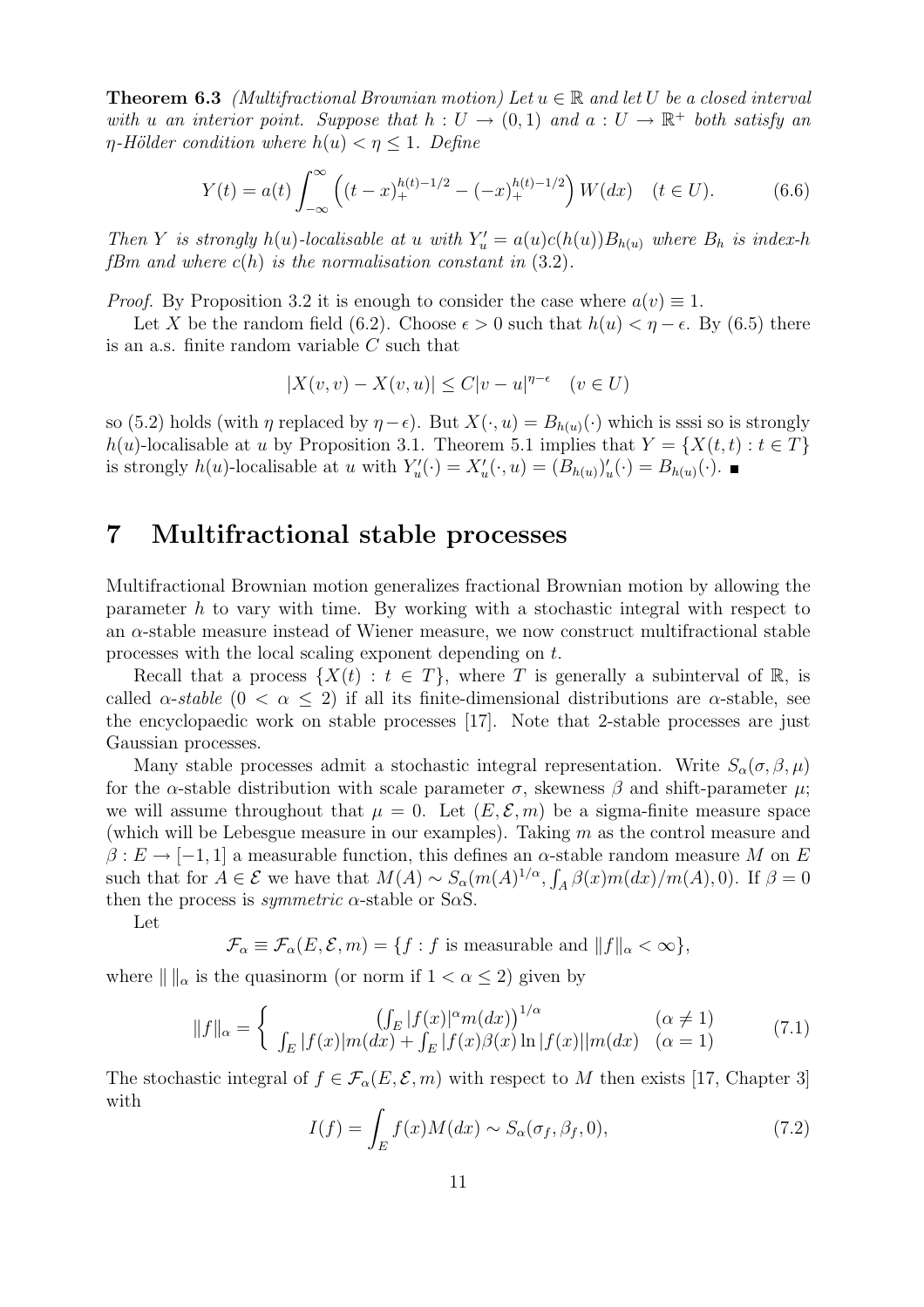**Theorem 6.3** *(Multifractional Brownian motion) Let $u \in \mathbb{R}$ and let $U$ be a closed interval with $u$ an interior point. Suppose that $h : U \to (0,1)$ and $a : U \to \mathbb{R}^+$ both satisfy an $\eta$-Hölder condition where $h(u) < \eta \leq 1$. Define*

$$Y(t) = a(t) \int_{-\infty}^{\infty} \left( (t-x)_+^{h(t)-1/2} - (-x)_+^{h(t)-1/2} \right) W(dx) \quad (t \in U). \tag{6.6}$$

*Then $Y$ is strongly $h(u)$-localisable at $u$ with $Y'_u = a(u)c(h(u))B_{h(u)}$ where $B_h$ is index-$h$ fBm and where $c(h)$ is the normalisation constant in (3.2).*

*Proof.* By Proposition 3.2 it is enough to consider the case where $a(v) \equiv 1$.

Let $X$ be the random field (6.2). Choose $\epsilon > 0$ such that $h(u) < \eta - \epsilon$. By (6.5) there is an a.s. finite random variable $C$ such that

$$|X(v,v) - X(v,u)| \leq C|v-u|^{\eta-\epsilon} \quad (v \in U)$$

so (5.2) holds (with $\eta$ replaced by $\eta - \epsilon$). But $X(\cdot, u) = B_{h(u)}(\cdot)$ which is sssi so is strongly $h(u)$-localisable at $u$ by Proposition 3.1. Theorem 5.1 implies that $Y = \{X(t,t) : t \in T\}$ is strongly $h(u)$-localisable at $u$ with $Y'_u(\cdot) = X'_u(\cdot, u) = (B_{h(u)})'_u(\cdot) = B_{h(u)}(\cdot)$. ∎

## 7 Multifractional stable processes

Multifractional Brownian motion generalizes fractional Brownian motion by allowing the parameter $h$ to vary with time. By working with a stochastic integral with respect to an $\alpha$-stable measure instead of Wiener measure, we now construct multifractional stable processes with the local scaling exponent depending on $t$.

Recall that a process $\{X(t) : t \in T\}$, where $T$ is generally a subinterval of $\mathbb{R}$, is called *$\alpha$-stable* ($0 < \alpha \leq 2$) if all its finite-dimensional distributions are $\alpha$-stable, see the encyclopaedic work on stable processes [17]. Note that 2-stable processes are just Gaussian processes.

Many stable processes admit a stochastic integral representation. Write $S_\alpha(\sigma, \beta, \mu)$ for the $\alpha$-stable distribution with scale parameter $\sigma$, skewness $\beta$ and shift-parameter $\mu$; we will assume throughout that $\mu = 0$. Let $(E, \mathcal{E}, m)$ be a sigma-finite measure space (which will be Lebesgue measure in our examples). Taking $m$ as the control measure and $\beta : E \to [-1,1]$ a measurable function, this defines an $\alpha$-stable random measure $M$ on $E$ such that for $A \in \mathcal{E}$ we have that $M(A) \sim S_\alpha(m(A)^{1/\alpha}, \int_A \beta(x)m(dx)/m(A), 0)$. If $\beta = 0$ then the process is *symmetric* $\alpha$-stable or S$\alpha$S.

Let

$$\mathcal{F}_\alpha \equiv \mathcal{F}_\alpha(E, \mathcal{E}, m) = \{f : f \text{ is measurable and } \|f\|_\alpha < \infty\},$$

where $\| \, \|_\alpha$ is the quasinorm (or norm if $1 < \alpha \leq 2$) given by

$$\|f\|_\alpha = \begin{cases} \left(\int_E |f(x)|^\alpha m(dx)\right)^{1/\alpha} & (\alpha \neq 1) \\ \int_E |f(x)|m(dx) + \int_E |f(x)\beta(x) \ln |f(x)||m(dx) & (\alpha = 1) \end{cases} \tag{7.1}$$

The stochastic integral of $f \in \mathcal{F}_\alpha(E, \mathcal{E}, m)$ with respect to $M$ then exists [17, Chapter 3] with

$$I(f) = \int_E f(x)M(dx) \sim S_\alpha(\sigma_f, \beta_f, 0), \tag{7.2}$$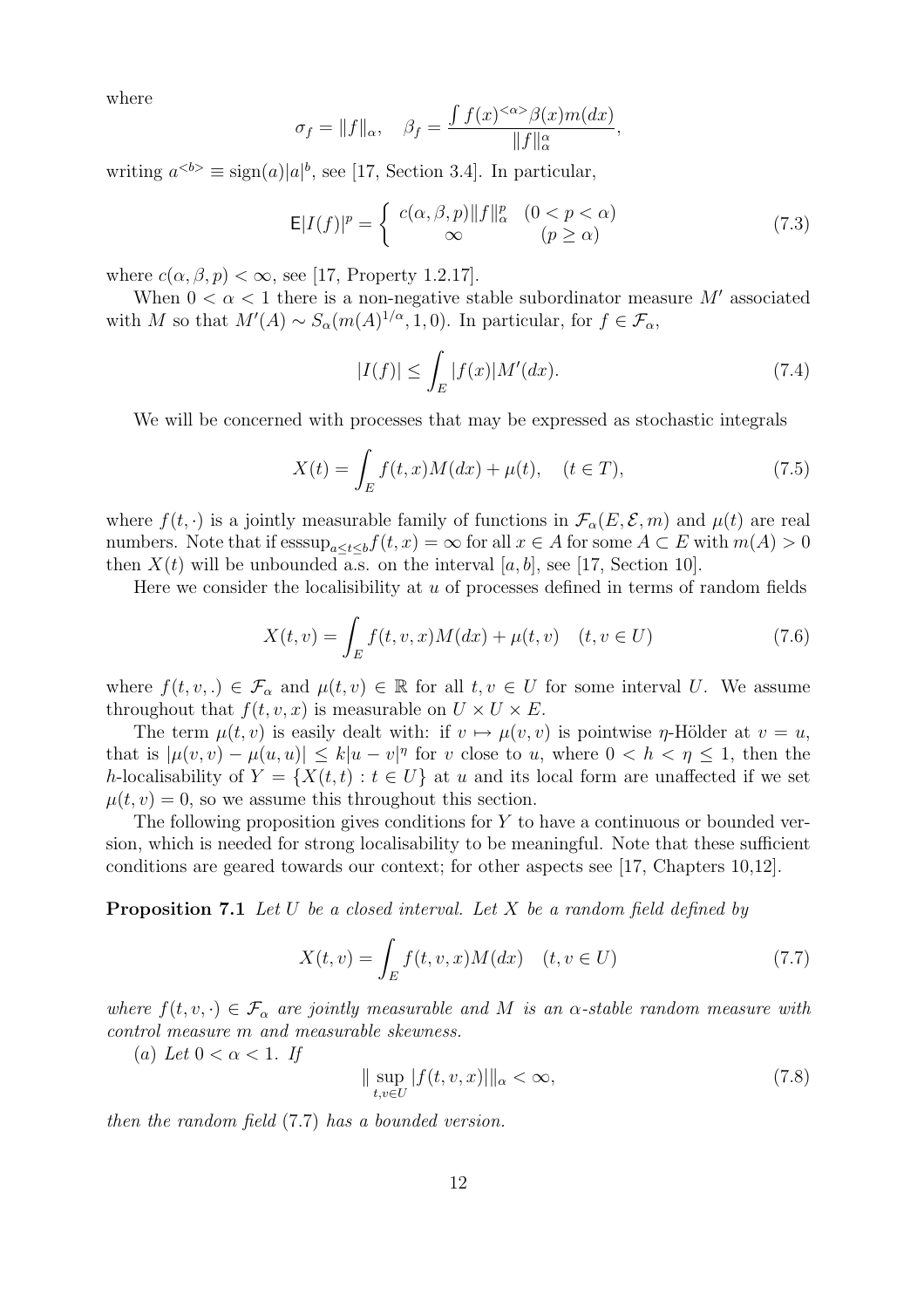where

$$\sigma_f = \|f\|_\alpha, \quad \beta_f = \frac{\int f(x)^{<\alpha>}\beta(x)m(dx)}{\|f\|_\alpha^\alpha},$$

writing $a^{<b>} \equiv \mathrm{sign}(a)|a|^b$, see [17, Section 3.4]. In particular,

$$\mathsf{E}|I(f)|^p = \begin{cases} c(\alpha,\beta,p)\|f\|_\alpha^p & (0 < p < \alpha) \\ \infty & (p \geq \alpha) \end{cases} \tag{7.3}$$

where $c(\alpha, \beta, p) < \infty$, see [17, Property 1.2.17].

When $0 < \alpha < 1$ there is a non-negative stable subordinator measure $M'$ associated with $M$ so that $M'(A) \sim S_\alpha(m(A)^{1/\alpha}, 1, 0)$. In particular, for $f \in \mathcal{F}_\alpha$,

$$|I(f)| \leq \int_E |f(x)| M'(dx). \tag{7.4}$$

We will be concerned with processes that may be expressed as stochastic integrals

$$X(t) = \int_E f(t,x)M(dx) + \mu(t), \quad (t \in T), \tag{7.5}$$

where $f(t, \cdot)$ is a jointly measurable family of functions in $\mathcal{F}_\alpha(E, \mathcal{E}, m)$ and $\mu(t)$ are real numbers. Note that if $\mathrm{esssup}_{a \leq t \leq b} f(t,x) = \infty$ for all $x \in A$ for some $A \subset E$ with $m(A) > 0$ then $X(t)$ will be unbounded a.s. on the interval $[a, b]$, see [17, Section 10].

Here we consider the localisibility at $u$ of processes defined in terms of random fields

$$X(t,v) = \int_E f(t,v,x)M(dx) + \mu(t,v) \quad (t, v \in U) \tag{7.6}$$

where $f(t, v, .) \in \mathcal{F}_\alpha$ and $\mu(t, v) \in \mathbb{R}$ for all $t, v \in U$ for some interval $U$. We assume throughout that $f(t, v, x)$ is measurable on $U \times U \times E$.

The term $\mu(t, v)$ is easily dealt with: if $v \mapsto \mu(v, v)$ is pointwise $\eta$-Hölder at $v = u$, that is $|\mu(v, v) - \mu(u, u)| \leq k|u - v|^\eta$ for $v$ close to $u$, where $0 < h < \eta \leq 1$, then the $h$-localisability of $Y = \{X(t, t) : t \in U\}$ at $u$ and its local form are unaffected if we set $\mu(t, v) = 0$, so we assume this throughout this section.

The following proposition gives conditions for $Y$ to have a continuous or bounded version, which is needed for strong localisability to be meaningful. Note that these sufficient conditions are geared towards our context; for other aspects see [17, Chapters 10,12].

**Proposition 7.1** *Let $U$ be a closed interval. Let $X$ be a random field defined by*

$$X(t,v) = \int_E f(t,v,x)M(dx) \quad (t, v \in U) \tag{7.7}$$

*where $f(t, v, \cdot) \in \mathcal{F}_\alpha$ are jointly measurable and $M$ is an $\alpha$-stable random measure with control measure $m$ and measurable skewness.*

*(a) Let $0 < \alpha < 1$. If*

$$\| \sup_{t,v \in U} |f(t,v,x)| \|_\alpha < \infty, \tag{7.8}$$

*then the random field* (7.7) *has a bounded version.*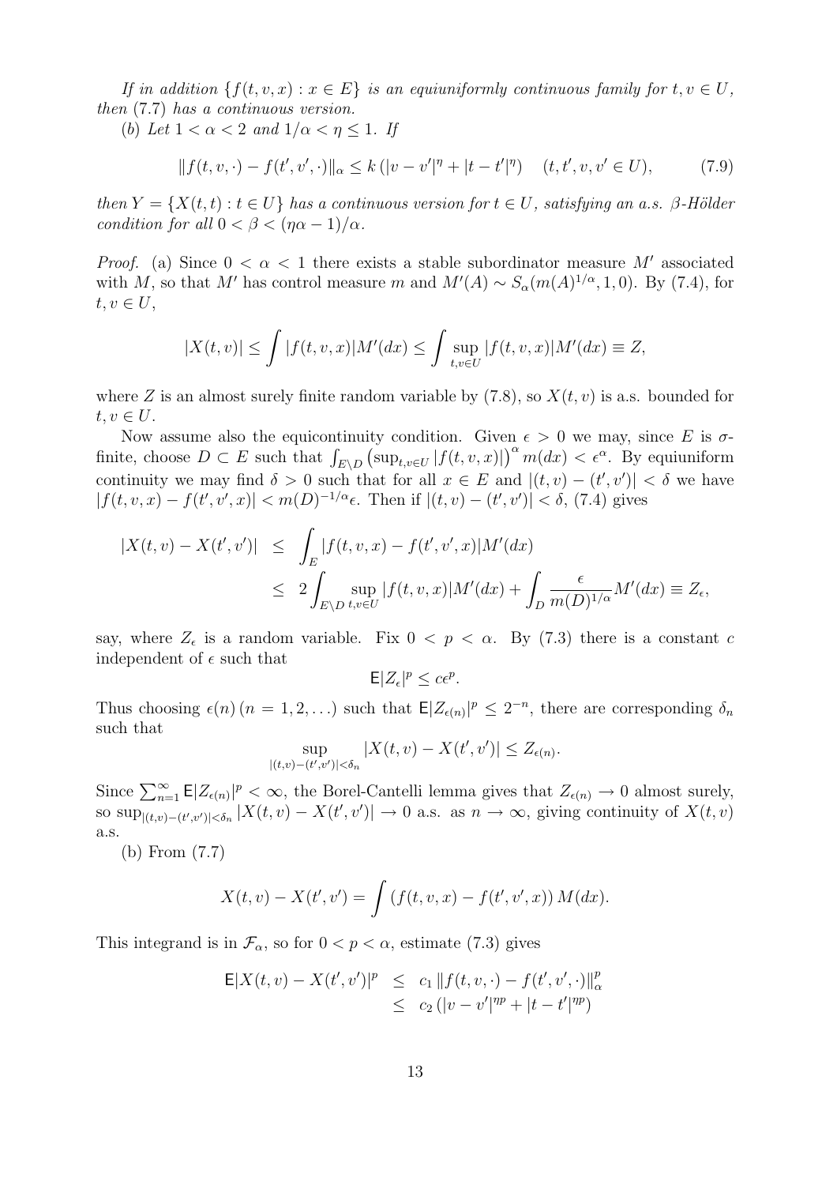*If in addition $\{f(t,v,x) : x \in E\}$ is an equiuniformly continuous family for $t, v \in U$, then* (7.7) *has a continuous version.*

(*b*) *Let $1 < \alpha < 2$ and $1/\alpha < \eta \le 1$. If*

$$\|f(t,v,\cdot) - f(t',v',\cdot)\|_\alpha \le k\left(|v-v'|^\eta + |t-t'|^\eta\right) \quad (t,t',v,v' \in U), \tag{7.9}$$

*then $Y = \{X(t,t) : t \in U\}$ has a continuous version for $t \in U$, satisfying an a.s. $\beta$-Hölder condition for all $0 < \beta < (\eta\alpha - 1)/\alpha$.*

*Proof.* (a) Since $0 < \alpha < 1$ there exists a stable subordinator measure $M'$ associated with $M$, so that $M'$ has control measure $m$ and $M'(A) \sim S_\alpha(m(A)^{1/\alpha}, 1, 0)$. By (7.4), for $t, v \in U$,

$$|X(t,v)| \le \int |f(t,v,x)| M'(dx) \le \int \sup_{t,v \in U} |f(t,v,x)| M'(dx) \equiv Z,$$

where $Z$ is an almost surely finite random variable by (7.8), so $X(t,v)$ is a.s. bounded for $t, v \in U$.

Now assume also the equicontinuity condition. Given $\epsilon > 0$ we may, since $E$ is $\sigma$-finite, choose $D \subset E$ such that $\int_{E \setminus D} \left(\sup_{t,v \in U} |f(t,v,x)|\right)^\alpha m(dx) < \epsilon^\alpha$. By equiuniform continuity we may find $\delta > 0$ such that for all $x \in E$ and $|(t,v) - (t',v')| < \delta$ we have $|f(t,v,x) - f(t',v',x)| < m(D)^{-1/\alpha}\epsilon$. Then if $|(t,v) - (t',v')| < \delta$, (7.4) gives

$$\begin{aligned}
|X(t,v) - X(t',v')| &\le \int_E |f(t,v,x) - f(t',v',x)| M'(dx) \\
&\le 2\int_{E \setminus D} \sup_{t,v \in U} |f(t,v,x)| M'(dx) + \int_D \frac{\epsilon}{m(D)^{1/\alpha}} M'(dx) \equiv Z_\epsilon,
\end{aligned}$$

say, where $Z_\epsilon$ is a random variable. Fix $0 < p < \alpha$. By (7.3) there is a constant $c$ independent of $\epsilon$ such that

$$\mathsf{E}|Z_\epsilon|^p \le c\epsilon^p.$$

Thus choosing $\epsilon(n)$ $(n = 1, 2, \ldots)$ such that $\mathsf{E}|Z_{\epsilon(n)}|^p \le 2^{-n}$, there are corresponding $\delta_n$ such that

$$\sup_{|(t,v)-(t',v')| < \delta_n} |X(t,v) - X(t',v')| \le Z_{\epsilon(n)}.$$

Since $\sum_{n=1}^\infty \mathsf{E}|Z_{\epsilon(n)}|^p < \infty$, the Borel-Cantelli lemma gives that $Z_{\epsilon(n)} \to 0$ almost surely, so $\sup_{|(t,v)-(t',v')| < \delta_n} |X(t,v) - X(t',v')| \to 0$ a.s. as $n \to \infty$, giving continuity of $X(t,v)$ a.s.

(b) From (7.7)

$$X(t,v) - X(t',v') = \int \left(f(t,v,x) - f(t',v',x)\right) M(dx).$$

This integrand is in $\mathcal{F}_\alpha$, so for $0 < p < \alpha$, estimate (7.3) gives

$$\begin{aligned}
\mathsf{E}|X(t,v) - X(t',v')|^p &\le c_1 \|f(t,v,\cdot) - f(t',v',\cdot)\|_\alpha^p \\
&\le c_2 \left(|v-v'|^{\eta p} + |t-t'|^{\eta p}\right)
\end{aligned}$$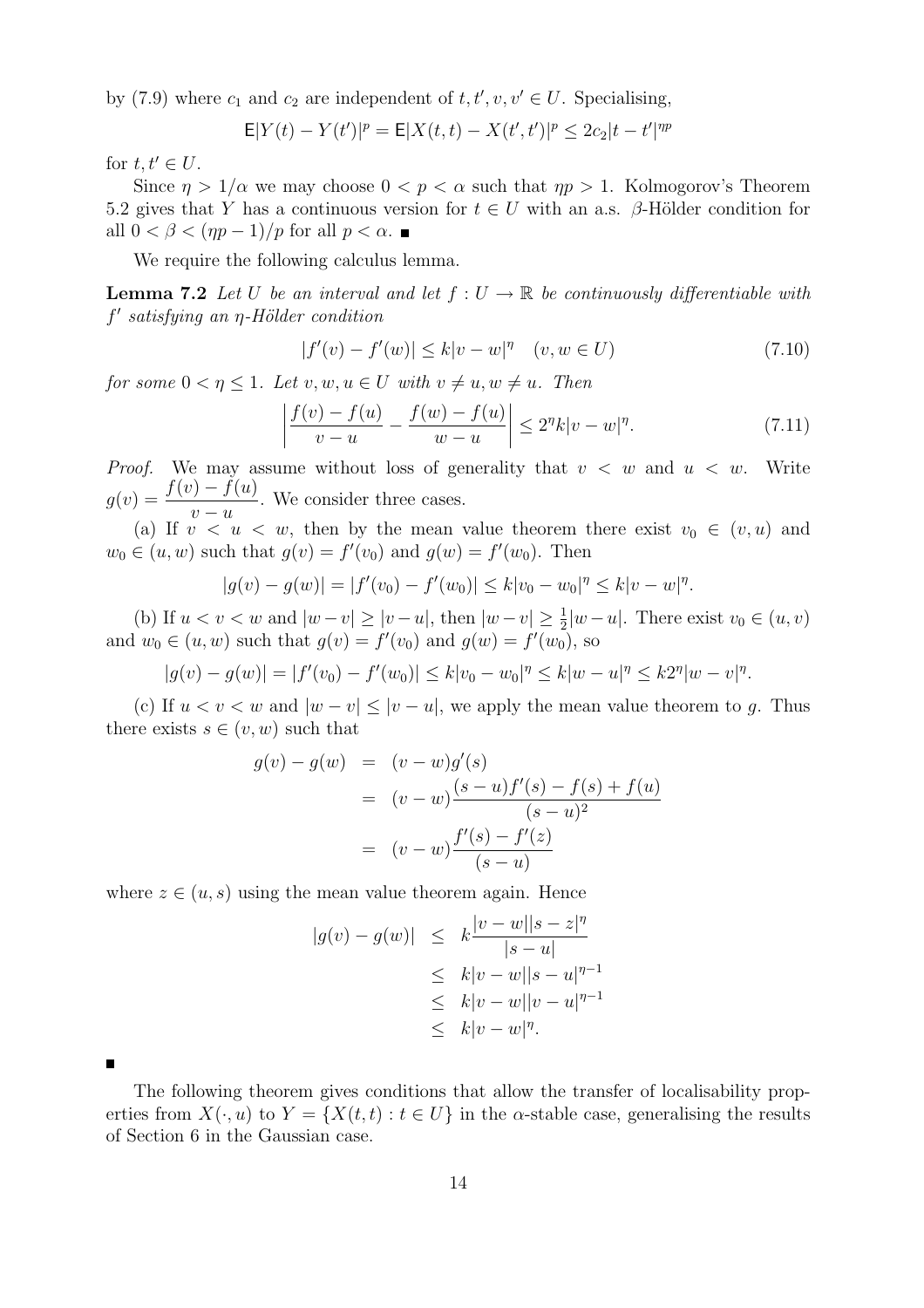by (7.9) where $c_1$ and $c_2$ are independent of $t, t', v, v' \in U$. Specialising,

$$\mathsf{E}|Y(t) - Y(t')|^p = \mathsf{E}|X(t,t) - X(t',t')|^p \leq 2c_2|t-t'|^{\eta p}$$

for $t, t' \in U$.

Since $\eta > 1/\alpha$ we may choose $0 < p < \alpha$ such that $\eta p > 1$. Kolmogorov's Theorem 5.2 gives that $Y$ has a continuous version for $t \in U$ with an a.s. $\beta$-Hölder condition for all $0 < \beta < (\eta p - 1)/p$ for all $p < \alpha$. ∎

We require the following calculus lemma.

**Lemma 7.2** *Let $U$ be an interval and let $f : U \to \mathbb{R}$ be continuously differentiable with $f'$ satisfying an $\eta$-Hölder condition*

$$|f'(v) - f'(w)| \leq k|v-w|^\eta \quad (v, w \in U) \tag{7.10}$$

*for some $0 < \eta \leq 1$. Let $v, w, u \in U$ with $v \neq u, w \neq u$. Then*

$$\left| \frac{f(v) - f(u)}{v-u} - \frac{f(w) - f(u)}{w-u} \right| \leq 2^\eta k|v-w|^\eta. \tag{7.11}$$

*Proof.* We may assume without loss of generality that $v < w$ and $u < w$. Write $g(v) = \dfrac{f(v) - f(u)}{v-u}$. We consider three cases.

(a) If $v < u < w$, then by the mean value theorem there exist $v_0 \in (v, u)$ and $w_0 \in (u, w)$ such that $g(v) = f'(v_0)$ and $g(w) = f'(w_0)$. Then

$$|g(v) - g(w)| = |f'(v_0) - f'(w_0)| \leq k|v_0 - w_0|^\eta \leq k|v-w|^\eta.$$

(b) If $u < v < w$ and $|w - v| \geq |v - u|$, then $|w - v| \geq \frac{1}{2}|w - u|$. There exist $v_0 \in (u, v)$ and $w_0 \in (u, w)$ such that $g(v) = f'(v_0)$ and $g(w) = f'(w_0)$, so

$$|g(v) - g(w)| = |f'(v_0) - f'(w_0)| \leq k|v_0 - w_0|^\eta \leq k|w-u|^\eta \leq k2^\eta|w-v|^\eta.$$

(c) If $u < v < w$ and $|w - v| \leq |v - u|$, we apply the mean value theorem to $g$. Thus there exists $s \in (v, w)$ such that

$$\begin{aligned}
g(v) - g(w) &= (v-w)g'(s) \\
&= (v-w)\frac{(s-u)f'(s) - f(s) + f(u)}{(s-u)^2} \\
&= (v-w)\frac{f'(s) - f'(z)}{(s-u)}
\end{aligned}$$

where $z \in (u, s)$ using the mean value theorem again. Hence

$$\begin{aligned}
|g(v) - g(w)| &\leq k\frac{|v-w||s-z|^\eta}{|s-u|} \\
&\leq k|v-w||s-u|^{\eta-1} \\
&\leq k|v-w||v-u|^{\eta-1} \\
&\leq k|v-w|^\eta.
\end{aligned}$$

∎

The following theorem gives conditions that allow the transfer of localisability properties from $X(\cdot, u)$ to $Y = \{X(t,t) : t \in U\}$ in the $\alpha$-stable case, generalising the results of Section 6 in the Gaussian case.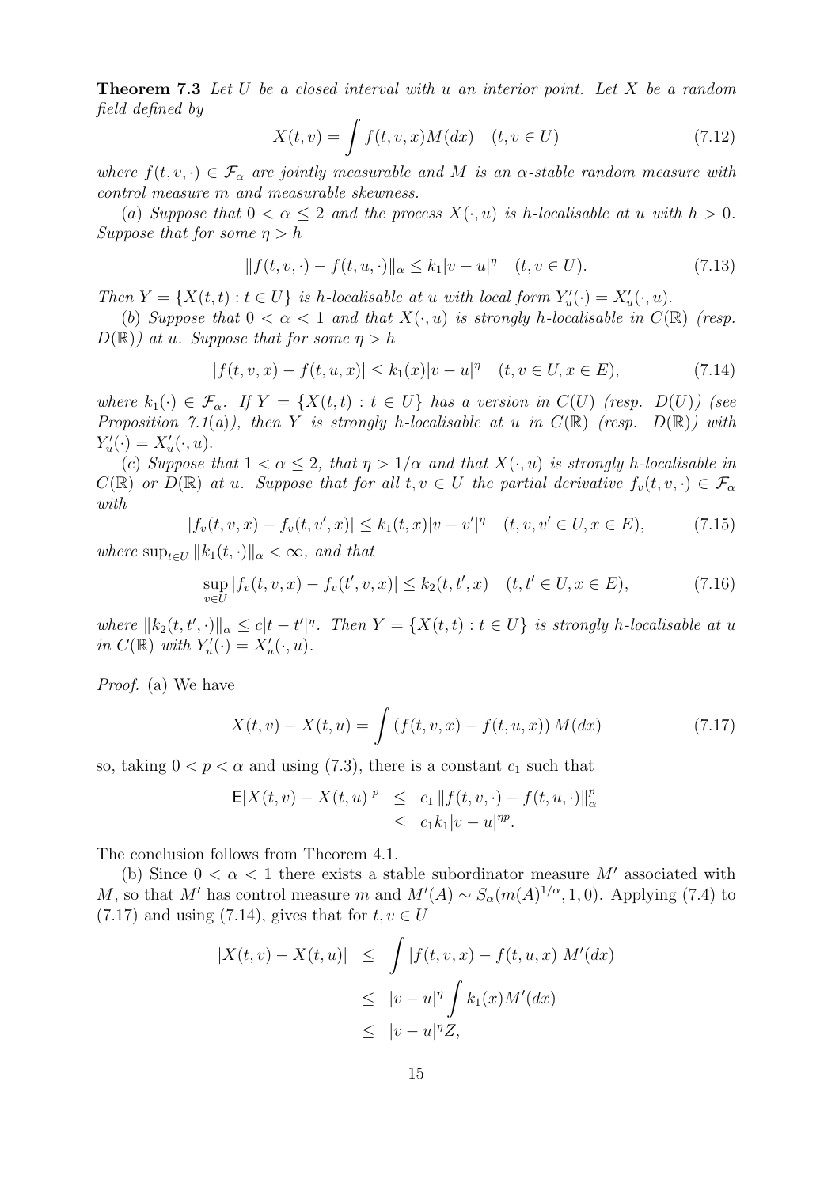**Theorem 7.3** *Let $U$ be a closed interval with $u$ an interior point. Let $X$ be a random field defined by*

$$X(t,v) = \int f(t,v,x)M(dx) \quad (t,v \in U) \tag{7.12}$$

*where $f(t,v,\cdot) \in \mathcal{F}_\alpha$ are jointly measurable and $M$ is an $\alpha$-stable random measure with control measure $m$ and measurable skewness.*

($a$) *Suppose that $0 < \alpha \leq 2$ and the process $X(\cdot,u)$ is $h$-localisable at $u$ with $h > 0$. Suppose that for some $\eta > h$*

$$\|f(t,v,\cdot) - f(t,u,\cdot)\|_\alpha \leq k_1|v-u|^\eta \quad (t,v \in U). \tag{7.13}$$

*Then $Y = \{X(t,t) : t \in U\}$ is $h$-localisable at $u$ with local form $Y'_u(\cdot) = X'_u(\cdot,u)$.*

($b$) *Suppose that $0 < \alpha < 1$ and that $X(\cdot,u)$ is strongly $h$-localisable in $C(\mathbb{R})$ (resp. $D(\mathbb{R})$) at $u$. Suppose that for some $\eta > h$*

$$|f(t,v,x) - f(t,u,x)| \leq k_1(x)|v-u|^\eta \quad (t,v \in U, x \in E), \tag{7.14}$$

*where $k_1(\cdot) \in \mathcal{F}_\alpha$. If $Y = \{X(t,t) : t \in U\}$ has a version in $C(U)$ (resp. $D(U)$) (see Proposition 7.1(a)), then $Y$ is strongly $h$-localisable at $u$ in $C(\mathbb{R})$ (resp. $D(\mathbb{R})$) with $Y'_u(\cdot) = X'_u(\cdot,u)$.*

($c$) *Suppose that $1 < \alpha \leq 2$, that $\eta > 1/\alpha$ and that $X(\cdot,u)$ is strongly $h$-localisable in $C(\mathbb{R})$ or $D(\mathbb{R})$ at $u$. Suppose that for all $t,v \in U$ the partial derivative $f_v(t,v,\cdot) \in \mathcal{F}_\alpha$ with*

$$|f_v(t,v,x) - f_v(t,v',x)| \leq k_1(t,x)|v-v'|^\eta \quad (t,v,v' \in U, x \in E), \tag{7.15}$$

*where $\sup_{t\in U}\|k_1(t,\cdot)\|_\alpha < \infty$, and that*

$$\sup_{v\in U}|f_v(t,v,x) - f_v(t',v,x)| \leq k_2(t,t',x) \quad (t,t' \in U, x \in E), \tag{7.16}$$

*where $\|k_2(t,t',\cdot)\|_\alpha \leq c|t-t'|^\eta$. Then $Y = \{X(t,t) : t \in U\}$ is strongly $h$-localisable at $u$ in $C(\mathbb{R})$ with $Y'_u(\cdot) = X'_u(\cdot,u)$.*

*Proof.* (a) We have

$$X(t,v) - X(t,u) = \int (f(t,v,x) - f(t,u,x))\, M(dx) \tag{7.17}$$

so, taking $0 < p < \alpha$ and using (7.3), there is a constant $c_1$ such that

$$\begin{aligned}
\mathsf{E}|X(t,v) - X(t,u)|^p &\leq c_1 \|f(t,v,\cdot) - f(t,u,\cdot)\|_\alpha^p \\
&\leq c_1 k_1 |v-u|^{\eta p}.
\end{aligned}$$

The conclusion follows from Theorem 4.1.

(b) Since $0 < \alpha < 1$ there exists a stable subordinator measure $M'$ associated with $M$, so that $M'$ has control measure $m$ and $M'(A) \sim S_\alpha(m(A)^{1/\alpha}, 1, 0)$. Applying (7.4) to (7.17) and using (7.14), gives that for $t,v \in U$

$$\begin{aligned}
|X(t,v) - X(t,u)| &\leq \int |f(t,v,x) - f(t,u,x)| M'(dx) \\
&\leq |v-u|^\eta \int k_1(x) M'(dx) \\
&\leq |v-u|^\eta Z,
\end{aligned}$$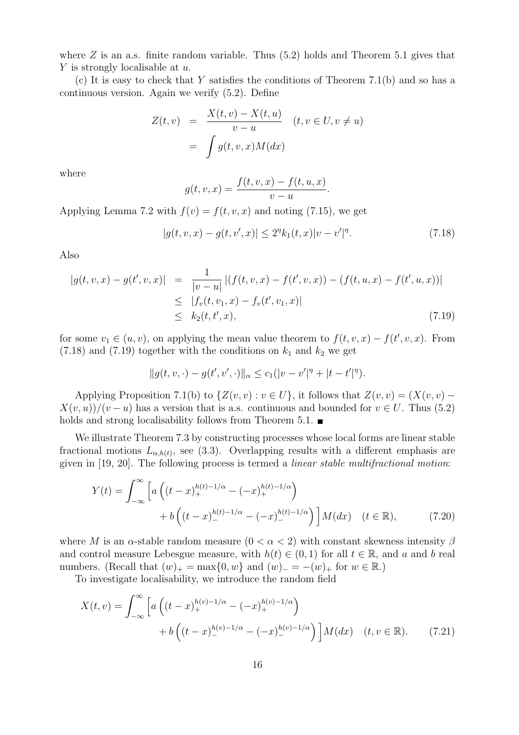where $Z$ is an a.s. finite random variable. Thus (5.2) holds and Theorem 5.1 gives that $Y$ is strongly localisable at $u$.

(c) It is easy to check that $Y$ satisfies the conditions of Theorem 7.1(b) and so has a continuous version. Again we verify (5.2). Define

$$
\begin{aligned}
Z(t,v) &= \frac{X(t,v)-X(t,u)}{v-u} \quad (t,v \in U, v \neq u) \\
&= \int g(t,v,x) M(dx)
\end{aligned}
$$

where

$$
g(t,v,x) = \frac{f(t,v,x)-f(t,u,x)}{v-u}.
$$

Applying Lemma 7.2 with $f(v) = f(t,v,x)$ and noting (7.15), we get

$$
|g(t,v,x) - g(t,v',x)| \leq 2^{\eta} k_1(t,x)|v-v'|^{\eta}. \tag{7.18}
$$

Also

$$
\begin{aligned}
|g(t,v,x) - g(t',v,x)| &= \frac{1}{|v-u|}\left|(f(t,v,x)-f(t',v,x)) - (f(t,u,x)-f(t',u,x))\right| \\
&\leq |f_v(t,v_1,x) - f_v(t',v_1,x)| \\
&\leq k_2(t,t',x),
\end{aligned} \tag{7.19}
$$

for some $v_1 \in (u,v)$, on applying the mean value theorem to $f(t,v,x)-f(t',v,x)$. From (7.18) and (7.19) together with the conditions on $k_1$ and $k_2$ we get

$$
\|g(t,v,\cdot) - g(t',v',\cdot)\|_{\alpha} \leq c_1(|v-v'|^{\eta} + |t-t'|^{\eta}).
$$

Applying Proposition 7.1(b) to $\{Z(v,v) : v \in U\}$, it follows that $Z(v,v) = (X(v,v) - X(v,u))/(v-u)$ has a version that is a.s. continuous and bounded for $v \in U$. Thus (5.2) holds and strong localisability follows from Theorem 5.1. ∎

We illustrate Theorem 7.3 by constructing processes whose local forms are linear stable fractional motions $L_{\alpha,h(t)}$, see (3.3). Overlapping results with a different emphasis are given in [19, 20]. The following process is termed a *linear stable multifractional motion*:

$$
\begin{aligned}
Y(t) = \int_{-\infty}^{\infty} \Big[ & a\left((t-x)_+^{h(t)-1/\alpha} - (-x)_+^{h(t)-1/\alpha}\right) \\
& + b\left((t-x)_-^{h(t)-1/\alpha} - (-x)_-^{h(t)-1/\alpha}\right)\Big] M(dx) \quad (t \in \mathbb{R}),
\end{aligned} \tag{7.20}
$$

where $M$ is an $\alpha$-stable random measure $(0 < \alpha < 2)$ with constant skewness intensity $\beta$ and control measure Lebesgue measure, with $h(t) \in (0,1)$ for all $t \in \mathbb{R}$, and $a$ and $b$ real numbers. (Recall that $(w)_+ = \max\{0, w\}$ and $(w)_- = -(w)_+$ for $w \in \mathbb{R}$.)

To investigate localisability, we introduce the random field

$$
\begin{aligned}
X(t,v) = \int_{-\infty}^{\infty} \Big[ & a\left((t-x)_+^{h(v)-1/\alpha} - (-x)_+^{h(v)-1/\alpha}\right) \\
& + b\left((t-x)_-^{h(v)-1/\alpha} - (-x)_-^{h(v)-1/\alpha}\right)\Big] M(dx) \quad (t, v \in \mathbb{R}).
\end{aligned} \tag{7.21}
$$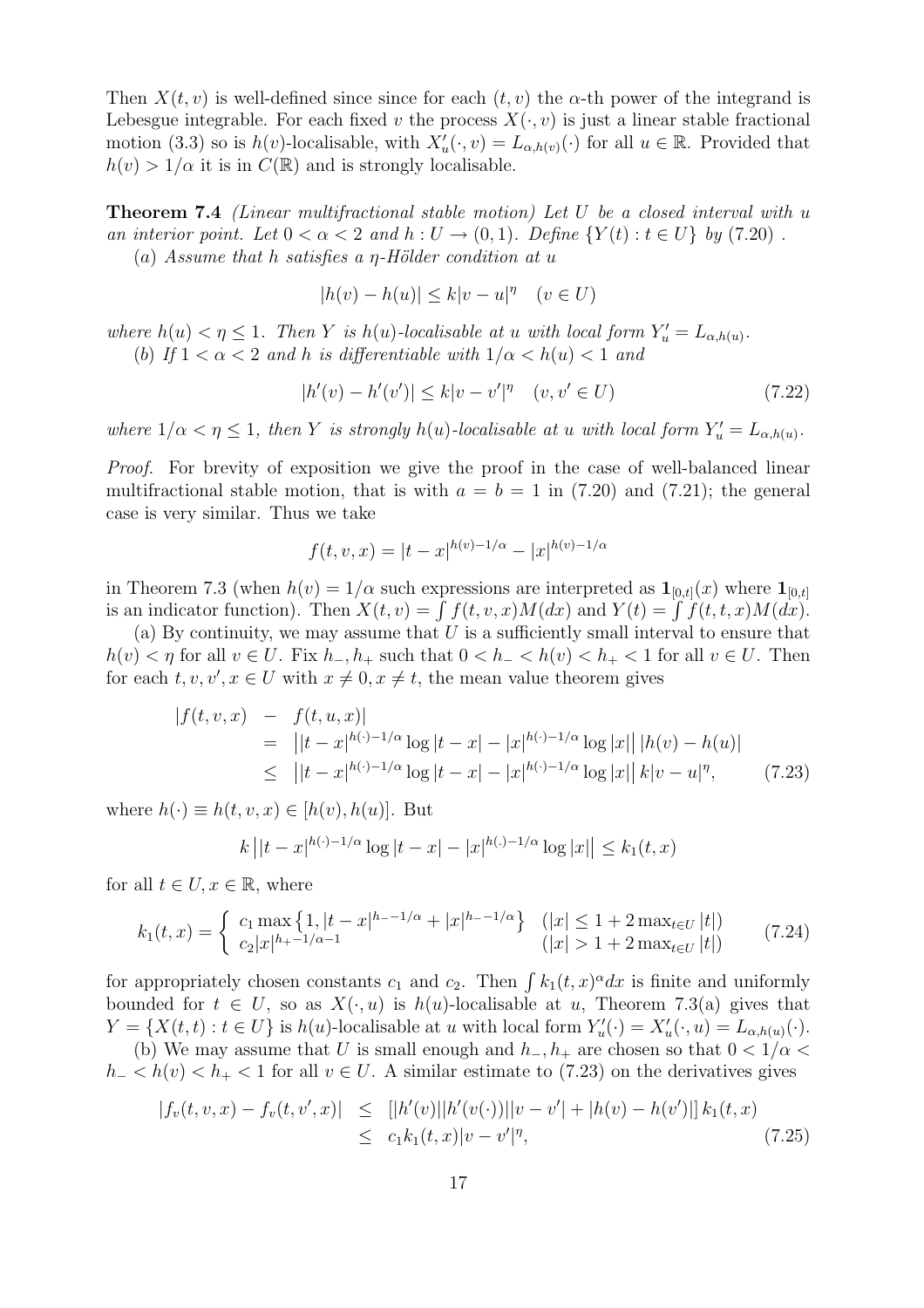Then $X(t,v)$ is well-defined since since for each $(t,v)$ the $\alpha$-th power of the integrand is Lebesgue integrable. For each fixed $v$ the process $X(\cdot,v)$ is just a linear stable fractional motion (3.3) so is $h(v)$-localisable, with $X'_u(\cdot,v) = L_{\alpha,h(v)}(\cdot)$ for all $u \in \mathbb{R}$. Provided that $h(v) > 1/\alpha$ it is in $C(\mathbb{R})$ and is strongly localisable.

**Theorem 7.4** *(Linear multifractional stable motion) Let $U$ be a closed interval with $u$ an interior point. Let $0 < \alpha < 2$ and $h : U \to (0,1)$. Define $\{Y(t) : t \in U\}$ by (7.20) .*

(*a*) *Assume that $h$ satisfies a $\eta$-Hölder condition at $u$*

$$|h(v) - h(u)| \leq k|v-u|^{\eta} \quad (v \in U)$$

*where $h(u) < \eta \leq 1$. Then $Y$ is $h(u)$-localisable at $u$ with local form $Y'_u = L_{\alpha,h(u)}$.*

(*b*) *If $1 < \alpha < 2$ and $h$ is differentiable with $1/\alpha < h(u) < 1$ and*

$$|h'(v) - h'(v')| \leq k|v-v'|^{\eta} \quad (v, v' \in U) \tag{7.22}$$

*where $1/\alpha < \eta \leq 1$, then $Y$ is strongly $h(u)$-localisable at $u$ with local form $Y'_u = L_{\alpha,h(u)}$.*

*Proof.* For brevity of exposition we give the proof in the case of well-balanced linear multifractional stable motion, that is with $a = b = 1$ in (7.20) and (7.21); the general case is very similar. Thus we take

$$f(t,v,x) = |t-x|^{h(v)-1/\alpha} - |x|^{h(v)-1/\alpha}$$

in Theorem 7.3 (when $h(v) = 1/\alpha$ such expressions are interpreted as $\mathbf{1}_{[0,t]}(x)$ where $\mathbf{1}_{[0,t]}$ is an indicator function). Then $X(t,v) = \int f(t,v,x)M(dx)$ and $Y(t) = \int f(t,t,x)M(dx)$.

(a) By continuity, we may assume that $U$ is a sufficiently small interval to ensure that $h(v) < \eta$ for all $v \in U$. Fix $h_-, h_+$ such that $0 < h_- < h(v) < h_+ < 1$ for all $v \in U$. Then for each $t, v, v', x \in U$ with $x \neq 0, x \neq t$, the mean value theorem gives

$$\begin{aligned}
|f(t,v,x) &- f(t,u,x)| \\
&= \left||t-x|^{h(\cdot)-1/\alpha}\log|t-x| - |x|^{h(\cdot)-1/\alpha}\log|x|\right| |h(v)-h(u)| \\
&\leq \left||t-x|^{h(\cdot)-1/\alpha}\log|t-x| - |x|^{h(\cdot)-1/\alpha}\log|x|\right| k|v-u|^{\eta},
\end{aligned} \tag{7.23}$$

where $h(\cdot) \equiv h(t,v,x) \in [h(v), h(u)]$. But

$$k\left||t-x|^{h(\cdot)-1/\alpha}\log|t-x| - |x|^{h(.)-1/\alpha}\log|x|\right| \leq k_1(t,x)$$

for all $t \in U, x \in \mathbb{R}$, where

$$k_1(t,x) = \begin{cases} c_1 \max\left\{1, |t-x|^{h_- - 1/\alpha} + |x|^{h_- - 1/\alpha}\right\} & (|x| \leq 1 + 2\max_{t\in U}|t|) \\ c_2|x|^{h_+ - 1/\alpha - 1} & (|x| > 1 + 2\max_{t \in U}|t|) \end{cases} \tag{7.24}$$

for appropriately chosen constants $c_1$ and $c_2$. Then $\int k_1(t,x)^{\alpha}dx$ is finite and uniformly bounded for $t \in U$, so as $X(\cdot,u)$ is $h(u)$-localisable at $u$, Theorem 7.3(a) gives that $Y = \{X(t,t) : t \in U\}$ is $h(u)$-localisable at $u$ with local form $Y'_u(\cdot) = X'_u(\cdot,u) = L_{\alpha,h(u)}(\cdot)$.

(b) We may assume that $U$ is small enough and $h_-, h_+$ are chosen so that $0 < 1/\alpha < h_- < h(v) < h_+ < 1$ for all $v \in U$. A similar estimate to (7.23) on the derivatives gives

$$\begin{aligned}
|f_v(t,v,x) - f_v(t,v',x)| &\leq \left[|h'(v)||h'(v(\cdot))||v-v'| + |h(v)-h(v')|\right] k_1(t,x) \\
&\leq c_1 k_1(t,x)|v-v'|^{\eta},
\end{aligned} \tag{7.25}$$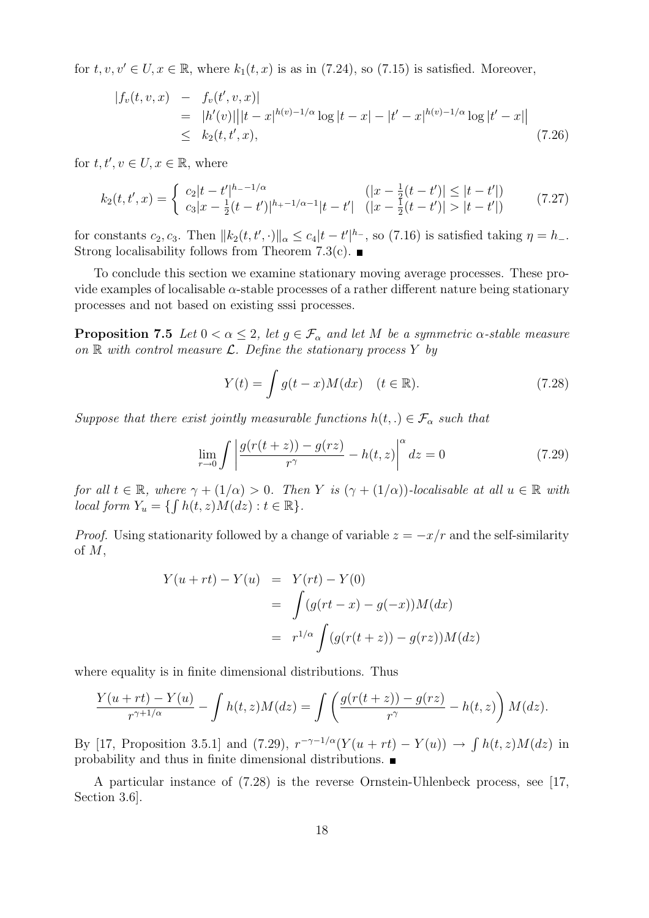for $t, v, v' \in U, x \in \mathbb{R}$, where $k_1(t,x)$ is as in (7.24), so (7.15) is satisfied. Moreover,

$$\begin{aligned}
|f_v(t,v,x) \quad &- \quad f_v(t',v,x)| \\
&= \quad |h'(v)| \big| |t-x|^{h(v)-1/\alpha} \log|t-x| - |t'-x|^{h(v)-1/\alpha} \log|t'-x| \big| \\
&\leq \quad k_2(t,t',x), \qquad\qquad\qquad\qquad\qquad\qquad\qquad\qquad\qquad\qquad (7.26)
\end{aligned}$$

for $t, t', v \in U, x \in \mathbb{R}$, where

$$k_2(t,t',x) = \begin{cases} c_2|t-t'|^{h_- - 1/\alpha} & (|x - \frac{1}{2}(t-t')| \leq |t-t'|) \\ c_3|x - \frac{1}{2}(t-t')|^{h_+ - 1/\alpha - 1}|t-t'| & (|x - \frac{1}{2}(t-t')| > |t-t'|) \end{cases} \qquad (7.27)$$

for constants $c_2, c_3$. Then $\|k_2(t,t',\cdot)\|_\alpha \leq c_4|t-t'|^{h_-}$, so (7.16) is satisfied taking $\eta = h_-$. Strong localisability follows from Theorem 7.3(c). ■

To conclude this section we examine stationary moving average processes. These provide examples of localisable $\alpha$-stable processes of a rather different nature being stationary processes and not based on existing sssi processes.

**Proposition 7.5** *Let $0 < \alpha \leq 2$, let $g \in \mathcal{F}_\alpha$ and let $M$ be a symmetric $\alpha$-stable measure on $\mathbb{R}$ with control measure $\mathcal{L}$. Define the stationary process $Y$ by*

$$Y(t) = \int g(t-x) M(dx) \quad (t \in \mathbb{R}). \qquad (7.28)$$

*Suppose that there exist jointly measurable functions $h(t,.) \in \mathcal{F}_\alpha$ such that*

$$\lim_{r \to 0} \int \left| \frac{g(r(t+z)) - g(rz)}{r^\gamma} - h(t,z) \right|^\alpha dz = 0 \qquad (7.29)$$

*for all $t \in \mathbb{R}$, where $\gamma + (1/\alpha) > 0$. Then $Y$ is $(\gamma + (1/\alpha))$-localisable at all $u \in \mathbb{R}$ with local form $Y_u = \{\int h(t,z) M(dz) : t \in \mathbb{R}\}$.*

*Proof.* Using stationarity followed by a change of variable $z = -x/r$ and the self-similarity of $M$,

$$\begin{aligned}
Y(u+rt) - Y(u) &= Y(rt) - Y(0) \\
&= \int (g(rt-x) - g(-x)) M(dx) \\
&= r^{1/\alpha} \int (g(r(t+z)) - g(rz)) M(dz)
\end{aligned}$$

where equality is in finite dimensional distributions. Thus

$$\frac{Y(u+rt) - Y(u)}{r^{\gamma + 1/\alpha}} - \int h(t,z) M(dz) = \int \left( \frac{g(r(t+z)) - g(rz)}{r^\gamma} - h(t,z) \right) M(dz).$$

By [17, Proposition 3.5.1] and (7.29), $r^{-\gamma - 1/\alpha}(Y(u+rt) - Y(u)) \to \int h(t,z) M(dz)$ in probability and thus in finite dimensional distributions. ■

A particular instance of (7.28) is the reverse Ornstein-Uhlenbeck process, see [17, Section 3.6].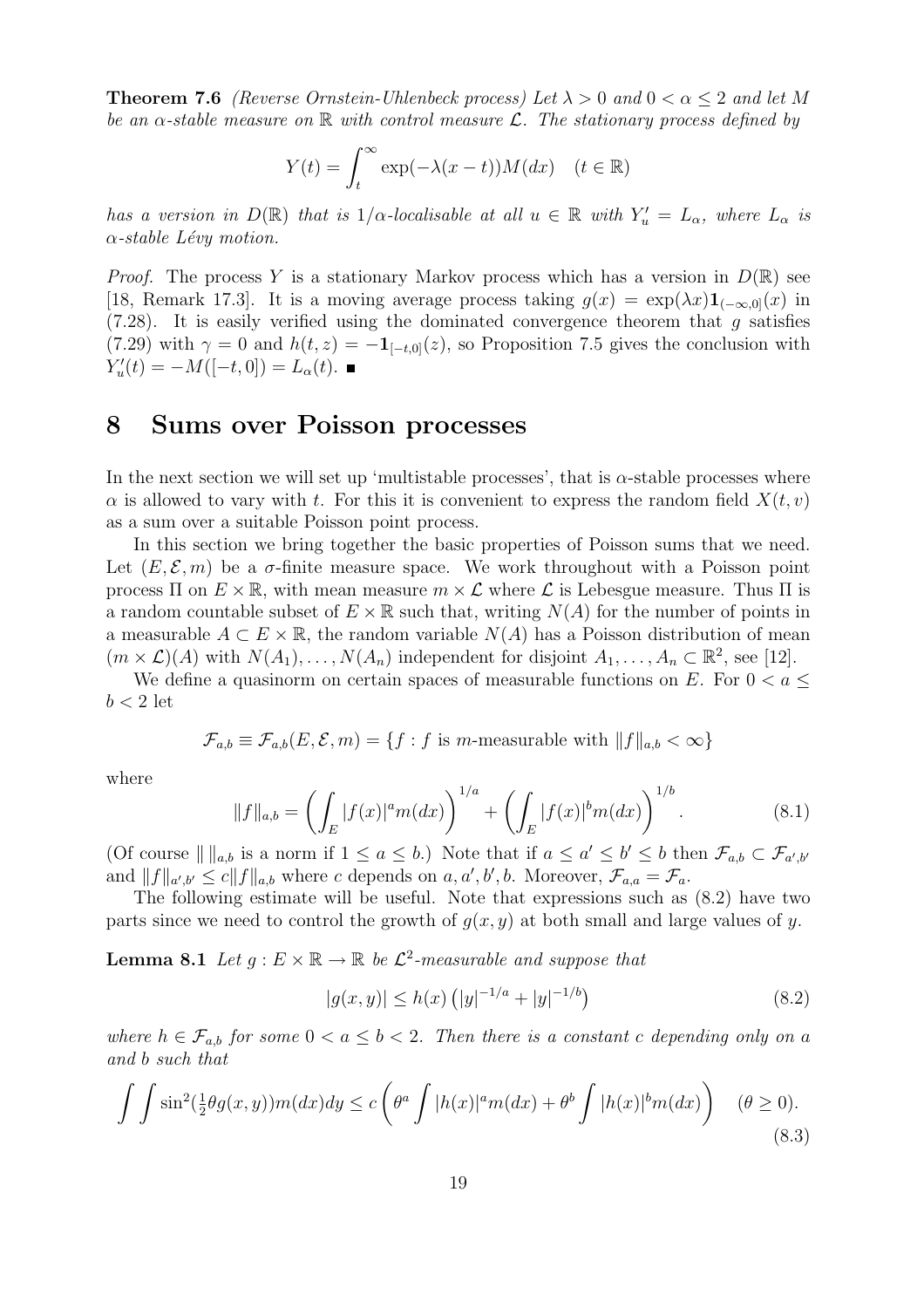**Theorem 7.6** *(Reverse Ornstein-Uhlenbeck process) Let $\lambda > 0$ and $0 < \alpha \leq 2$ and let $M$ be an $\alpha$-stable measure on $\mathbb{R}$ with control measure $\mathcal{L}$. The stationary process defined by*

$$Y(t) = \int_t^\infty \exp(-\lambda(x-t))M(dx) \quad (t \in \mathbb{R})$$

*has a version in $D(\mathbb{R})$ that is $1/\alpha$-localisable at all $u \in \mathbb{R}$ with $Y'_u = L_\alpha$, where $L_\alpha$ is $\alpha$-stable Lévy motion.*

*Proof.* The process $Y$ is a stationary Markov process which has a version in $D(\mathbb{R})$ see [18, Remark 17.3]. It is a moving average process taking $g(x) = \exp(\lambda x)\mathbf{1}_{(-\infty,0]}(x)$ in (7.28). It is easily verified using the dominated convergence theorem that $g$ satisfies (7.29) with $\gamma = 0$ and $h(t,z) = -\mathbf{1}_{[-t,0]}(z)$, so Proposition 7.5 gives the conclusion with $Y'_u(t) = -M([-t,0]) = L_\alpha(t)$. ■

# 8 Sums over Poisson processes

In the next section we will set up 'multistable processes', that is $\alpha$-stable processes where $\alpha$ is allowed to vary with $t$. For this it is convenient to express the random field $X(t,v)$ as a sum over a suitable Poisson point process.

In this section we bring together the basic properties of Poisson sums that we need. Let $(E, \mathcal{E}, m)$ be a $\sigma$-finite measure space. We work throughout with a Poisson point process $\Pi$ on $E \times \mathbb{R}$, with mean measure $m \times \mathcal{L}$ where $\mathcal{L}$ is Lebesgue measure. Thus $\Pi$ is a random countable subset of $E \times \mathbb{R}$ such that, writing $N(A)$ for the number of points in a measurable $A \subset E \times \mathbb{R}$, the random variable $N(A)$ has a Poisson distribution of mean $(m \times \mathcal{L})(A)$ with $N(A_1), \ldots, N(A_n)$ independent for disjoint $A_1, \ldots, A_n \subset \mathbb{R}^2$, see [12].

We define a quasinorm on certain spaces of measurable functions on $E$. For $0 < a \leq b < 2$ let

$$\mathcal{F}_{a,b} \equiv \mathcal{F}_{a,b}(E, \mathcal{E}, m) = \{f : f \text{ is } m\text{-measurable with } \|f\|_{a,b} < \infty\}$$

where

$$\|f\|_{a,b} = \left(\int_E |f(x)|^a m(dx)\right)^{1/a} + \left(\int_E |f(x)|^b m(dx)\right)^{1/b}. \tag{8.1}$$

(Of course $\| \, \|_{a,b}$ is a norm if $1 \leq a \leq b$.) Note that if $a \leq a' \leq b' \leq b$ then $\mathcal{F}_{a,b} \subset \mathcal{F}_{a',b'}$ and $\|f\|_{a',b'} \leq c\|f\|_{a,b}$ where $c$ depends on $a, a', b', b$. Moreover, $\mathcal{F}_{a,a} = \mathcal{F}_a$.

The following estimate will be useful. Note that expressions such as (8.2) have two parts since we need to control the growth of $g(x,y)$ at both small and large values of $y$.

**Lemma 8.1** *Let $g : E \times \mathbb{R} \to \mathbb{R}$ be $\mathcal{L}^2$-measurable and suppose that*

$$|g(x,y)| \leq h(x)\left(|y|^{-1/a} + |y|^{-1/b}\right) \tag{8.2}$$

*where $h \in \mathcal{F}_{a,b}$ for some $0 < a \leq b < 2$. Then there is a constant $c$ depending only on $a$ and $b$ such that*

$$\int\int \sin^2(\tfrac{1}{2}\theta g(x,y))m(dx)dy \leq c\left(\theta^a \int |h(x)|^a m(dx) + \theta^b \int |h(x)|^b m(dx)\right) \quad (\theta \geq 0). \tag{8.3}$$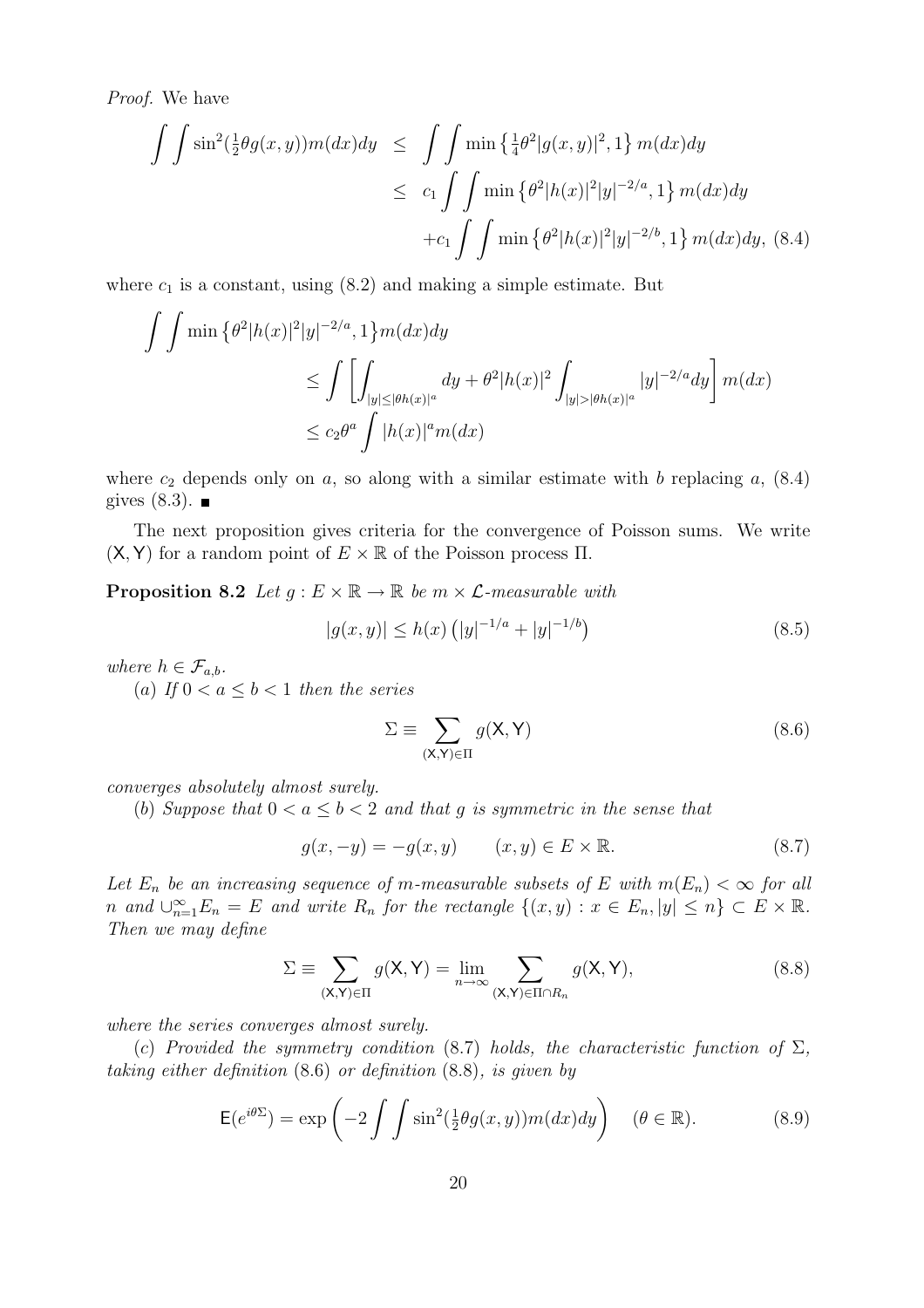*Proof.* We have

$$\begin{aligned}
\int\int \sin^2(\tfrac{1}{2}\theta g(x,y)) m(dx)dy &\leq \int\int \min\left\{\tfrac{1}{4}\theta^2|g(x,y)|^2, 1\right\} m(dx)dy \\
&\leq c_1 \int\int \min\left\{\theta^2|h(x)|^2|y|^{-2/a}, 1\right\} m(dx)dy \\
&\quad + c_1 \int\int \min\left\{\theta^2|h(x)|^2|y|^{-2/b}, 1\right\} m(dx)dy, \quad (8.4)
\end{aligned}$$

where $c_1$ is a constant, using (8.2) and making a simple estimate. But

$$\begin{aligned}
\int\int \min\left\{\theta^2|h(x)|^2|y|^{-2/a}, 1\right\} m(dx)dy & \\
&\leq \int \left[\int_{|y|\leq|\theta h(x)|^a} dy + \theta^2|h(x)|^2 \int_{|y|>|\theta h(x)|^a} |y|^{-2/a} dy\right] m(dx) \\
&\leq c_2 \theta^a \int |h(x)|^a m(dx)
\end{aligned}$$

where $c_2$ depends only on $a$, so along with a similar estimate with $b$ replacing $a$, (8.4) gives (8.3). ∎

The next proposition gives criteria for the convergence of Poisson sums. We write $(\mathsf{X},\mathsf{Y})$ for a random point of $E \times \mathbb{R}$ of the Poisson process $\Pi$.

**Proposition 8.2** *Let $g : E \times \mathbb{R} \to \mathbb{R}$ be $m \times \mathcal{L}$-measurable with*

$$|g(x,y)| \leq h(x)\left(|y|^{-1/a} + |y|^{-1/b}\right) \tag{8.5}$$

*where $h \in \mathcal{F}_{a,b}$.*

(*a*) *If $0 < a \leq b < 1$ then the series*

$$\Sigma \equiv \sum_{(\mathsf{X},\mathsf{Y})\in\Pi} g(\mathsf{X},\mathsf{Y}) \tag{8.6}$$

*converges absolutely almost surely.*

(*b*) *Suppose that $0 < a \leq b < 2$ and that $g$ is symmetric in the sense that*

$$g(x,-y) = -g(x,y) \qquad (x,y) \in E \times \mathbb{R}. \tag{8.7}$$

*Let $E_n$ be an increasing sequence of $m$-measurable subsets of $E$ with $m(E_n) < \infty$ for all $n$ and $\cup_{n=1}^{\infty} E_n = E$ and write $R_n$ for the rectangle $\{(x,y) : x \in E_n, |y| \leq n\} \subset E \times \mathbb{R}$. Then we may define*

$$\Sigma \equiv \sum_{(\mathsf{X},\mathsf{Y})\in\Pi} g(\mathsf{X},\mathsf{Y}) = \lim_{n\to\infty} \sum_{(\mathsf{X},\mathsf{Y})\in\Pi\cap R_n} g(\mathsf{X},\mathsf{Y}), \tag{8.8}$$

*where the series converges almost surely.*

(*c*) *Provided the symmetry condition (8.7) holds, the characteristic function of $\Sigma$, taking either definition (8.6) or definition (8.8), is given by*

$$\mathsf{E}(e^{i\theta\Sigma}) = \exp\left(-2\int\int \sin^2(\tfrac{1}{2}\theta g(x,y)) m(dx)dy\right) \quad (\theta \in \mathbb{R}). \tag{8.9}$$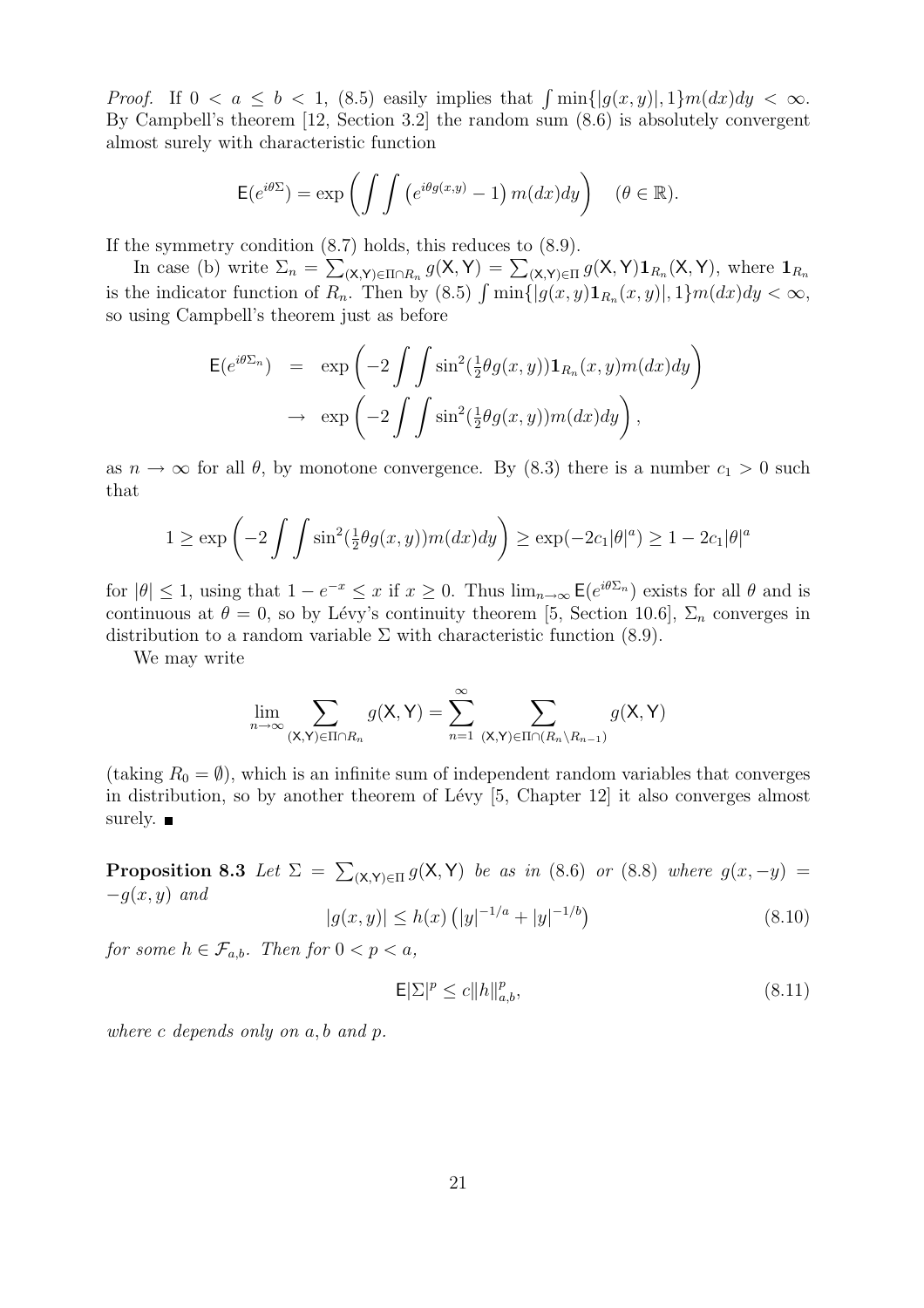*Proof.* If $0 < a \leq b < 1$, (8.5) easily implies that $\int \min\{|g(x,y)|, 1\} m(dx)dy < \infty$. By Campbell's theorem [12, Section 3.2] the random sum (8.6) is absolutely convergent almost surely with characteristic function

$$\mathsf{E}(e^{i\theta\Sigma}) = \exp\left( \int\int \left(e^{i\theta g(x,y)} - 1\right) m(dx)dy \right) \quad (\theta \in \mathbb{R}).$$

If the symmetry condition (8.7) holds, this reduces to (8.9).

In case (b) write $\Sigma_n = \sum_{(\mathsf{X},\mathsf{Y})\in\Pi\cap R_n} g(\mathsf{X},\mathsf{Y}) = \sum_{(\mathsf{X},\mathsf{Y})\in\Pi} g(\mathsf{X},\mathsf{Y})\mathbf{1}_{R_n}(\mathsf{X},\mathsf{Y})$, where $\mathbf{1}_{R_n}$ is the indicator function of $R_n$. Then by (8.5) $\int \min\{|g(x,y)\mathbf{1}_{R_n}(x,y)|, 1\} m(dx)dy < \infty$, so using Campbell's theorem just as before

$$\begin{aligned}
\mathsf{E}(e^{i\theta\Sigma_n}) &= \exp\left( -2\int\int \sin^2(\tfrac{1}{2}\theta g(x,y))\mathbf{1}_{R_n}(x,y) m(dx)dy \right) \\
&\to \exp\left( -2\int\int \sin^2(\tfrac{1}{2}\theta g(x,y)) m(dx)dy \right),
\end{aligned}$$

as $n \to \infty$ for all $\theta$, by monotone convergence. By (8.3) there is a number $c_1 > 0$ such that

$$1 \geq \exp\left( -2\int\int \sin^2(\tfrac{1}{2}\theta g(x,y)) m(dx)dy \right) \geq \exp(-2c_1|\theta|^a) \geq 1 - 2c_1|\theta|^a$$

for $|\theta| \leq 1$, using that $1 - e^{-x} \leq x$ if $x \geq 0$. Thus $\lim_{n\to\infty} \mathsf{E}(e^{i\theta\Sigma_n})$ exists for all $\theta$ and is continuous at $\theta = 0$, so by Lévy's continuity theorem [5, Section 10.6], $\Sigma_n$ converges in distribution to a random variable $\Sigma$ with characteristic function (8.9).

We may write

$$\lim_{n\to\infty} \sum_{(\mathsf{X},\mathsf{Y})\in\Pi\cap R_n} g(\mathsf{X},\mathsf{Y}) = \sum_{n=1}^{\infty} \sum_{(\mathsf{X},\mathsf{Y})\in\Pi\cap(R_n\setminus R_{n-1})} g(\mathsf{X},\mathsf{Y})$$

(taking $R_0 = \emptyset$), which is an infinite sum of independent random variables that converges in distribution, so by another theorem of Lévy [5, Chapter 12] it also converges almost surely. ∎

**Proposition 8.3** *Let $\Sigma = \sum_{(\mathsf{X},\mathsf{Y})\in\Pi} g(\mathsf{X},\mathsf{Y})$ be as in (8.6) or (8.8) where $g(x,-y) = -g(x,y)$ and*

$$|g(x,y)| \leq h(x)\left(|y|^{-1/a} + |y|^{-1/b}\right) \tag{8.10}$$

*for some $h \in \mathcal{F}_{a,b}$. Then for $0 < p < a$,*

$$\mathsf{E}|\Sigma|^p \leq c\|h\|_{a,b}^p, \tag{8.11}$$

*where $c$ depends only on $a, b$ and $p$.*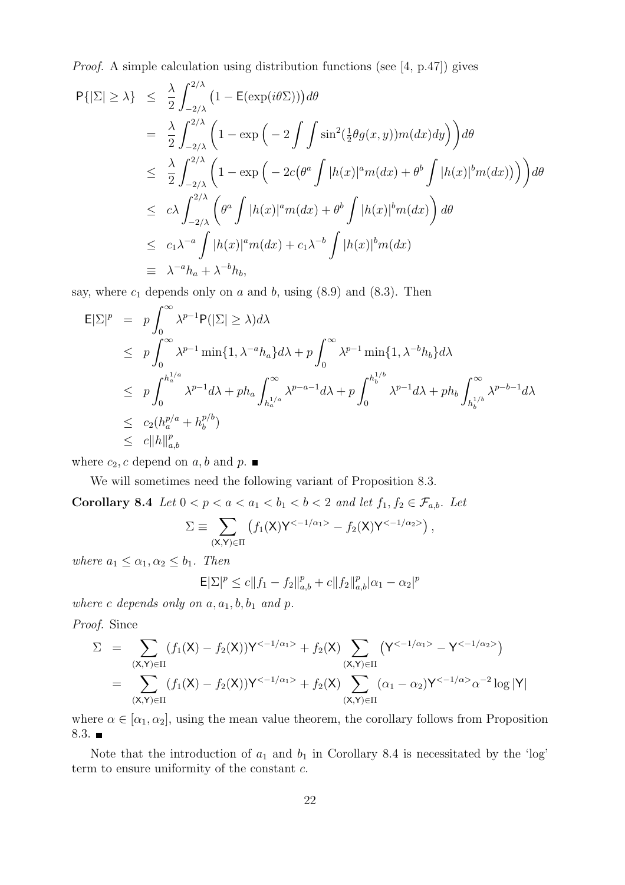*Proof.* A simple calculation using distribution functions (see [4, p.47]) gives

$$
\begin{aligned}
\mathsf{P}\{|\Sigma| \geq \lambda\} &\leq \frac{\lambda}{2}\int_{-2/\lambda}^{2/\lambda}\big(1-\mathsf{E}(\exp(i\theta\Sigma))\big)d\theta \\
&= \frac{\lambda}{2}\int_{-2/\lambda}^{2/\lambda}\Big(1-\exp\Big(-2\int\int \sin^2(\tfrac{1}{2}\theta g(x,y))m(dx)dy\Big)\Big)d\theta \\
&\leq \frac{\lambda}{2}\int_{-2/\lambda}^{2/\lambda}\Big(1-\exp\Big(-2c\big(\theta^a\int |h(x)|^a m(dx)+\theta^b\int |h(x)|^b m(dx)\big)\Big)\Big)d\theta \\
&\leq c\lambda\int_{-2/\lambda}^{2/\lambda}\Big(\theta^a\int |h(x)|^a m(dx)+\theta^b\int |h(x)|^b m(dx)\Big)d\theta \\
&\leq c_1\lambda^{-a}\int |h(x)|^a m(dx)+c_1\lambda^{-b}\int |h(x)|^b m(dx) \\
&\equiv \lambda^{-a}h_a+\lambda^{-b}h_b,
\end{aligned}
$$

say, where $c_1$ depends only on $a$ and $b$, using (8.9) and (8.3). Then

$$
\begin{aligned}
\mathsf{E}|\Sigma|^p &= p\int_0^\infty \lambda^{p-1}\mathsf{P}(|\Sigma|\geq\lambda)d\lambda \\
&\leq p\int_0^\infty \lambda^{p-1}\min\{1,\lambda^{-a}h_a\}d\lambda + p\int_0^\infty \lambda^{p-1}\min\{1,\lambda^{-b}h_b\}d\lambda \\
&\leq p\int_0^{h_a^{1/a}}\lambda^{p-1}d\lambda + ph_a\int_{h_a^{1/a}}^\infty \lambda^{p-a-1}d\lambda + p\int_0^{h_b^{1/b}}\lambda^{p-1}d\lambda + ph_b\int_{h_b^{1/b}}^\infty \lambda^{p-b-1}d\lambda \\
&\leq c_2(h_a^{p/a}+h_b^{p/b}) \\
&\leq c\|h\|_{a,b}^p
\end{aligned}
$$

where $c_2, c$ depend on $a, b$ and $p$. ■

We will sometimes need the following variant of Proposition 8.3.

**Corollary 8.4** *Let $0<p<a<a_1<b_1<b<2$ and let $f_1, f_2 \in \mathcal{F}_{a,b}$. Let*

$$
\Sigma \equiv \sum_{(\mathsf{X},\mathsf{Y})\in\Pi}\left(f_1(\mathsf{X})\mathsf{Y}^{<-1/\alpha_1>} - f_2(\mathsf{X})\mathsf{Y}^{<-1/\alpha_2>}\right),
$$

*where $a_1 \leq \alpha_1, \alpha_2 \leq b_1$. Then*

$$
\mathsf{E}|\Sigma|^p \leq c\|f_1-f_2\|_{a,b}^p + c\|f_2\|_{a,b}^p|\alpha_1-\alpha_2|^p
$$

*where $c$ depends only on $a, a_1, b, b_1$ and $p$.*

*Proof.* Since

$$
\begin{aligned}
\Sigma &= \sum_{(\mathsf{X},\mathsf{Y})\in\Pi}(f_1(\mathsf{X})-f_2(\mathsf{X}))\mathsf{Y}^{<-1/\alpha_1>} + f_2(\mathsf{X})\sum_{(\mathsf{X},\mathsf{Y})\in\Pi}\left(\mathsf{Y}^{<-1/\alpha_1>}-\mathsf{Y}^{<-1/\alpha_2>}\right) \\
&= \sum_{(\mathsf{X},\mathsf{Y})\in\Pi}(f_1(\mathsf{X})-f_2(\mathsf{X}))\mathsf{Y}^{<-1/\alpha_1>} + f_2(\mathsf{X})\sum_{(\mathsf{X},\mathsf{Y})\in\Pi}(\alpha_1-\alpha_2)\mathsf{Y}^{<-1/\alpha>}\alpha^{-2}\log|\mathsf{Y}|
\end{aligned}
$$

where $\alpha \in [\alpha_1, \alpha_2]$, using the mean value theorem, the corollary follows from Proposition 8.3. ■

Note that the introduction of $a_1$ and $b_1$ in Corollary 8.4 is necessitated by the 'log' term to ensure uniformity of the constant $c$.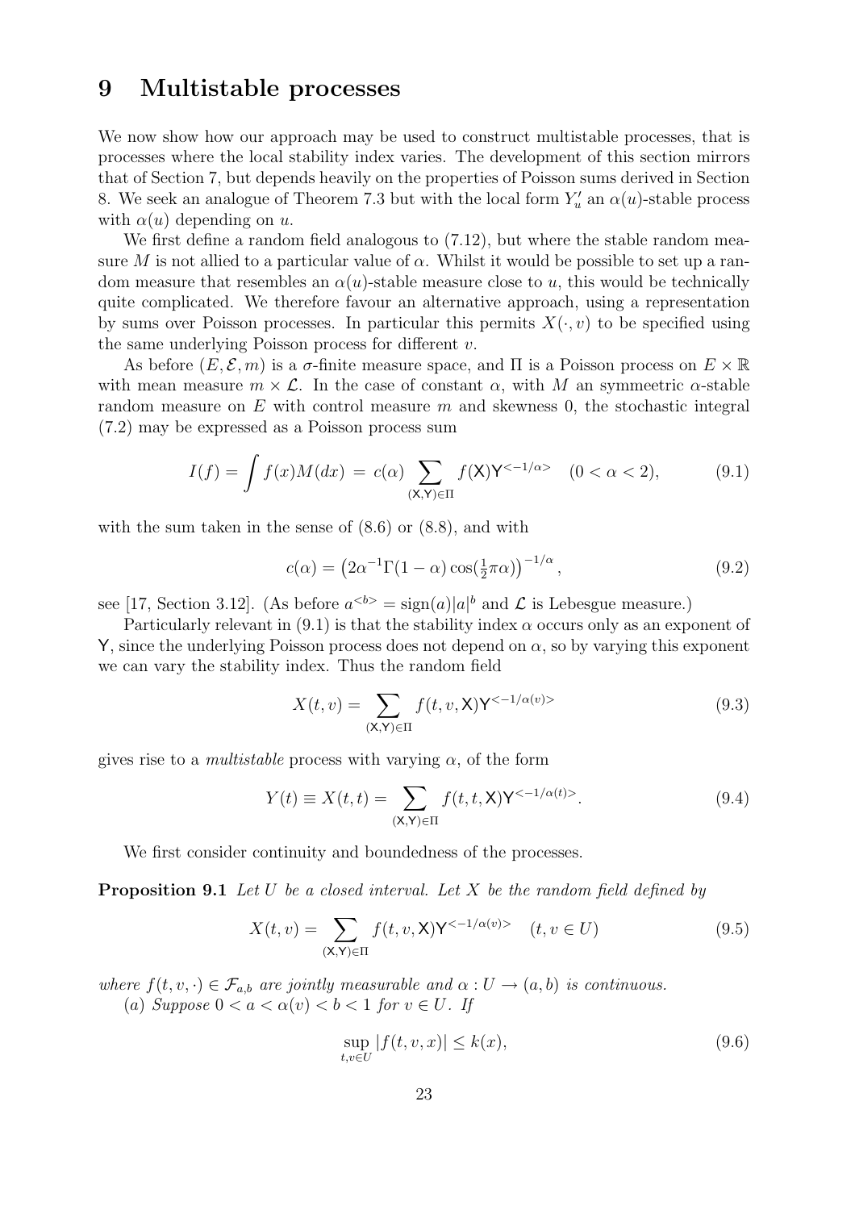# 9 Multistable processes

We now show how our approach may be used to construct multistable processes, that is processes where the local stability index varies. The development of this section mirrors that of Section 7, but depends heavily on the properties of Poisson sums derived in Section 8. We seek an analogue of Theorem 7.3 but with the local form $Y'_u$ an $\alpha(u)$-stable process with $\alpha(u)$ depending on $u$.

We first define a random field analogous to (7.12), but where the stable random measure $M$ is not allied to a particular value of $\alpha$. Whilst it would be possible to set up a random measure that resembles an $\alpha(u)$-stable measure close to $u$, this would be technically quite complicated. We therefore favour an alternative approach, using a representation by sums over Poisson processes. In particular this permits $X(\cdot, v)$ to be specified using the same underlying Poisson process for different $v$.

As before $(E, \mathcal{E}, m)$ is a $\sigma$-finite measure space, and $\Pi$ is a Poisson process on $E \times \mathbb{R}$ with mean measure $m \times \mathcal{L}$. In the case of constant $\alpha$, with $M$ an symmeetric $\alpha$-stable random measure on $E$ with control measure $m$ and skewness 0, the stochastic integral (7.2) may be expressed as a Poisson process sum

$$I(f) = \int f(x)M(dx) \, = \, c(\alpha) \sum_{(\mathsf{X},\mathsf{Y}) \in \Pi} f(\mathsf{X})\mathsf{Y}^{<-1/\alpha>} \quad (0 < \alpha < 2), \tag{9.1}$$

with the sum taken in the sense of (8.6) or (8.8), and with

$$c(\alpha) = \left(2\alpha^{-1}\Gamma(1-\alpha)\cos(\tfrac{1}{2}\pi\alpha)\right)^{-1/\alpha}, \tag{9.2}$$

see [17, Section 3.12]. (As before $a^{<b>} = \mathrm{sign}(a)|a|^b$ and $\mathcal{L}$ is Lebesgue measure.)

Particularly relevant in (9.1) is that the stability index $\alpha$ occurs only as an exponent of $\mathsf{Y}$, since the underlying Poisson process does not depend on $\alpha$, so by varying this exponent we can vary the stability index. Thus the random field

$$X(t, v) = \sum_{(\mathsf{X},\mathsf{Y}) \in \Pi} f(t, v, \mathsf{X})\mathsf{Y}^{<-1/\alpha(v)>} \tag{9.3}$$

gives rise to a *multistable* process with varying $\alpha$, of the form

$$Y(t) \equiv X(t, t) = \sum_{(\mathsf{X},\mathsf{Y}) \in \Pi} f(t, t, \mathsf{X})\mathsf{Y}^{<-1/\alpha(t)>}. \tag{9.4}$$

We first consider continuity and boundedness of the processes.

**Proposition 9.1** *Let $U$ be a closed interval. Let $X$ be the random field defined by*

$$X(t, v) = \sum_{(\mathsf{X},\mathsf{Y}) \in \Pi} f(t, v, \mathsf{X})\mathsf{Y}^{<-1/\alpha(v)>} \quad (t, v \in U) \tag{9.5}$$

*where $f(t, v, \cdot) \in \mathcal{F}_{a,b}$ are jointly measurable and $\alpha : U \to (a, b)$ is continuous.*

(*a*) *Suppose $0 < a < \alpha(v) < b < 1$ for $v \in U$. If*

$$\sup_{t,v \in U} |f(t, v, x)| \leq k(x), \tag{9.6}$$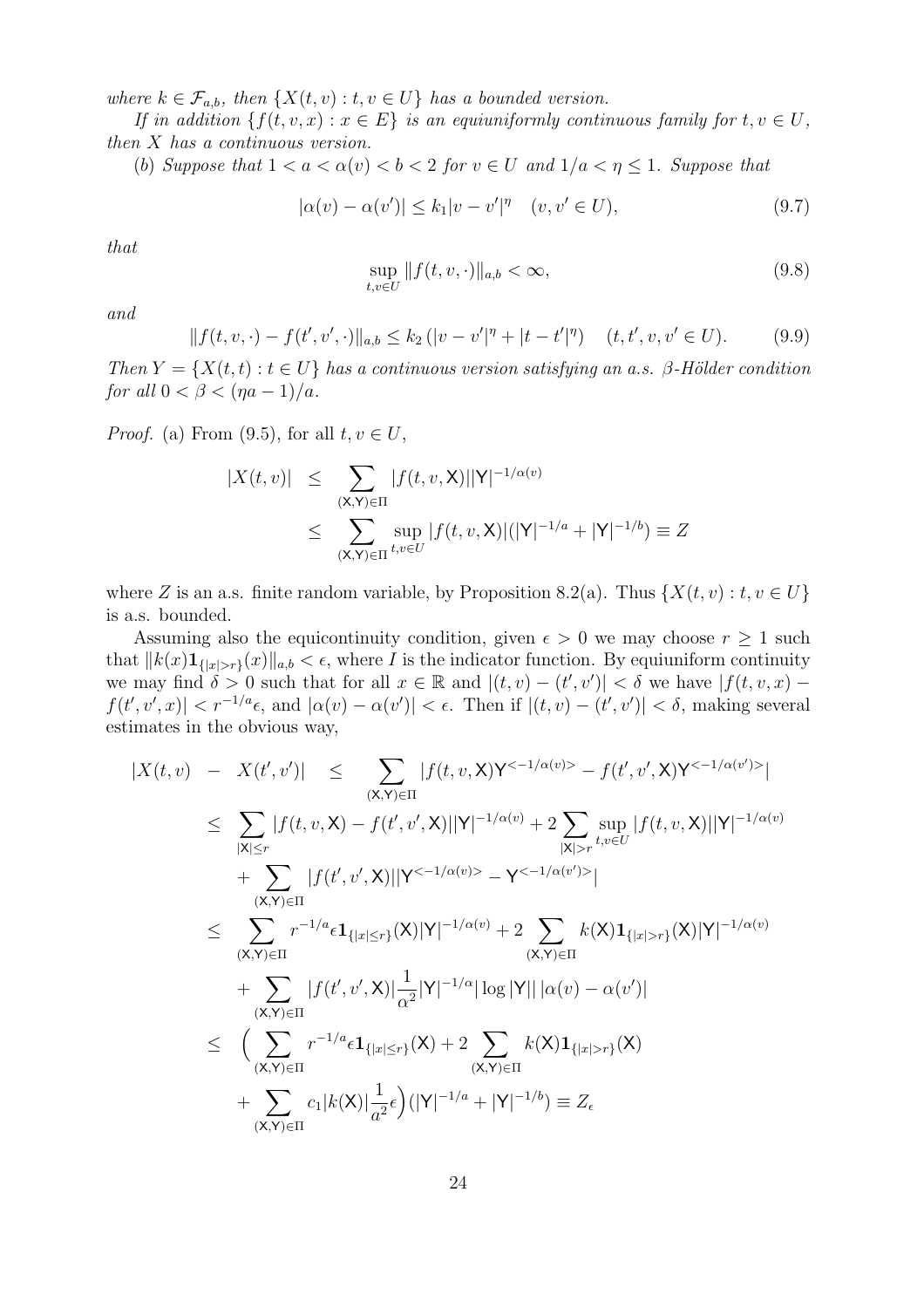*where $k \in \mathcal{F}_{a,b}$, then $\{X(t,v) : t, v \in U\}$ has a bounded version.*

*If in addition $\{f(t,v,x) : x \in E\}$ is an equiuniformly continuous family for $t, v \in U$, then $X$ has a continuous version.*

*(b) Suppose that $1 < a < \alpha(v) < b < 2$ for $v \in U$ and $1/a < \eta \leq 1$. Suppose that*

$$|\alpha(v) - \alpha(v')| \leq k_1 |v - v'|^{\eta} \quad (v, v' \in U), \tag{9.7}$$

*that*

$$\sup_{t,v \in U} \|f(t,v,\cdot)\|_{a,b} < \infty, \tag{9.8}$$

*and*

$$\|f(t,v,\cdot) - f(t',v',\cdot)\|_{a,b} \leq k_2 \left(|v - v'|^{\eta} + |t - t'|^{\eta}\right) \quad (t, t', v, v' \in U). \tag{9.9}$$

*Then $Y = \{X(t,t) : t \in U\}$ has a continuous version satisfying an a.s. $\beta$-Hölder condition for all $0 < \beta < (\eta a - 1)/a$.*

*Proof.* (a) From (9.5), for all $t, v \in U$,

$$\begin{aligned}
|X(t,v)| &\leq \sum_{(\mathsf{X},\mathsf{Y}) \in \Pi} |f(t,v,\mathsf{X})||\mathsf{Y}|^{-1/\alpha(v)} \\
&\leq \sum_{(\mathsf{X},\mathsf{Y}) \in \Pi} \sup_{t,v \in U} |f(t,v,\mathsf{X})|(|\mathsf{Y}|^{-1/a} + |\mathsf{Y}|^{-1/b}) \equiv Z
\end{aligned}$$

where $Z$ is an a.s. finite random variable, by Proposition 8.2(a). Thus $\{X(t,v) : t, v \in U\}$ is a.s. bounded.

Assuming also the equicontinuity condition, given $\epsilon > 0$ we may choose $r \geq 1$ such that $\|k(x)\mathbf{1}_{\{|x|>r\}}(x)\|_{a,b} < \epsilon$, where $I$ is the indicator function. By equiuniform continuity we may find $\delta > 0$ such that for all $x \in \mathbb{R}$ and $|(t,v) - (t',v')| < \delta$ we have $|f(t,v,x) - f(t',v',x)| < r^{-1/a}\epsilon$, and $|\alpha(v) - \alpha(v')| < \epsilon$. Then if $|(t,v) - (t',v')| < \delta$, making several estimates in the obvious way,

$$\begin{aligned}
|X(t,v) \; - \; X(t',v')| \quad &\leq \sum_{(\mathsf{X},\mathsf{Y}) \in \Pi} |f(t,v,\mathsf{X})\mathsf{Y}^{<-1/\alpha(v)>} - f(t',v',\mathsf{X})\mathsf{Y}^{<-1/\alpha(v')>}| \\
&\leq \sum_{|\mathsf{X}| \leq r} |f(t,v,\mathsf{X}) - f(t',v',\mathsf{X})||\mathsf{Y}|^{-1/\alpha(v)} + 2\sum_{|\mathsf{X}|>r} \sup_{t,v \in U} |f(t,v,\mathsf{X})||\mathsf{Y}|^{-1/\alpha(v)} \\
&\quad + \sum_{(\mathsf{X},\mathsf{Y}) \in \Pi} |f(t',v',\mathsf{X})||\mathsf{Y}^{<-1/\alpha(v)>} - \mathsf{Y}^{<-1/\alpha(v')>}| \\
&\leq \sum_{(\mathsf{X},\mathsf{Y}) \in \Pi} r^{-1/a}\epsilon \mathbf{1}_{\{|x| \leq r\}}(\mathsf{X})|\mathsf{Y}|^{-1/\alpha(v)} + 2\sum_{(\mathsf{X},\mathsf{Y}) \in \Pi} k(\mathsf{X})\mathbf{1}_{\{|x|>r\}}(\mathsf{X})|\mathsf{Y}|^{-1/\alpha(v)} \\
&\quad + \sum_{(\mathsf{X},\mathsf{Y}) \in \Pi} |f(t',v',\mathsf{X})|\frac{1}{\alpha^2}|\mathsf{Y}|^{-1/\alpha}|\log|\mathsf{Y}|| \, |\alpha(v) - \alpha(v')| \\
&\leq \Big( \sum_{(\mathsf{X},\mathsf{Y}) \in \Pi} r^{-1/a}\epsilon \mathbf{1}_{\{|x| \leq r\}}(\mathsf{X}) + 2\sum_{(\mathsf{X},\mathsf{Y}) \in \Pi} k(\mathsf{X})\mathbf{1}_{\{|x|>r\}}(\mathsf{X}) \\
&\quad + \sum_{(\mathsf{X},\mathsf{Y}) \in \Pi} c_1|k(\mathsf{X})|\frac{1}{a^2}\epsilon \Big)(|\mathsf{Y}|^{-1/a} + |\mathsf{Y}|^{-1/b}) \equiv Z_\epsilon
\end{aligned}$$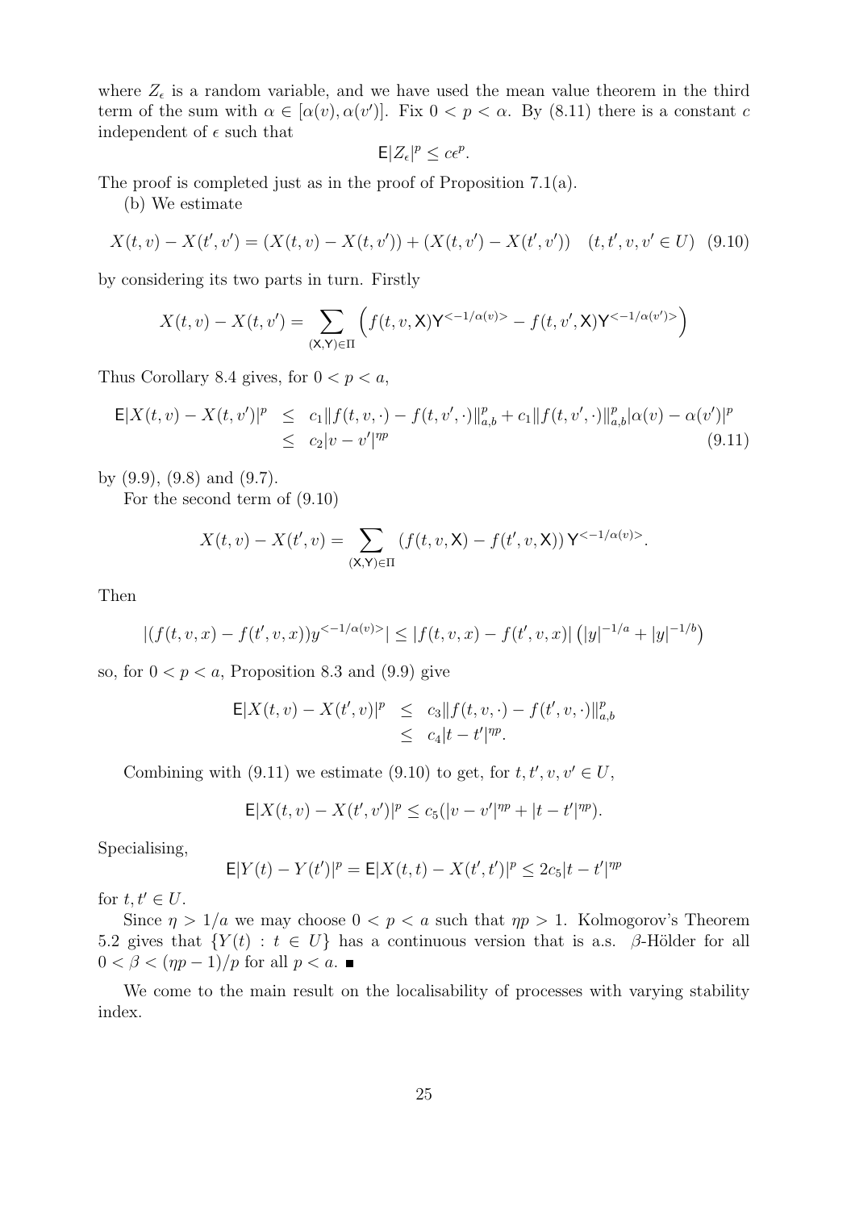where $Z_\epsilon$ is a random variable, and we have used the mean value theorem in the third term of the sum with $\alpha \in [\alpha(v), \alpha(v')]$. Fix $0 < p < \alpha$. By (8.11) there is a constant $c$ independent of $\epsilon$ such that

$$\mathsf{E}|Z_\epsilon|^p \leq c\epsilon^p.$$

The proof is completed just as in the proof of Proposition 7.1(a).

(b) We estimate

$$X(t,v) - X(t',v') = (X(t,v) - X(t,v')) + (X(t,v') - X(t',v')) \quad (t,t',v,v' \in U) \quad (9.10)$$

by considering its two parts in turn. Firstly

$$X(t,v) - X(t,v') = \sum_{(\mathsf{X},\mathsf{Y})\in\Pi} \Big( f(t,v,\mathsf{X})\mathsf{Y}^{<-1/\alpha(v)>} - f(t,v',\mathsf{X})\mathsf{Y}^{<-1/\alpha(v')>} \Big)$$

Thus Corollary 8.4 gives, for $0 < p < a$,

$$\begin{aligned}
\mathsf{E}|X(t,v) - X(t,v')|^p &\leq c_1\|f(t,v,\cdot) - f(t,v',\cdot)\|_{a,b}^p + c_1\|f(t,v',\cdot)\|_{a,b}^p|\alpha(v) - \alpha(v')|^p \\
&\leq c_2|v - v'|^{\eta p} \qquad (9.11)
\end{aligned}$$

by (9.9), (9.8) and (9.7).

For the second term of (9.10)

$$X(t,v) - X(t',v) = \sum_{(\mathsf{X},\mathsf{Y})\in\Pi} (f(t,v,\mathsf{X}) - f(t',v,\mathsf{X}))\,\mathsf{Y}^{<-1/\alpha(v)>}.$$

Then

$$|(f(t,v,x) - f(t',v,x))y^{<-1/\alpha(v)>}| \leq |f(t,v,x) - f(t',v,x)|\left(|y|^{-1/a} + |y|^{-1/b}\right)$$

so, for $0 < p < a$, Proposition 8.3 and (9.9) give

$$\begin{aligned}
\mathsf{E}|X(t,v) - X(t',v)|^p &\leq c_3\|f(t,v,\cdot) - f(t',v,\cdot)\|_{a,b}^p \\
&\leq c_4|t - t'|^{\eta p}.
\end{aligned}$$

Combining with (9.11) we estimate (9.10) to get, for $t,t',v,v' \in U$,

$$\mathsf{E}|X(t,v) - X(t',v')|^p \leq c_5(|v - v'|^{\eta p} + |t - t'|^{\eta p}).$$

Specialising,

$$\mathsf{E}|Y(t) - Y(t')|^p = \mathsf{E}|X(t,t) - X(t',t')|^p \leq 2c_5|t - t'|^{\eta p}$$

for $t,t' \in U$.

Since $\eta > 1/a$ we may choose $0 < p < a$ such that $\eta p > 1$. Kolmogorov's Theorem 5.2 gives that $\{Y(t) : t \in U\}$ has a continuous version that is a.s. $\beta$-Hölder for all $0 < \beta < (\eta p - 1)/p$ for all $p < a$. ■

We come to the main result on the localisability of processes with varying stability index.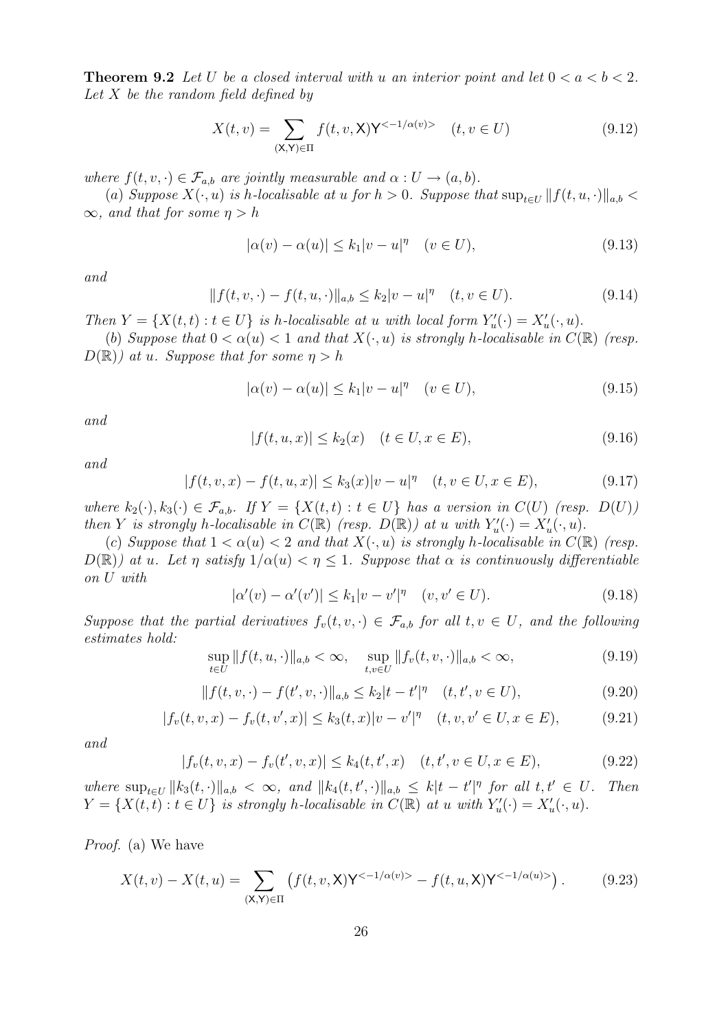**Theorem 9.2** *Let $U$ be a closed interval with $u$ an interior point and let $0 < a < b < 2$. Let $X$ be the random field defined by*

$$X(t,v) = \sum_{(\mathsf{X},\mathsf{Y})\in\Pi} f(t,v,\mathsf{X})\mathsf{Y}^{<-1/\alpha(v)>} \quad (t,v \in U) \tag{9.12}$$

*where $f(t,v,\cdot) \in \mathcal{F}_{a,b}$ are jointly measurable and $\alpha : U \to (a,b)$.*

(*a*) *Suppose $X(\cdot,u)$ is $h$-localisable at $u$ for $h > 0$. Suppose that $\sup_{t\in U} \|f(t,u,\cdot)\|_{a,b} < \infty$, and that for some $\eta > h$*

$$|\alpha(v) - \alpha(u)| \le k_1|v-u|^\eta \quad (v \in U), \tag{9.13}$$

*and*

$$\|f(t,v,\cdot) - f(t,u,\cdot)\|_{a,b} \le k_2|v-u|^\eta \quad (t,v \in U). \tag{9.14}$$

*Then $Y = \{X(t,t) : t \in U\}$ is $h$-localisable at $u$ with local form $Y'_u(\cdot) = X'_u(\cdot,u)$.*

(*b*) *Suppose that $0 < \alpha(u) < 1$ and that $X(\cdot,u)$ is strongly $h$-localisable in $C(\mathbb{R})$ (resp. $D(\mathbb{R})$) at $u$. Suppose that for some $\eta > h$*

$$|\alpha(v) - \alpha(u)| \le k_1|v-u|^\eta \quad (v \in U), \tag{9.15}$$

*and*

$$|f(t,u,x)| \le k_2(x) \quad (t \in U, x \in E), \tag{9.16}$$

*and*

$$|f(t,v,x) - f(t,u,x)| \le k_3(x)|v-u|^\eta \quad (t,v \in U, x \in E), \tag{9.17}$$

*where $k_2(\cdot), k_3(\cdot) \in \mathcal{F}_{a,b}$. If $Y = \{X(t,t) : t \in U\}$ has a version in $C(U)$ (resp. $D(U)$) then $Y$ is strongly $h$-localisable in $C(\mathbb{R})$ (resp. $D(\mathbb{R})$) at $u$ with $Y'_u(\cdot) = X'_u(\cdot,u)$.*

(*c*) *Suppose that $1 < \alpha(u) < 2$ and that $X(\cdot,u)$ is strongly $h$-localisable in $C(\mathbb{R})$ (resp. $D(\mathbb{R})$) at $u$. Let $\eta$ satisfy $1/\alpha(u) < \eta \le 1$. Suppose that $\alpha$ is continuously differentiable on $U$ with*

$$|\alpha'(v) - \alpha'(v')| \le k_1|v-v'|^\eta \quad (v,v' \in U). \tag{9.18}$$

*Suppose that the partial derivatives $f_v(t,v,\cdot) \in \mathcal{F}_{a,b}$ for all $t,v \in U$, and the following estimates hold:*

$$\sup_{t\in U} \|f(t,u,\cdot)\|_{a,b} < \infty, \quad \sup_{t,v\in U} \|f_v(t,v,\cdot)\|_{a,b} < \infty, \tag{9.19}$$

$$\|f(t,v,\cdot) - f(t',v,\cdot)\|_{a,b} \le k_2|t-t'|^\eta \quad (t,t',v \in U), \tag{9.20}$$

$$|f_v(t,v,x) - f_v(t,v',x)| \le k_3(t,x)|v-v'|^\eta \quad (t,v,v' \in U, x \in E), \tag{9.21}$$

*and*

$$|f_v(t,v,x) - f_v(t',v,x)| \le k_4(t,t',x) \quad (t,t',v \in U, x \in E), \tag{9.22}$$

*where $\sup_{t\in U} \|k_3(t,\cdot)\|_{a,b} < \infty$, and $\|k_4(t,t',\cdot)\|_{a,b} \le k|t-t'|^\eta$ for all $t,t' \in U$. Then $Y = \{X(t,t) : t \in U\}$ is strongly $h$-localisable in $C(\mathbb{R})$ at $u$ with $Y'_u(\cdot) = X'_u(\cdot,u)$.*

*Proof.* (a) We have

$$X(t,v) - X(t,u) = \sum_{(\mathsf{X},\mathsf{Y})\in\Pi} \left(f(t,v,\mathsf{X})\mathsf{Y}^{<-1/\alpha(v)>} - f(t,u,\mathsf{X})\mathsf{Y}^{<-1/\alpha(u)>}\right). \tag{9.23}$$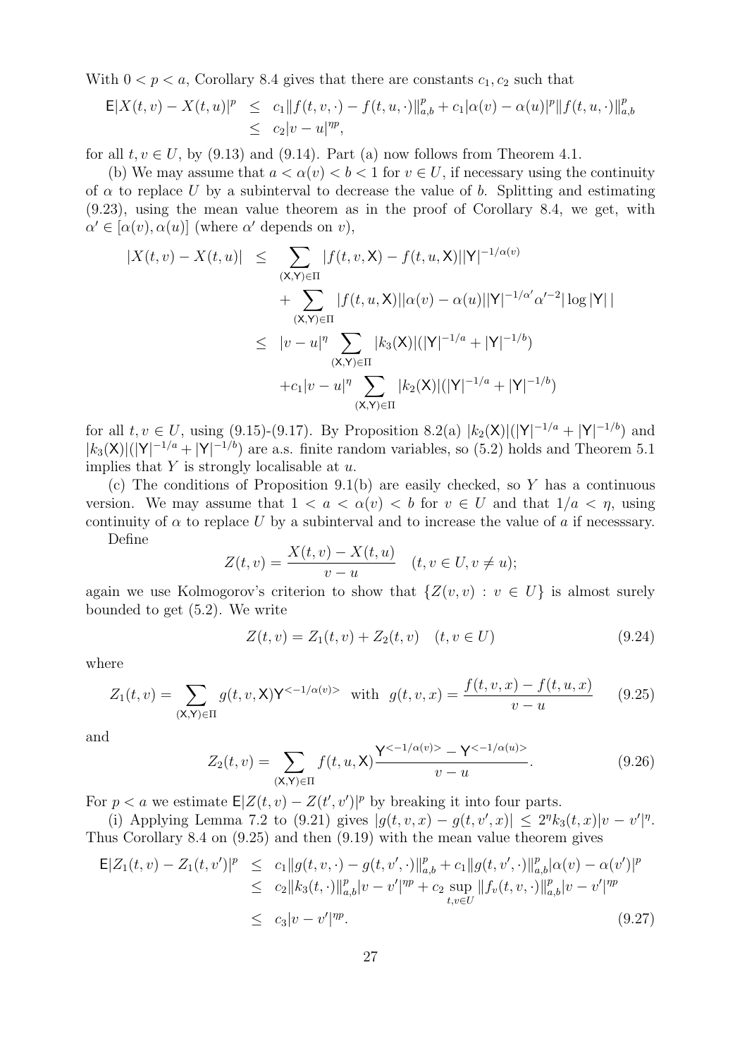With $0 < p < a$, Corollary 8.4 gives that there are constants $c_1, c_2$ such that

$$
\begin{aligned}
\mathsf{E}|X(t,v) - X(t,u)|^p &\leq c_1 \|f(t,v,\cdot) - f(t,u,\cdot)\|_{a,b}^p + c_1|\alpha(v) - \alpha(u)|^p \|f(t,u,\cdot)\|_{a,b}^p \\
&\leq c_2 |v-u|^{\eta p},
\end{aligned}
$$

for all $t, v \in U$, by (9.13) and (9.14). Part (a) now follows from Theorem 4.1.

(b) We may assume that $a < \alpha(v) < b < 1$ for $v \in U$, if necessary using the continuity of $\alpha$ to replace $U$ by a subinterval to decrease the value of $b$. Splitting and estimating (9.23), using the mean value theorem as in the proof of Corollary 8.4, we get, with $\alpha' \in [\alpha(v), \alpha(u)]$ (where $\alpha'$ depends on $v$),

$$
\begin{aligned}
|X(t,v) - X(t,u)| &\leq \sum_{(\mathsf{X},\mathsf{Y})\in\Pi} |f(t,v,\mathsf{X}) - f(t,u,\mathsf{X})||\mathsf{Y}|^{-1/\alpha(v)} \\
&\quad + \sum_{(\mathsf{X},\mathsf{Y})\in\Pi} |f(t,u,\mathsf{X})||\alpha(v) - \alpha(u)||\mathsf{Y}|^{-1/\alpha'}\alpha'^{-2}|\log|\mathsf{Y}|\,| \\
&\leq |v-u|^\eta \sum_{(\mathsf{X},\mathsf{Y})\in\Pi} |k_3(\mathsf{X})|(|\mathsf{Y}|^{-1/a} + |\mathsf{Y}|^{-1/b}) \\
&\quad + c_1|v-u|^\eta \sum_{(\mathsf{X},\mathsf{Y})\in\Pi} |k_2(\mathsf{X})|(|\mathsf{Y}|^{-1/a} + |\mathsf{Y}|^{-1/b})
\end{aligned}
$$

for all $t, v \in U$, using (9.15)-(9.17). By Proposition 8.2(a) $|k_2(\mathsf{X})|(|\mathsf{Y}|^{-1/a} + |\mathsf{Y}|^{-1/b})$ and $|k_3(\mathsf{X})|(|\mathsf{Y}|^{-1/a} + |\mathsf{Y}|^{-1/b})$ are a.s. finite random variables, so (5.2) holds and Theorem 5.1 implies that $Y$ is strongly localisable at $u$.

(c) The conditions of Proposition 9.1(b) are easily checked, so $Y$ has a continuous version. We may assume that $1 < a < \alpha(v) < b$ for $v \in U$ and that $1/a < \eta$, using continuity of $\alpha$ to replace $U$ by a subinterval and to increase the value of $a$ if necesssary.

Define

$$
Z(t,v) = \frac{X(t,v) - X(t,u)}{v-u} \quad (t, v \in U, v \neq u);
$$

again we use Kolmogorov's criterion to show that $\{Z(v,v) : v \in U\}$ is almost surely bounded to get (5.2). We write

$$
Z(t,v) = Z_1(t,v) + Z_2(t,v) \quad (t, v \in U) \tag{9.24}
$$

where

$$
Z_1(t,v) = \sum_{(\mathsf{X},\mathsf{Y})\in\Pi} g(t,v,\mathsf{X})\mathsf{Y}^{<-1/\alpha(v)>} \text{ with } g(t,v,x) = \frac{f(t,v,x) - f(t,u,x)}{v-u} \tag{9.25}
$$

and

$$
Z_2(t,v) = \sum_{(\mathsf{X},\mathsf{Y})\in\Pi} f(t,u,\mathsf{X}) \frac{\mathsf{Y}^{<-1/\alpha(v)>} - \mathsf{Y}^{<-1/\alpha(u)>}}{v-u}. \tag{9.26}
$$

For $p < a$ we estimate $\mathsf{E}|Z(t,v) - Z(t',v')|^p$ by breaking it into four parts.

(i) Applying Lemma 7.2 to (9.21) gives $|g(t,v,x) - g(t,v',x)| \leq 2^\eta k_3(t,x)|v-v'|^\eta$. Thus Corollary 8.4 on (9.25) and then (9.19) with the mean value theorem gives

$$
\begin{aligned}
\mathsf{E}|Z_1(t,v) - Z_1(t,v')|^p &\leq c_1\|g(t,v,\cdot) - g(t,v',\cdot)\|_{a,b}^p + c_1\|g(t,v',\cdot)\|_{a,b}^p|\alpha(v) - \alpha(v')|^p \\
&\leq c_2\|k_3(t,\cdot)\|_{a,b}^p|v-v'|^{\eta p} + c_2 \sup_{t,v\in U}\|f_v(t,v,\cdot)\|_{a,b}^p|v-v'|^{\eta p} \\
&\leq c_3|v-v'|^{\eta p}.
\end{aligned} \tag{9.27}
$$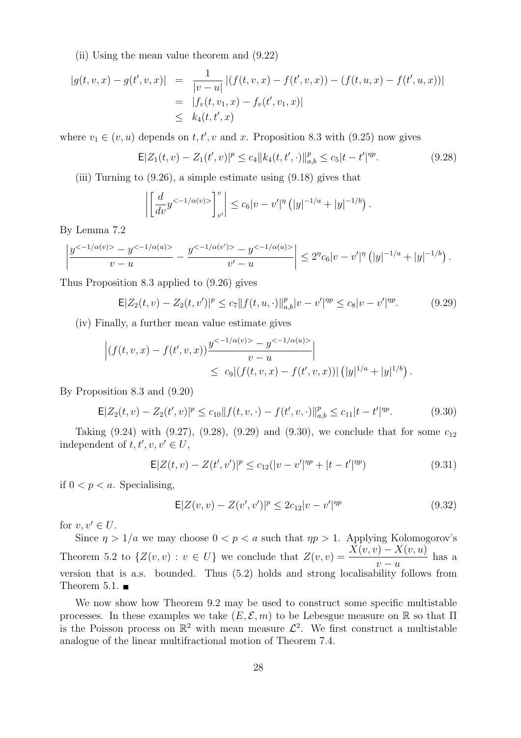(ii) Using the mean value theorem and (9.22)

$$
\begin{aligned}
|g(t,v,x) - g(t',v,x)| &= \frac{1}{|v-u|}\left|(f(t,v,x) - f(t',v,x)) - (f(t,u,x) - f(t',u,x))\right| \\
&= |f_v(t,v_1,x) - f_v(t',v_1,x)| \\
&\leq k_4(t,t',x)
\end{aligned}
$$

where $v_1 \in (v,u)$ depends on $t, t', v$ and $x$. Proposition 8.3 with (9.25) now gives

$$
\mathsf{E}|Z_1(t,v) - Z_1(t',v)|^p \leq c_4 \|k_4(t,t',\cdot)\|_{a,b}^p \leq c_5 |t-t'|^{\eta p}. \tag{9.28}
$$

(iii) Turning to (9.26), a simple estimate using (9.18) gives that

$$
\left| \left[ \frac{d}{dv} y^{<-1/\alpha(v)>} \right]_{v'}^{v} \right| \leq c_6 |v-v'|^{\eta} \left( |y|^{-1/a} + |y|^{-1/b} \right).
$$

By Lemma 7.2

$$
\left| \frac{y^{<-1/\alpha(v)>} - y^{<-1/\alpha(u)>}}{v-u} - \frac{y^{<-1/\alpha(v')>} - y^{<-1/\alpha(u)>}}{v'-u} \right| \leq 2^{\eta} c_6 |v-v'|^{\eta} \left( |y|^{-1/a} + |y|^{-1/b} \right).
$$

Thus Proposition 8.3 applied to (9.26) gives

$$
\mathsf{E}|Z_2(t,v) - Z_2(t,v')|^p \leq c_7 \|f(t,u,\cdot)\|_{a,b}^p |v-v'|^{\eta p} \leq c_8 |v-v'|^{\eta p}. \tag{9.29}
$$

(iv) Finally, a further mean value estimate gives

$$
\begin{aligned}
&\left| (f(t,v,x) - f(t',v,x)) \frac{y^{<-1/\alpha(v)>} - y^{<-1/\alpha(u)>}}{v-u} \right| \\
&\qquad \leq c_9 |(f(t,v,x) - f(t',v,x))| \left( |y|^{1/a} + |y|^{1/b} \right).
\end{aligned}
$$

By Proposition 8.3 and (9.20)

$$
\mathsf{E}|Z_2(t,v) - Z_2(t',v)|^p \leq c_{10} \|f(t,v,\cdot) - f(t',v,\cdot)\|_{a,b}^p \leq c_{11} |t-t'|^{\eta p}. \tag{9.30}
$$

Taking (9.24) with (9.27), (9.28), (9.29) and (9.30), we conclude that for some $c_{12}$ independent of $t, t', v, v' \in U$,

$$
\mathsf{E}|Z(t,v) - Z(t',v')|^p \leq c_{12} (|v-v'|^{\eta p} + |t-t'|^{\eta p}) \tag{9.31}
$$

if $0 < p < a$. Specialising,

$$
\mathsf{E}|Z(v,v) - Z(v',v')|^p \leq 2 c_{12} |v-v'|^{\eta p} \tag{9.32}
$$

for $v, v' \in U$.

Since $\eta > 1/a$ we may choose $0 < p < a$ such that $\eta p > 1$. Applying Kolomogorov's Theorem 5.2 to $\{Z(v,v) : v \in U\}$ we conclude that $Z(v,v) = \dfrac{X(v,v) - X(v,u)}{v-u}$ has a version that is a.s. bounded. Thus (5.2) holds and strong localisability follows from Theorem 5.1. ∎

We now show how Theorem 9.2 may be used to construct some specific multistable processes. In these examples we take $(E, \mathcal{E}, m)$ to be Lebesgue measure on $\mathbb{R}$ so that $\Pi$ is the Poisson process on $\mathbb{R}^2$ with mean measure $\mathcal{L}^2$. We first construct a multistable analogue of the linear multifractional motion of Theorem 7.4.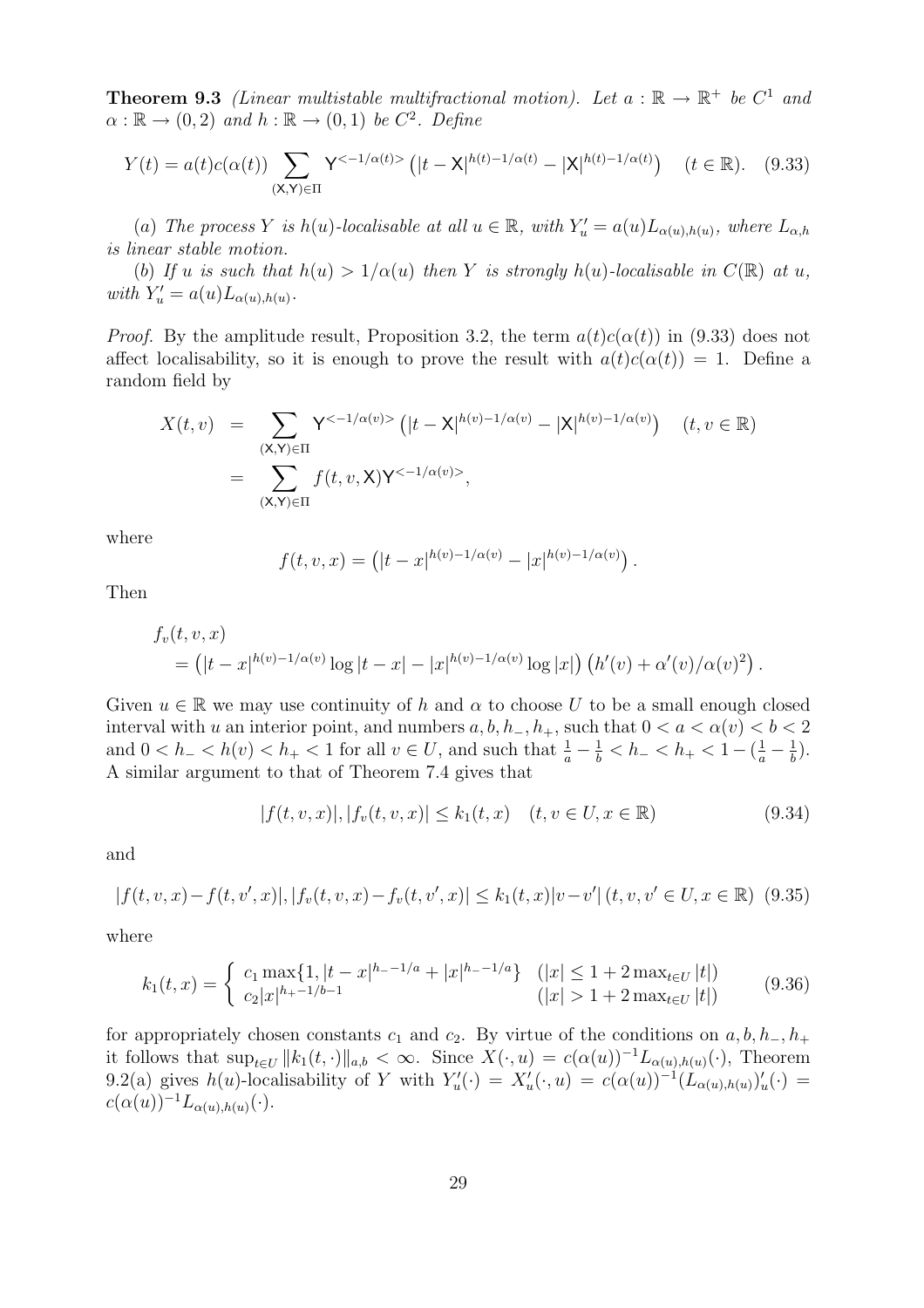**Theorem 9.3** *(Linear multistable multifractional motion). Let $a : \mathbb{R} \to \mathbb{R}^+$ be $C^1$ and $\alpha : \mathbb{R} \to (0, 2)$ and $h : \mathbb{R} \to (0, 1)$ be $C^2$. Define*

$$Y(t) = a(t)c(\alpha(t)) \sum_{(\mathsf{X},\mathsf{Y})\in\Pi} \mathsf{Y}^{<-1/\alpha(t)>} \left(|t - \mathsf{X}|^{h(t)-1/\alpha(t)} - |\mathsf{X}|^{h(t)-1/\alpha(t)}\right) \quad (t \in \mathbb{R}). \quad (9.33)$$

(*a*) *The process $Y$ is $h(u)$-localisable at all $u \in \mathbb{R}$, with $Y'_u = a(u)L_{\alpha(u),h(u)}$, where $L_{\alpha,h}$ is linear stable motion.*

(*b*) *If $u$ is such that $h(u) > 1/\alpha(u)$ then $Y$ is strongly $h(u)$-localisable in $C(\mathbb{R})$ at $u$, with $Y'_u = a(u)L_{\alpha(u),h(u)}$.*

*Proof.* By the amplitude result, Proposition 3.2, the term $a(t)c(\alpha(t))$ in (9.33) does not affect localisability, so it is enough to prove the result with $a(t)c(\alpha(t)) = 1$. Define a random field by

$$\begin{aligned} X(t,v) &= \sum_{(\mathsf{X},\mathsf{Y})\in\Pi} \mathsf{Y}^{<-1/\alpha(v)>} \left(|t - \mathsf{X}|^{h(v)-1/\alpha(v)} - |\mathsf{X}|^{h(v)-1/\alpha(v)}\right) \quad (t, v \in \mathbb{R}) \\ &= \sum_{(\mathsf{X},\mathsf{Y})\in\Pi} f(t, v, \mathsf{X})\mathsf{Y}^{<-1/\alpha(v)>}, \end{aligned}$$

where

$$f(t, v, x) = \left(|t - x|^{h(v)-1/\alpha(v)} - |x|^{h(v)-1/\alpha(v)}\right).$$

Then

$$\begin{aligned} &f_v(t, v, x) \\ &\quad = \left(|t - x|^{h(v)-1/\alpha(v)} \log|t - x| - |x|^{h(v)-1/\alpha(v)} \log|x|\right)\left(h'(v) + \alpha'(v)/\alpha(v)^2\right). \end{aligned}$$

Given $u \in \mathbb{R}$ we may use continuity of $h$ and $\alpha$ to choose $U$ to be a small enough closed interval with $u$ an interior point, and numbers $a, b, h_-, h_+$, such that $0 < a < \alpha(v) < b < 2$ and $0 < h_- < h(v) < h_+ < 1$ for all $v \in U$, and such that $\frac{1}{a} - \frac{1}{b} < h_- < h_+ < 1 - (\frac{1}{a} - \frac{1}{b})$. A similar argument to that of Theorem 7.4 gives that

$$|f(t, v, x)|, |f_v(t, v, x)| \le k_1(t, x) \quad (t, v \in U, x \in \mathbb{R}) \quad (9.34)$$

and

$$|f(t, v, x) - f(t, v', x)|, |f_v(t, v, x) - f_v(t, v', x)| \le k_1(t, x)|v - v'| \, (t, v, v' \in U, x \in \mathbb{R}) \quad (9.35)$$

where

$$k_1(t, x) = \begin{cases} c_1 \max\{1, |t - x|^{h_- - 1/a} + |x|^{h_- - 1/a}\} & (|x| \le 1 + 2\max_{t\in U}|t|) \\ c_2|x|^{h_+ - 1/b - 1} & (|x| > 1 + 2\max_{t\in U}|t|) \end{cases} \quad (9.36)$$

for appropriately chosen constants $c_1$ and $c_2$. By virtue of the conditions on $a, b, h_-, h_+$ it follows that $\sup_{t\in U} \|k_1(t,\cdot)\|_{a,b} < \infty$. Since $X(\cdot, u) = c(\alpha(u))^{-1}L_{\alpha(u),h(u)}(\cdot)$, Theorem 9.2(a) gives $h(u)$-localisability of $Y$ with $Y'_u(\cdot) = X'_u(\cdot, u) = c(\alpha(u))^{-1}(L_{\alpha(u),h(u)})'_u(\cdot) = c(\alpha(u))^{-1}L_{\alpha(u),h(u)}(\cdot)$.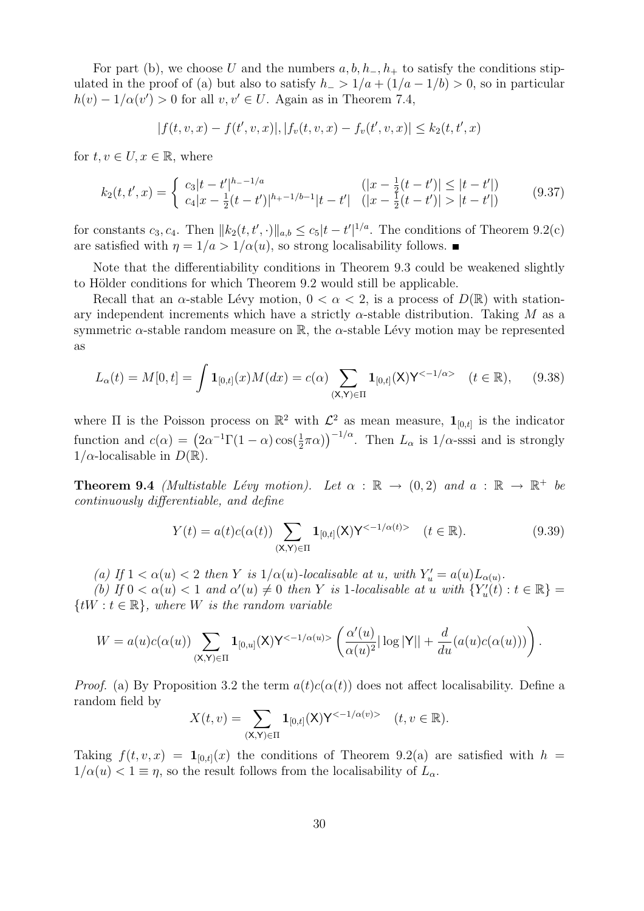For part (b), we choose $U$ and the numbers $a, b, h_-, h_+$ to satisfy the conditions stipulated in the proof of (a) but also to satisfy $h_- > 1/a + (1/a - 1/b) > 0$, so in particular $h(v) - 1/\alpha(v') > 0$ for all $v, v' \in U$. Again as in Theorem 7.4,

$$|f(t,v,x) - f(t',v,x)|, |f_v(t,v,x) - f_v(t',v,x)| \leq k_2(t,t',x)$$

for $t, v \in U, x \in \mathbb{R}$, where

$$k_2(t,t',x) = \begin{cases} c_3|t-t'|^{h_- - 1/a} & (|x - \frac{1}{2}(t-t')| \leq |t-t'|) \\ c_4|x - \frac{1}{2}(t-t')|^{h_+ - 1/b - 1}|t-t'| & (|x - \frac{1}{2}(t-t')| > |t-t'|) \end{cases} \tag{9.37}$$

for constants $c_3, c_4$. Then $\|k_2(t,t',\cdot)\|_{a,b} \leq c_5|t-t'|^{1/a}$. The conditions of Theorem 9.2(c) are satisfied with $\eta = 1/a > 1/\alpha(u)$, so strong localisability follows. ∎

Note that the differentiability conditions in Theorem 9.3 could be weakened slightly to Hölder conditions for which Theorem 9.2 would still be applicable.

Recall that an $\alpha$-stable Lévy motion, $0 < \alpha < 2$, is a process of $D(\mathbb{R})$ with stationary independent increments which have a strictly $\alpha$-stable distribution. Taking $M$ as a symmetric $\alpha$-stable random measure on $\mathbb{R}$, the $\alpha$-stable Lévy motion may be represented as

$$L_\alpha(t) = M[0,t] = \int \mathbf{1}_{[0,t]}(x) M(dx) = c(\alpha) \sum_{(\mathsf{X},\mathsf{Y}) \in \Pi} \mathbf{1}_{[0,t]}(\mathsf{X}) \mathsf{Y}^{<-1/\alpha>} \quad (t \in \mathbb{R}), \tag{9.38}$$

where $\Pi$ is the Poisson process on $\mathbb{R}^2$ with $\mathcal{L}^2$ as mean measure, $\mathbf{1}_{[0,t]}$ is the indicator function and $c(\alpha) = \left(2\alpha^{-1}\Gamma(1-\alpha)\cos(\frac{1}{2}\pi\alpha)\right)^{-1/\alpha}$. Then $L_\alpha$ is $1/\alpha$-sssi and is strongly $1/\alpha$-localisable in $D(\mathbb{R})$.

**Theorem 9.4** *(Multistable Lévy motion). Let $\alpha : \mathbb{R} \to (0,2)$ and $a : \mathbb{R} \to \mathbb{R}^+$ be continuously differentiable, and define*

$$Y(t) = a(t) c(\alpha(t)) \sum_{(\mathsf{X},\mathsf{Y}) \in \Pi} \mathbf{1}_{[0,t]}(\mathsf{X}) \mathsf{Y}^{<-1/\alpha(t)>} \quad (t \in \mathbb{R}). \tag{9.39}$$

*(a) If $1 < \alpha(u) < 2$ then $Y$ is $1/\alpha(u)$-localisable at $u$, with $Y'_u = a(u) L_{\alpha(u)}$.*

*(b) If $0 < \alpha(u) < 1$ and $\alpha'(u) \neq 0$ then $Y$ is 1-localisable at $u$ with $\{Y'_u(t) : t \in \mathbb{R}\} = \{tW : t \in \mathbb{R}\}$, where $W$ is the random variable*

$$W = a(u) c(\alpha(u)) \sum_{(\mathsf{X},\mathsf{Y}) \in \Pi} \mathbf{1}_{[0,u]}(\mathsf{X}) \mathsf{Y}^{<-1/\alpha(u)>} \left( \frac{\alpha'(u)}{\alpha(u)^2} |\log|\mathsf{Y}|| + \frac{d}{du}(a(u) c(\alpha(u))) \right).$$

*Proof.* (a) By Proposition 3.2 the term $a(t)c(\alpha(t))$ does not affect localisability. Define a random field by

$$X(t,v) = \sum_{(\mathsf{X},\mathsf{Y}) \in \Pi} \mathbf{1}_{[0,t]}(\mathsf{X}) \mathsf{Y}^{<-1/\alpha(v)>} \quad (t, v \in \mathbb{R}).$$

Taking $f(t,v,x) = \mathbf{1}_{[0,t]}(x)$ the conditions of Theorem 9.2(a) are satisfied with $h = 1/\alpha(u) < 1 \equiv \eta$, so the result follows from the localisability of $L_\alpha$.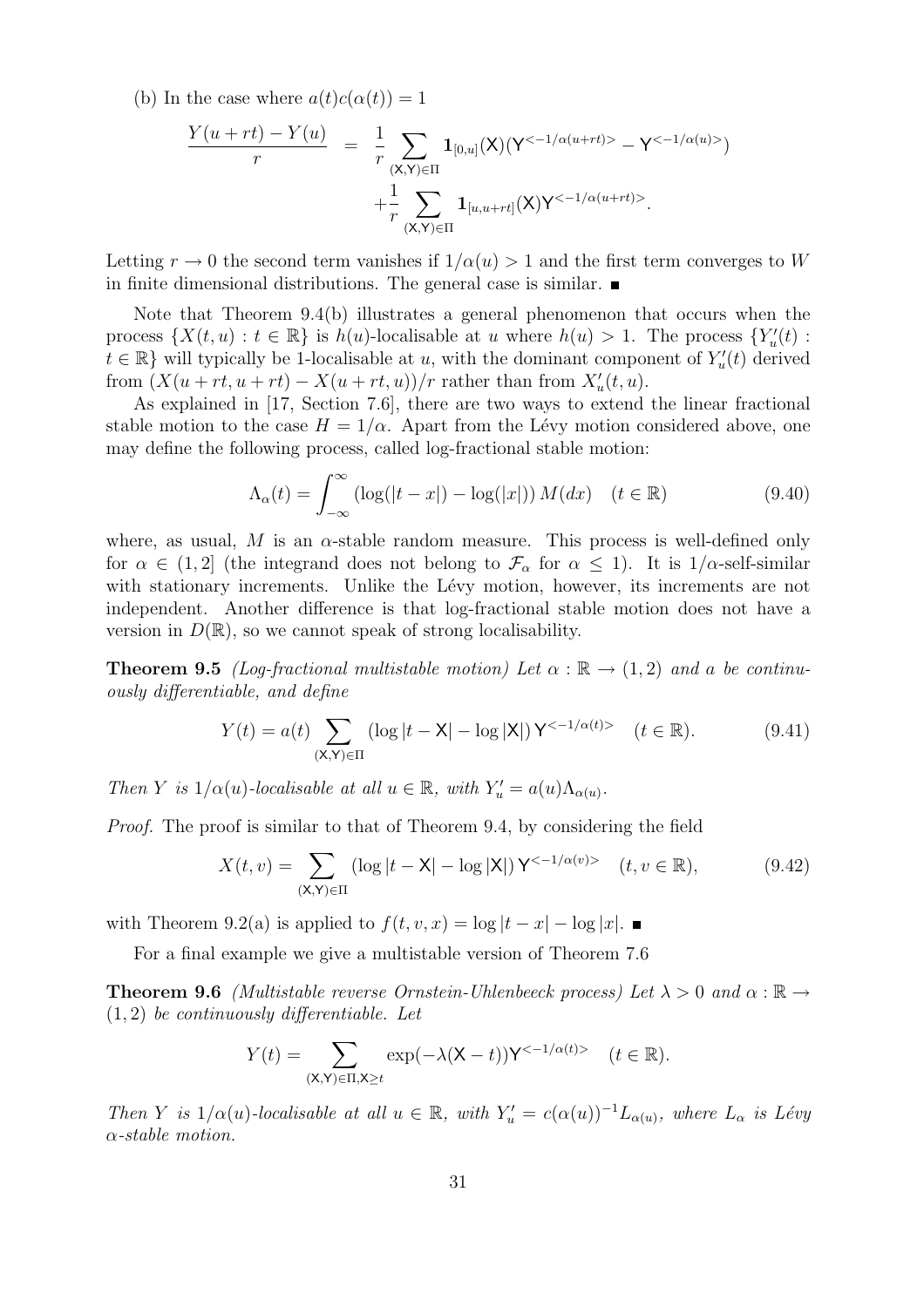(b) In the case where $a(t)c(\alpha(t)) = 1$

$$
\begin{aligned}
\frac{Y(u+rt) - Y(u)}{r} &= \frac{1}{r} \sum_{(\mathsf{X},\mathsf{Y})\in\Pi} \mathbf{1}_{[0,u]}(\mathsf{X})(\mathsf{Y}^{<-1/\alpha(u+rt)>} - \mathsf{Y}^{<-1/\alpha(u)>}) \\
&\quad + \frac{1}{r} \sum_{(\mathsf{X},\mathsf{Y})\in\Pi} \mathbf{1}_{[u,u+rt]}(\mathsf{X})\mathsf{Y}^{<-1/\alpha(u+rt)>}.
\end{aligned}
$$

Letting $r \to 0$ the second term vanishes if $1/\alpha(u) > 1$ and the first term converges to $W$ in finite dimensional distributions. The general case is similar. ∎

Note that Theorem 9.4(b) illustrates a general phenomenon that occurs when the process $\{X(t,u) : t \in \mathbb{R}\}$ is $h(u)$-localisable at $u$ where $h(u) > 1$. The process $\{Y'_u(t) : t \in \mathbb{R}\}$ will typically be 1-localisable at $u$, with the dominant component of $Y'_u(t)$ derived from $(X(u+rt, u+rt) - X(u+rt, u))/r$ rather than from $X'_u(t,u)$.

As explained in [17, Section 7.6], there are two ways to extend the linear fractional stable motion to the case $H = 1/\alpha$. Apart from the Lévy motion considered above, one may define the following process, called log-fractional stable motion:

$$
\Lambda_\alpha(t) = \int_{-\infty}^{\infty} (\log(|t-x|) - \log(|x|))\, M(dx) \quad (t \in \mathbb{R}) \tag{9.40}
$$

where, as usual, $M$ is an $\alpha$-stable random measure. This process is well-defined only for $\alpha \in (1,2]$ (the integrand does not belong to $\mathcal{F}_\alpha$ for $\alpha \leq 1$). It is $1/\alpha$-self-similar with stationary increments. Unlike the Lévy motion, however, its increments are not independent. Another difference is that log-fractional stable motion does not have a version in $D(\mathbb{R})$, so we cannot speak of strong localisability.

**Theorem 9.5** *(Log-fractional multistable motion) Let $\alpha : \mathbb{R} \to (1,2)$ and $a$ be continuously differentiable, and define*

$$
Y(t) = a(t) \sum_{(\mathsf{X},\mathsf{Y})\in\Pi} (\log|t-\mathsf{X}| - \log|\mathsf{X}|)\, \mathsf{Y}^{<-1/\alpha(t)>} \quad (t \in \mathbb{R}). \tag{9.41}
$$

*Then $Y$ is $1/\alpha(u)$-localisable at all $u \in \mathbb{R}$, with $Y'_u = a(u)\Lambda_{\alpha(u)}$.*

*Proof.* The proof is similar to that of Theorem 9.4, by considering the field

$$
X(t,v) = \sum_{(\mathsf{X},\mathsf{Y})\in\Pi} (\log|t-\mathsf{X}| - \log|\mathsf{X}|)\, \mathsf{Y}^{<-1/\alpha(v)>} \quad (t, v \in \mathbb{R}), \tag{9.42}
$$

with Theorem 9.2(a) is applied to $f(t,v,x) = \log|t-x| - \log|x|$. ∎

For a final example we give a multistable version of Theorem 7.6

**Theorem 9.6** *(Multistable reverse Ornstein-Uhlenbeeck process) Let $\lambda > 0$ and $\alpha : \mathbb{R} \to (1,2)$ be continuously differentiable. Let*

$$
Y(t) = \sum_{(\mathsf{X},\mathsf{Y})\in\Pi, \mathsf{X}\geq t} \exp(-\lambda(\mathsf{X}-t))\mathsf{Y}^{<-1/\alpha(t)>} \quad (t \in \mathbb{R}).
$$

*Then $Y$ is $1/\alpha(u)$-localisable at all $u \in \mathbb{R}$, with $Y'_u = c(\alpha(u))^{-1}L_{\alpha(u)}$, where $L_\alpha$ is Lévy $\alpha$-stable motion.*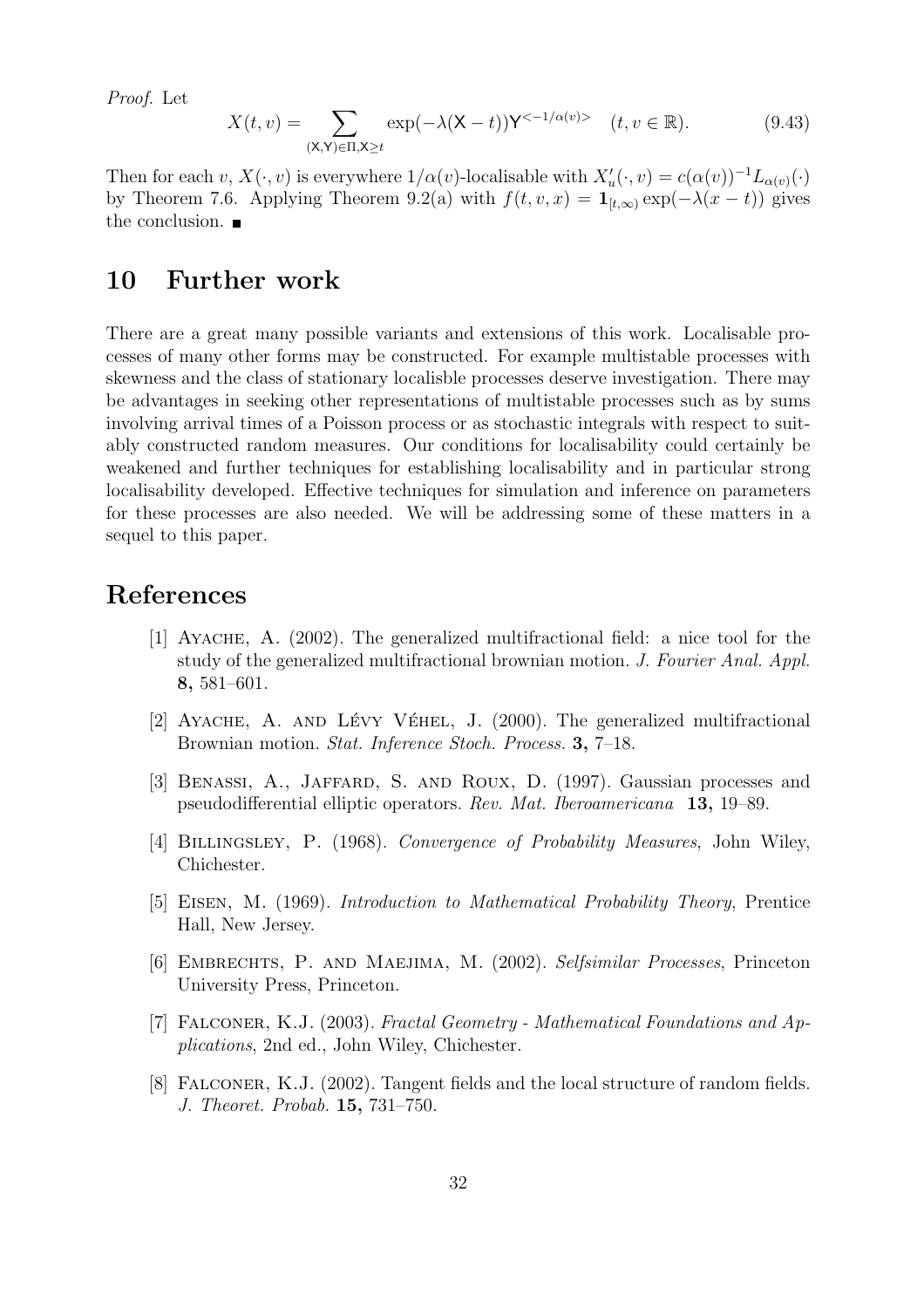*Proof.* Let

$$X(t,v) = \sum_{(\mathsf{X},\mathsf{Y})\in\Pi,\mathsf{X}\geq t} \exp(-\lambda(\mathsf{X}-t))\mathsf{Y}^{<-1/\alpha(v)>} \quad (t,v\in\mathbb{R}). \tag{9.43}$$

Then for each $v$, $X(\cdot,v)$ is everywhere $1/\alpha(v)$-localisable with $X'_u(\cdot,v) = c(\alpha(v))^{-1}L_{\alpha(v)}(\cdot)$ by Theorem 7.6. Applying Theorem 9.2(a) with $f(t,v,x) = \mathbf{1}_{[t,\infty)}\exp(-\lambda(x-t))$ gives the conclusion. ■

# 10 Further work

There are a great many possible variants and extensions of this work. Localisable processes of many other forms may be constructed. For example multistable processes with skewness and the class of stationary localisble processes deserve investigation. There may be advantages in seeking other representations of multistable processes such as by sums involving arrival times of a Poisson process or as stochastic integrals with respect to suitably constructed random measures. Our conditions for localisability could certainly be weakened and further techniques for establishing localisability and in particular strong localisability developed. Effective techniques for simulation and inference on parameters for these processes are also needed. We will be addressing some of these matters in a sequel to this paper.

# References

[1] Ayache, A. (2002). The generalized multifractional field: a nice tool for the study of the generalized multifractional brownian motion. *J. Fourier Anal. Appl.* **8,** 581–601.

[2] Ayache, A. and Lévy Véhel, J. (2000). The generalized multifractional Brownian motion. *Stat. Inference Stoch. Process.* **3,** 7–18.

[3] Benassi, A., Jaffard, S. and Roux, D. (1997). Gaussian processes and pseudodifferential elliptic operators. *Rev. Mat. Iberoamericana* **13,** 19–89.

[4] Billingsley, P. (1968). *Convergence of Probability Measures*, John Wiley, Chichester.

[5] Eisen, M. (1969). *Introduction to Mathematical Probability Theory*, Prentice Hall, New Jersey.

[6] Embrechts, P. and Maejima, M. (2002). *Selfsimilar Processes*, Princeton University Press, Princeton.

[7] Falconer, K.J. (2003). *Fractal Geometry - Mathematical Foundations and Applications*, 2nd ed., John Wiley, Chichester.

[8] Falconer, K.J. (2002). Tangent fields and the local structure of random fields. *J. Theoret. Probab.* **15,** 731–750.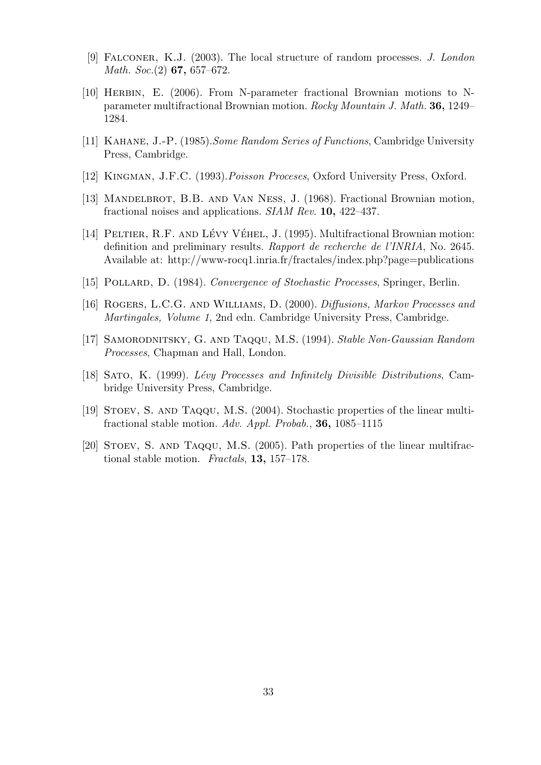[9] Falconer, K.J. (2003). The local structure of random processes. *J. London Math. Soc.*(2) **67,** 657–672.

[10] Herbin, E. (2006). From N-parameter fractional Brownian motions to N-parameter multifractional Brownian motion. *Rocky Mountain J. Math.* **36,** 1249–1284.

[11] Kahane, J.-P. (1985).*Some Random Series of Functions*, Cambridge University Press, Cambridge.

[12] Kingman, J.F.C. (1993).*Poisson Proceses*, Oxford University Press, Oxford.

[13] Mandelbrot, B.B. and Van Ness, J. (1968). Fractional Brownian motion, fractional noises and applications. *SIAM Rev.* **10,** 422–437.

[14] Peltier, R.F. and Lévy Véhel, J. (1995). Multifractional Brownian motion: definition and preliminary results. *Rapport de recherche de l'INRIA*, No. 2645. Available at: http://www-rocq1.inria.fr/fractales/index.php?page=publications

[15] Pollard, D. (1984). *Convergence of Stochastic Processes*, Springer, Berlin.

[16] Rogers, L.C.G. and Williams, D. (2000). *Diffusions, Markov Processes and Martingales, Volume 1*, 2nd edn. Cambridge University Press, Cambridge.

[17] Samorodnitsky, G. and Taqqu, M.S. (1994). *Stable Non-Gaussian Random Processes*, Chapman and Hall, London.

[18] Sato, K. (1999). *Lévy Processes and Infinitely Divisible Distributions*, Cambridge University Press, Cambridge.

[19] Stoev, S. and Taqqu, M.S. (2004). Stochastic properties of the linear multifractional stable motion. *Adv. Appl. Probab.*, **36,** 1085–1115

[20] Stoev, S. and Taqqu, M.S. (2005). Path properties of the linear multifractional stable motion. *Fractals*, **13,** 157–178.